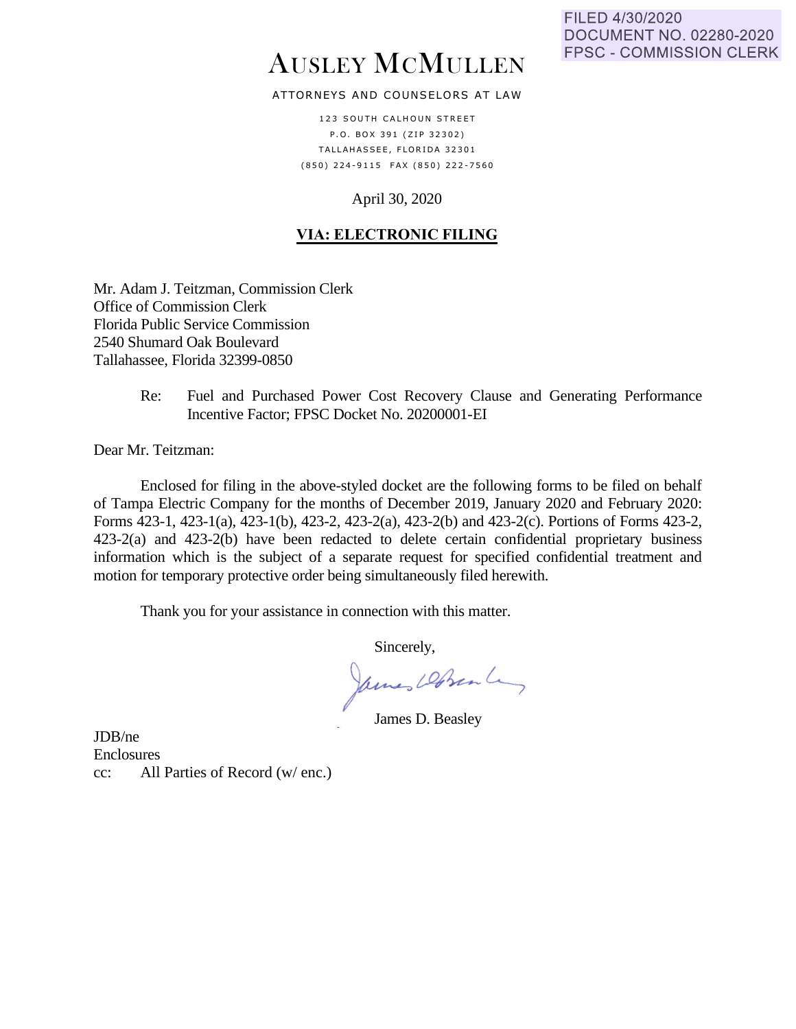FILED 4/30/2020
DOCUMENT NO. 02280-2020
FPSC - COMMISSION CLERK

# AUSLEY MCMULLEN

ATTORNEYS AND COUNSELORS AT LAW

123 SOUTH CALHOUN STREET
P.O. BOX 391 (ZIP 32302)
TALLAHASSEE, FLORIDA 32301
(850) 224-9115 FAX (850) 222-7560

April 30, 2020

**VIA: ELECTRONIC FILING**

Mr. Adam J. Teitzman, Commission Clerk
Office of Commission Clerk
Florida Public Service Commission
2540 Shumard Oak Boulevard
Tallahassee, Florida 32399-0850

Re: Fuel and Purchased Power Cost Recovery Clause and Generating Performance Incentive Factor; FPSC Docket No. 20200001-EI

Dear Mr. Teitzman:

Enclosed for filing in the above-styled docket are the following forms to be filed on behalf of Tampa Electric Company for the months of December 2019, January 2020 and February 2020: Forms 423-1, 423-1(a), 423-1(b), 423-2, 423-2(a), 423-2(b) and 423-2(c). Portions of Forms 423-2, 423-2(a) and 423-2(b) have been redacted to delete certain confidential proprietary business information which is the subject of a separate request for specified confidential treatment and motion for temporary protective order being simultaneously filed herewith.

Thank you for your assistance in connection with this matter.

Sincerely,

James D. Beasley

JDB/ne
Enclosures
cc: All Parties of Record (w/ enc.)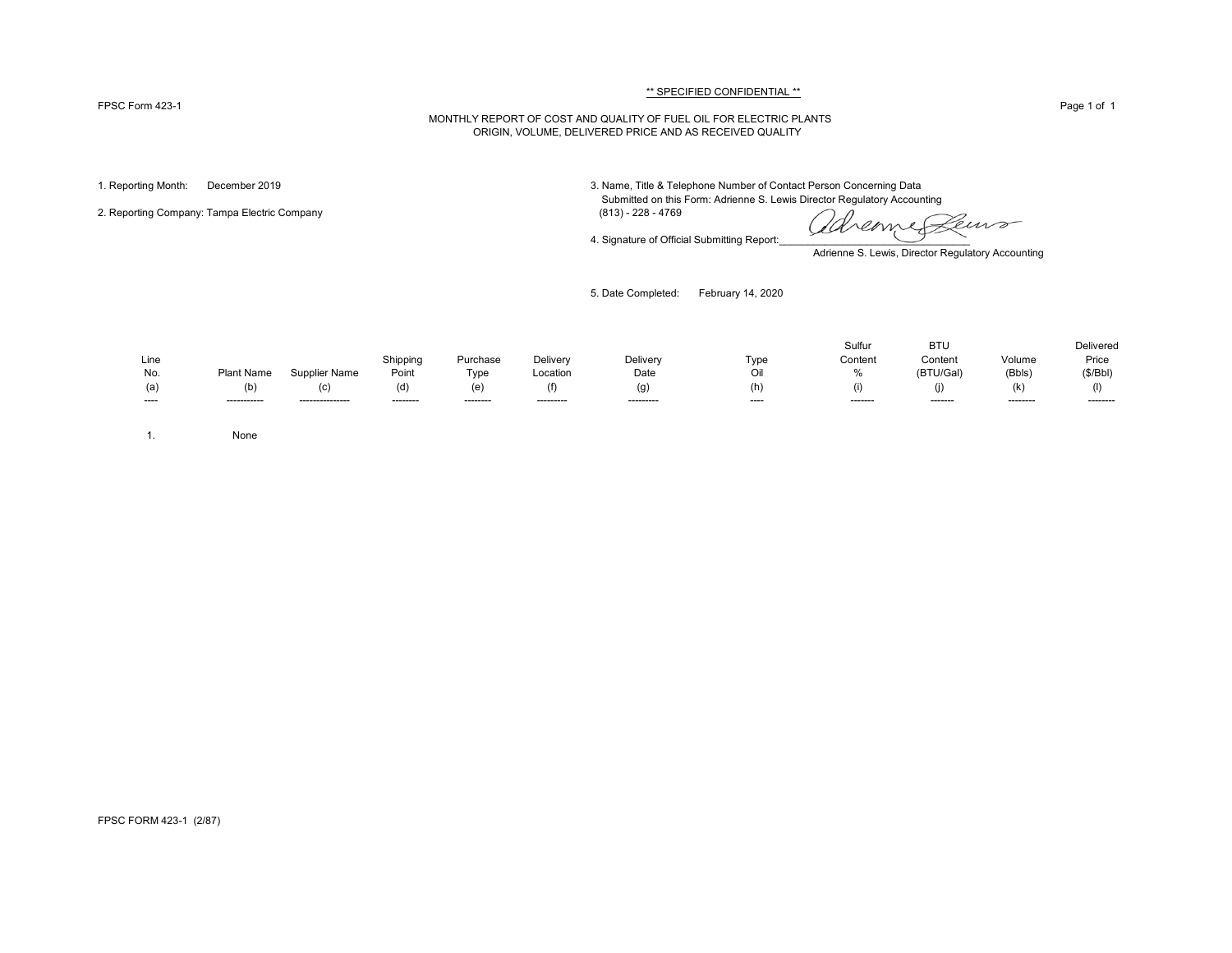** SPECIFIED CONFIDENTIAL **

FPSC Form 423-1

MONTHLY REPORT OF COST AND QUALITY OF FUEL OIL FOR ELECTRIC PLANTS
ORIGIN, VOLUME, DELIVERED PRICE AND AS RECEIVED QUALITY

1. Reporting Month: December 2019

2. Reporting Company: Tampa Electric Company

3. Name, Title & Telephone Number of Contact Person Concerning Data Submitted on this Form: Adrienne S. Lewis Director Regulatory Accounting (813) - 228 - 4769

4. Signature of Official Submitting Report: Adrienne S. Lewis, Director Regulatory Accounting

5. Date Completed: February 14, 2020

| Line No. (a) | Plant Name (b) | Supplier Name (c) | Shipping Point (d) | Purchase Type (e) | Delivery Location (f) | Delivery Date (g) | Type Oil (h) | Sulfur Content % (i) | BTU Content (BTU/Gal) (j) | Volume (Bbls) (k) | Delivered Price ($/Bbl) (l) |
|---|---|---|---|---|---|---|---|---|---|---|---|
| 1. | None | | | | | | | | | | |

FPSC FORM 423-1 (2/87)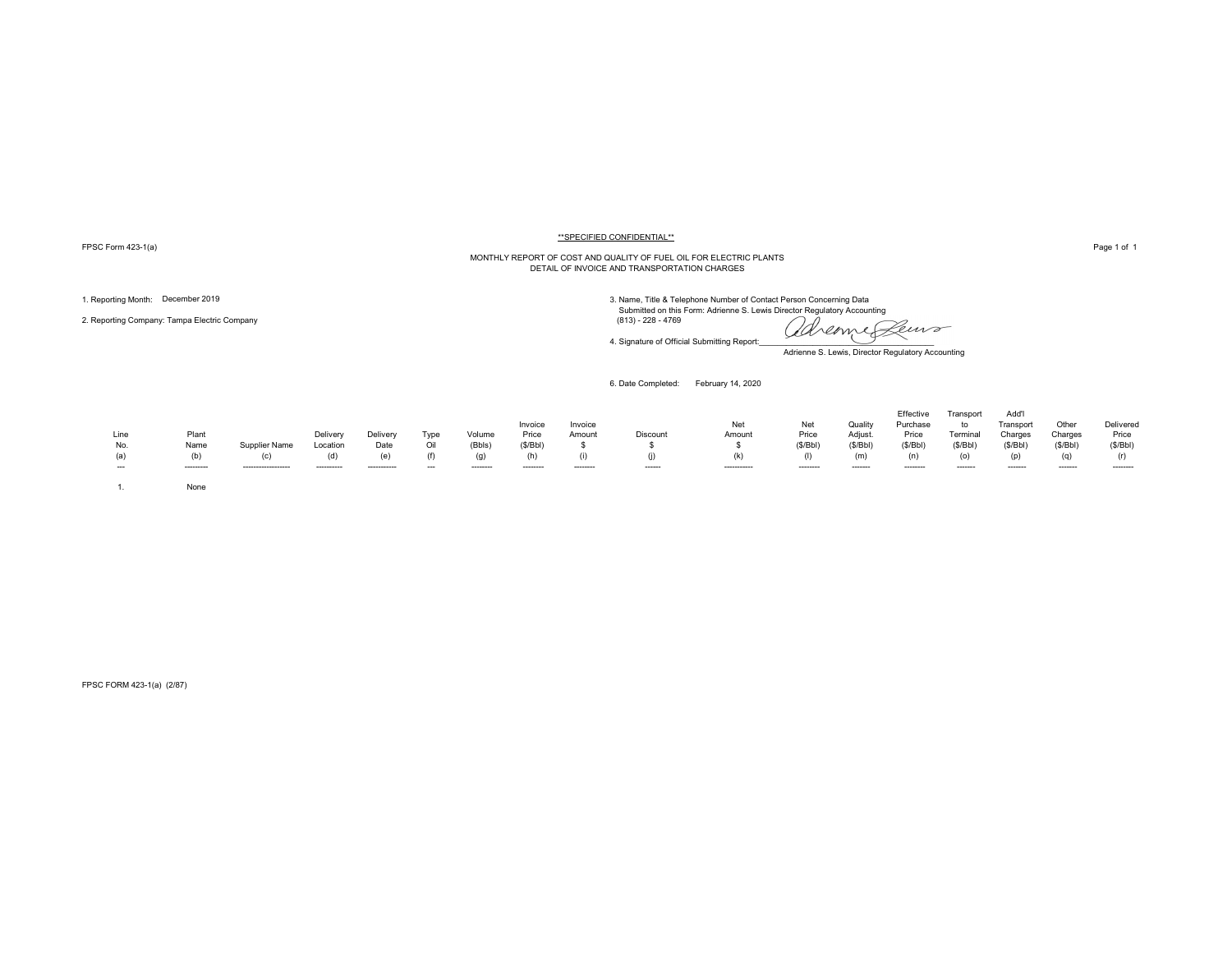**SPECIFIED CONFIDENTIAL**

FPSC Form 423-1(a)

MONTHLY REPORT OF COST AND QUALITY OF FUEL OIL FOR ELECTRIC PLANTS
DETAIL OF INVOICE AND TRANSPORTATION CHARGES

1. Reporting Month: December 2019

2. Reporting Company: Tampa Electric Company

3. Name, Title & Telephone Number of Contact Person Concerning Data Submitted on this Form: Adrienne S. Lewis Director Regulatory Accounting (813) - 228 - 4769

4. Signature of Official Submitting Report: Adrienne S. Lewis, Director Regulatory Accounting

6. Date Completed: February 14, 2020

| Line No. (a) | Plant Name (b) | Supplier Name (c) | Delivery Location (d) | Delivery Date (e) | Type Oil (f) | Volume (Bbls) (g) | Invoice Price ($/Bbl) (h) | Invoice Amount $ (i) | Discount $ (j) | Net Amount $ (k) | Net Price ($/Bbl) (l) | Quality Adjust. ($/Bbl) (m) | Effective Purchase Price ($/Bbl) (n) | Transport to Terminal ($/Bbl) (o) | Add'l Transport Charges ($/Bbl) (p) | Other Charges ($/Bbl) (q) | Delivered Price ($/Bbl) (r) |
|---|---|---|---|---|---|---|---|---|---|---|---|---|---|---|---|---|---|
| 1. | None | | | | | | | | | | | | | | | | |

FPSC FORM 423-1(a) (2/87)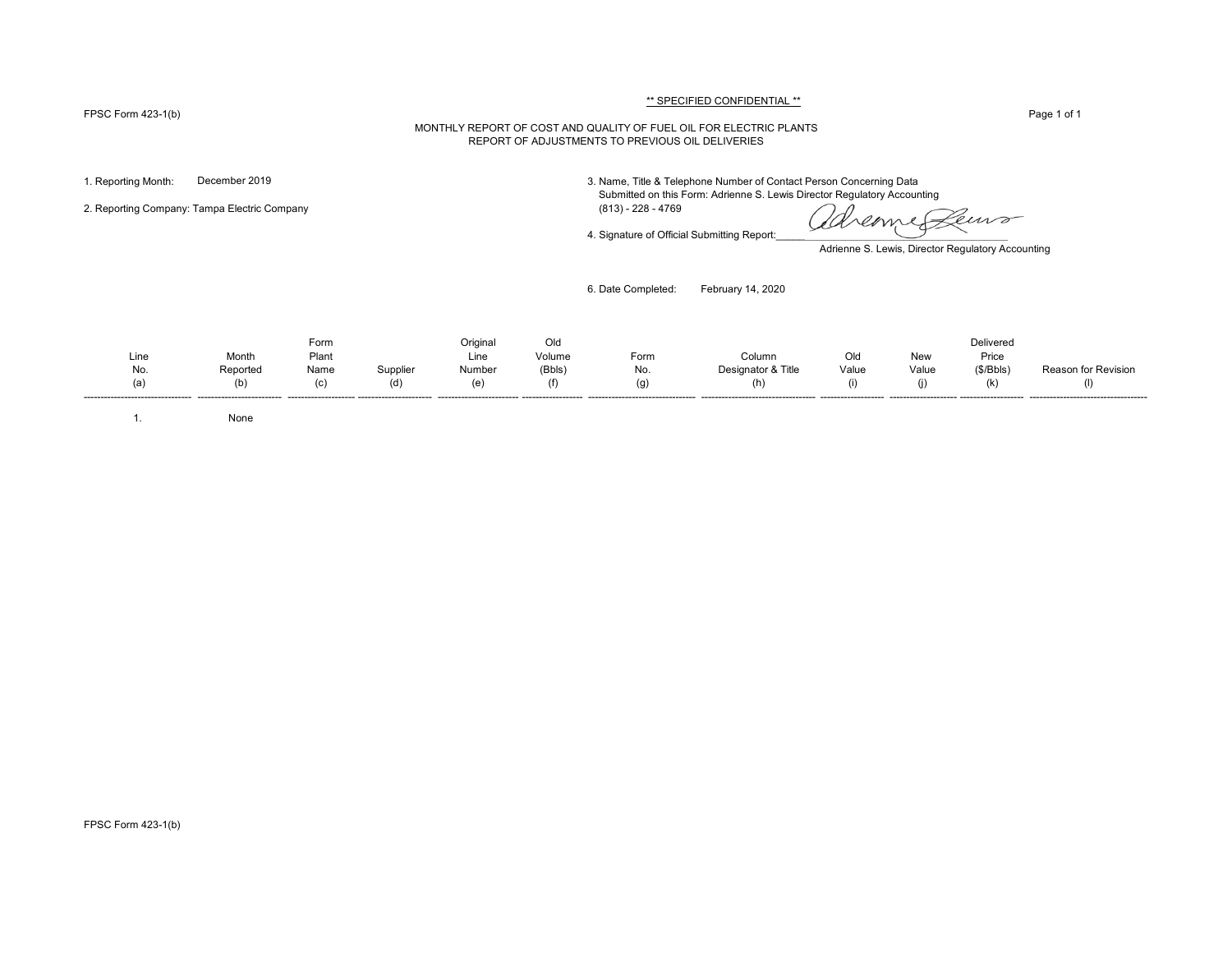FPSC Form 423-1(b)

** SPECIFIED CONFIDENTIAL **

MONTHLY REPORT OF COST AND QUALITY OF FUEL OIL FOR ELECTRIC PLANTS
REPORT OF ADJUSTMENTS TO PREVIOUS OIL DELIVERIES

1. Reporting Month: December 2019

2. Reporting Company: Tampa Electric Company

3. Name, Title & Telephone Number of Contact Person Concerning Data Submitted on this Form: Adrienne S. Lewis Director Regulatory Accounting (813) - 228 - 4769

4. Signature of Official Submitting Report: Adrienne S. Lewis, Director Regulatory Accounting

6. Date Completed: February 14, 2020

| Line No. (a) | Month Reported (b) | Form Plant Name (c) | Supplier (d) | Original Line Number (e) | Old Volume (Bbls) (f) | Form No. (g) | Column Designator & Title (h) | Old Value (i) | New Value (j) | Delivered Price ($/Bbls) (k) | Reason for Revision (l) |
|---|---|---|---|---|---|---|---|---|---|---|---|
| 1. | None | | | | | | | | | | |

FPSC Form 423-1(b)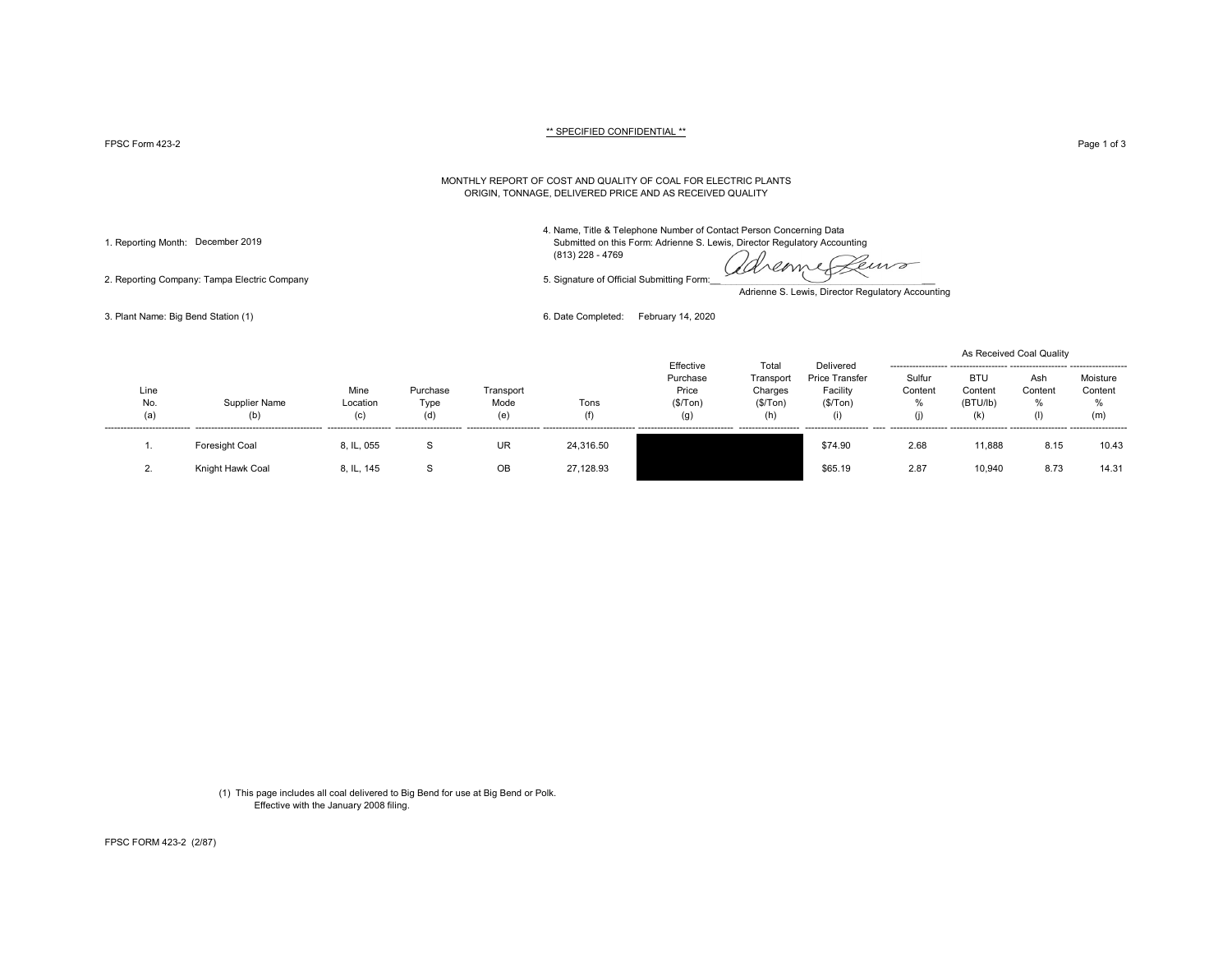** SPECIFIED CONFIDENTIAL **

FPSC Form 423-2

MONTHLY REPORT OF COST AND QUALITY OF COAL FOR ELECTRIC PLANTS
ORIGIN, TONNAGE, DELIVERED PRICE AND AS RECEIVED QUALITY

1. Reporting Month: December 2019

2. Reporting Company: Tampa Electric Company

3. Plant Name: Big Bend Station (1)

4. Name, Title & Telephone Number of Contact Person Concerning Data Submitted on this Form: Adrienne S. Lewis, Director Regulatory Accounting (813) 228 - 4769

5. Signature of Official Submitting Form: Adrienne S. Lewis, Director Regulatory Accounting

6. Date Completed: February 14, 2020

| | | | | | | | | | As Received Coal Quality | | | |
|---|---|---|---|---|---|---|---|---|---|---|---|---|
| Line No. (a) | Supplier Name (b) | Mine Location (c) | Purchase Type (d) | Transport Mode (e) | Tons (f) | Effective Purchase Price ($/Ton) (g) | Total Transport Charges ($/Ton) (h) | Delivered Price Transfer Facility ($/Ton) (i) | Sulfur Content % (j) | BTU Content (BTU/lb) (k) | Ash Content % (l) | Moisture Content % (m) |
| 1. | Foresight Coal | 8, IL, 055 | S | UR | 24,316.50 | | | $74.90 | 2.68 | 11,888 | 8.15 | 10.43 |
| 2. | Knight Hawk Coal | 8, IL, 145 | S | OB | 27,128.93 | | | $65.19 | 2.87 | 10,940 | 8.73 | 14.31 |

(1) This page includes all coal delivered to Big Bend for use at Big Bend or Polk. Effective with the January 2008 filing.

FPSC FORM 423-2 (2/87)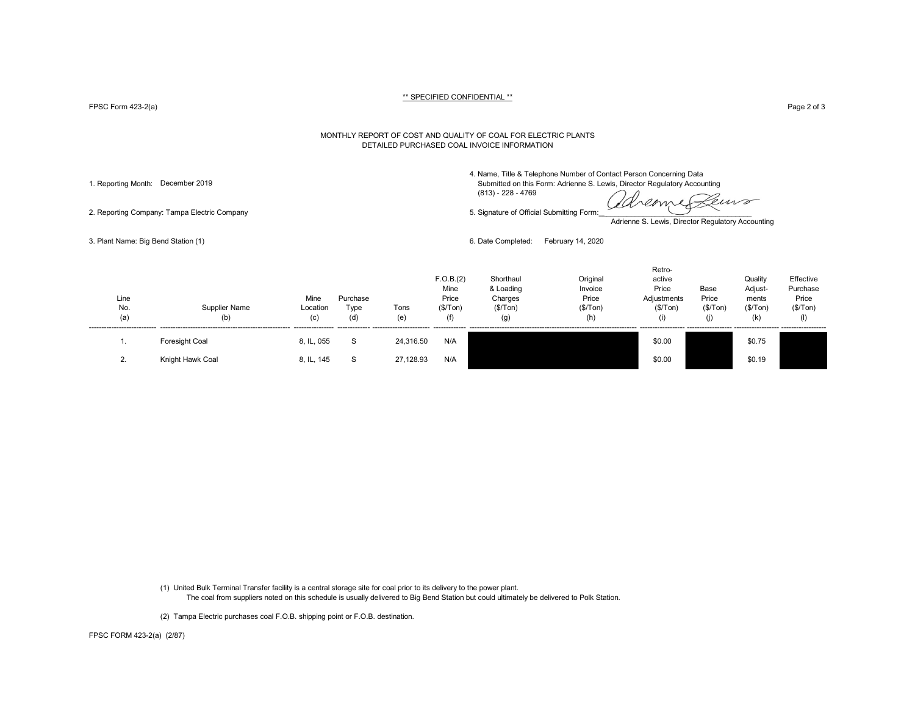** SPECIFIED CONFIDENTIAL **

FPSC Form 423-2(a)

MONTHLY REPORT OF COST AND QUALITY OF COAL FOR ELECTRIC PLANTS
DETAILED PURCHASED COAL INVOICE INFORMATION

1. Reporting Month: December 2019

2. Reporting Company: Tampa Electric Company

3. Plant Name: Big Bend Station (1)

4. Name, Title & Telephone Number of Contact Person Concerning Data Submitted on this Form: Adrienne S. Lewis, Director Regulatory Accounting (813) - 228 - 4769

5. Signature of Official Submitting Form: Adrienne S. Lewis, Director Regulatory Accounting

6. Date Completed: February 14, 2020

| Line No. (a) | Supplier Name (b) | Mine Location (c) | Purchase Type (d) | Tons (e) | F.O.B.(2) Mine Price ($/Ton) (f) | Shorthaul & Loading Charges ($/Ton) (g) | Original Invoice Price ($/Ton) (h) | Retro-active Price Adjustments ($/Ton) (i) | Base Price ($/Ton) (j) | Quality Adjust-ments ($/Ton) (k) | Effective Purchase Price ($/Ton) (l) |
|---|---|---|---|---|---|---|---|---|---|---|---|
| 1. | Foresight Coal | 8, IL, 055 | S | 24,316.50 | N/A | | | $0.00 | | $0.75 | |
| 2. | Knight Hawk Coal | 8, IL, 145 | S | 27,128.93 | N/A | | | $0.00 | | $0.19 | |

(1) United Bulk Terminal Transfer facility is a central storage site for coal prior to its delivery to the power plant.
The coal from suppliers noted on this schedule is usually delivered to Big Bend Station but could ultimately be delivered to Polk Station.

(2) Tampa Electric purchases coal F.O.B. shipping point or F.O.B. destination.

FPSC FORM 423-2(a) (2/87)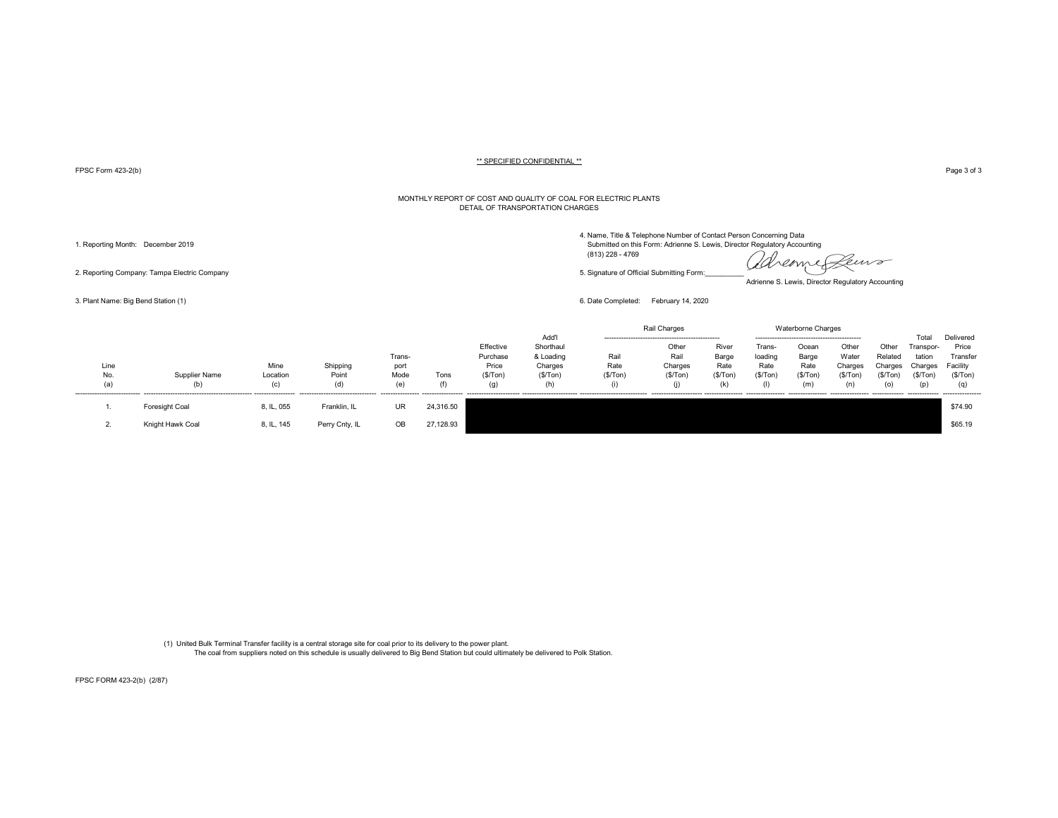** SPECIFIED CONFIDENTIAL **

FPSC Form 423-2(b)

MONTHLY REPORT OF COST AND QUALITY OF COAL FOR ELECTRIC PLANTS
DETAIL OF TRANSPORTATION CHARGES

1. Reporting Month: December 2019

2. Reporting Company: Tampa Electric Company

3. Plant Name: Big Bend Station (1)

4. Name, Title & Telephone Number of Contact Person Concerning Data Submitted on this Form: Adrienne S. Lewis, Director Regulatory Accounting (813) 228 - 4769

5. Signature of Official Submitting Form: Adrienne S. Lewis, Director Regulatory Accounting

6. Date Completed: February 14, 2020

| | | | | | | | | Rail Charges | | | Waterborne Charges | | | | | |
|---|---|---|---|---|---|---|---|---|---|---|---|---|---|---|---|---|
| Line No. (a) | Supplier Name (b) | Mine Location (c) | Shipping Point (d) | Trans-port Mode (e) | Tons (f) | Effective Purchase Price ($/Ton) (g) | Add'l Shorthaul & Loading Charges ($/Ton) (h) | Rail Rate ($/Ton) (i) | Other Rail Charges ($/Ton) (j) | River Barge Rate ($/Ton) (k) | Trans-loading Rate ($/Ton) (l) | Ocean Barge Rate ($/Ton) (m) | Other Water Charges ($/Ton) (n) | Other Related Charges ($/Ton) (o) | Total Transpor-tation Charges ($/Ton) (p) | Delivered Price Transfer Facility ($/Ton) (q) |
| 1. | Foresight Coal | 8, IL, 055 | Franklin, IL | UR | 24,316.50 | | | | | | | | | | | $74.90 |
| 2. | Knight Hawk Coal | 8, IL, 145 | Perry Cnty, IL | OB | 27,128.93 | | | | | | | | | | | $65.19 |

(1) United Bulk Terminal Transfer facility is a central storage site for coal prior to its delivery to the power plant.
The coal from suppliers noted on this schedule is usually delivered to Big Bend Station but could ultimately be delivered to Polk Station.

FPSC FORM 423-2(b) (2/87)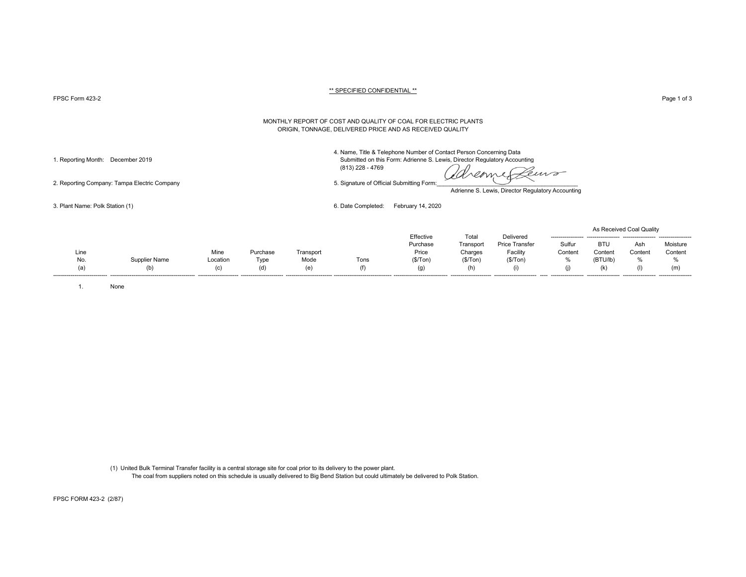** SPECIFIED CONFIDENTIAL **

FPSC Form 423-2

# MONTHLY REPORT OF COST AND QUALITY OF COAL FOR ELECTRIC PLANTS
## ORIGIN, TONNAGE, DELIVERED PRICE AND AS RECEIVED QUALITY

1. Reporting Month: December 2019

2. Reporting Company: Tampa Electric Company

3. Plant Name: Polk Station (1)

4. Name, Title & Telephone Number of Contact Person Concerning Data Submitted on this Form: Adrienne S. Lewis, Director Regulatory Accounting (813) 228 - 4769

5. Signature of Official Submitting Form: Adrienne S. Lewis, Director Regulatory Accounting

6. Date Completed: February 14, 2020

| Line No. (a) | Supplier Name (b) | Mine Location (c) | Purchase Type (d) | Transport Mode (e) | Tons (f) | Effective Purchase Price ($/Ton) (g) | Total Transport Charges ($/Ton) (h) | Delivered Price Transfer Facility ($/Ton) (i) | As Received Coal Quality: Sulfur Content % (j) | BTU Content (BTU/lb) (k) | Ash Content % (l) | Moisture Content % (m) |
|---|---|---|---|---|---|---|---|---|---|---|---|---|
| 1. | None | | | | | | | | | | | |

(1) United Bulk Terminal Transfer facility is a central storage site for coal prior to its delivery to the power plant.
The coal from suppliers noted on this schedule is usually delivered to Big Bend Station but could ultimately be delivered to Polk Station.

FPSC FORM 423-2 (2/87)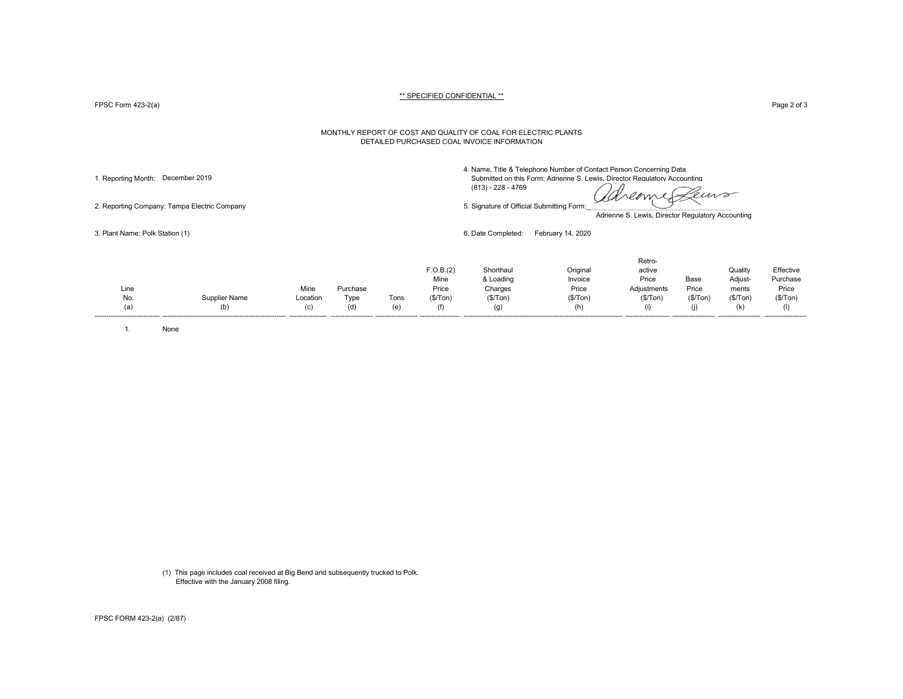** SPECIFIED CONFIDENTIAL **

FPSC Form 423-2(a)

MONTHLY REPORT OF COST AND QUALITY OF COAL FOR ELECTRIC PLANTS
DETAILED PURCHASED COAL INVOICE INFORMATION

1. Reporting Month: December 2019

2. Reporting Company: Tampa Electric Company

3. Plant Name: Polk Station (1)

4. Name, Title & Telephone Number of Contact Person Concerning Data Submitted on this Form: Adrienne S. Lewis, Director Regulatory Accounting (813) - 228 - 4769

5. Signature of Official Submitting Form: Adrienne S. Lewis, Director Regulatory Accounting

6. Date Completed: February 14, 2020

| Line No. (a) | Supplier Name (b) | Mine Location (c) | Purchase Type (d) | Tons (e) | F.O.B.(2) Mine Price ($/Ton) (f) | Shorthaul & Loading Charges ($/Ton) (g) | Original Invoice Price ($/Ton) (h) | Retro-active Price Adjustments ($/Ton) (i) | Base Price ($/Ton) (j) | Quality Adjust-ments ($/Ton) (k) | Effective Purchase Price ($/Ton) (l) |
|---|---|---|---|---|---|---|---|---|---|---|---|
| 1. | None | | | | | | | | | | |

(1) This page includes coal received at Big Bend and subsequently trucked to Polk. Effective with the January 2008 filing.

FPSC FORM 423-2(a) (2/87)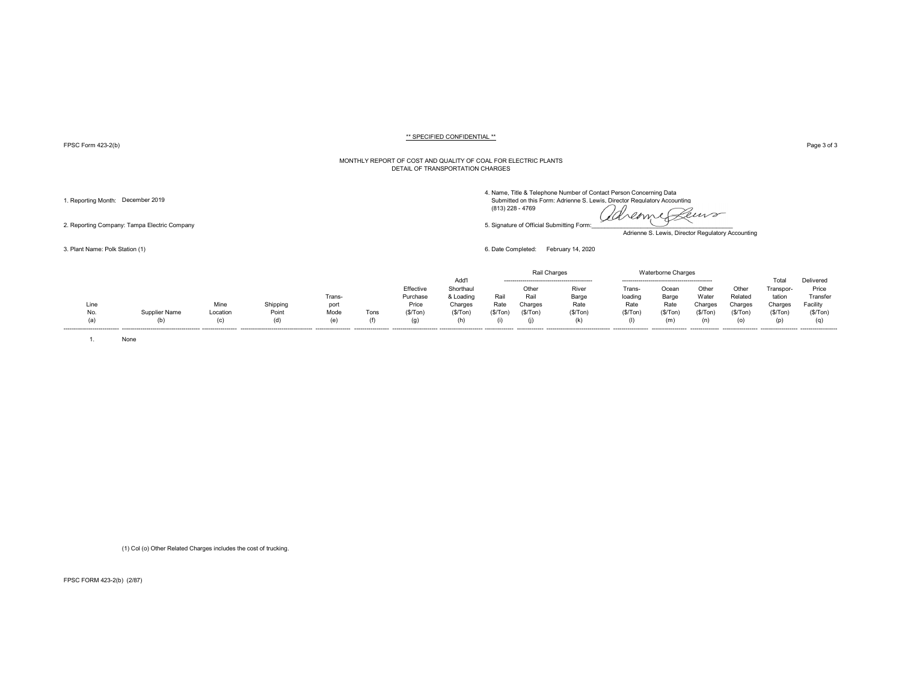** SPECIFIED CONFIDENTIAL **

FPSC Form 423-2(b)

MONTHLY REPORT OF COST AND QUALITY OF COAL FOR ELECTRIC PLANTS
DETAIL OF TRANSPORTATION CHARGES

1. Reporting Month: December 2019

2. Reporting Company: Tampa Electric Company

3. Plant Name: Polk Station (1)

4. Name, Title & Telephone Number of Contact Person Concerning Data Submitted on this Form: Adrienne S. Lewis, Director Regulatory Accounting
(813) 228 - 4769

5. Signature of Official Submitting Form: ____________________
Adrienne S. Lewis, Director Regulatory Accounting

6. Date Completed: February 14, 2020

| | | | | | | | | Rail Charges | | | Waterborne Charges | | | | | |
|---|---|---|---|---|---|---|---|---|---|---|---|---|---|---|---|---|
| Line No. (a) | Supplier Name (b) | Mine Location (c) | Shipping Point (d) | Trans-port Mode (e) | Tons (f) | Effective Purchase Price ($/Ton) (g) | Add'l Shorthaul & Loading Charges ($/Ton) (h) | Rail Rate ($/Ton) (i) | Other Rail Charges ($/Ton) (j) | River Barge Rate ($/Ton) (k) | Trans-loading Rate ($/Ton) (l) | Ocean Barge Rate ($/Ton) (m) | Other Water Charges ($/Ton) (n) | Other Related Charges ($/Ton) (o) | Total Transpor-tation Charges ($/Ton) (p) | Delivered Price Transfer Facility ($/Ton) (q) |
| 1. | None | | | | | | | | | | | | | | | |

(1) Col (o) Other Related Charges includes the cost of trucking.

FPSC FORM 423-2(b) (2/87)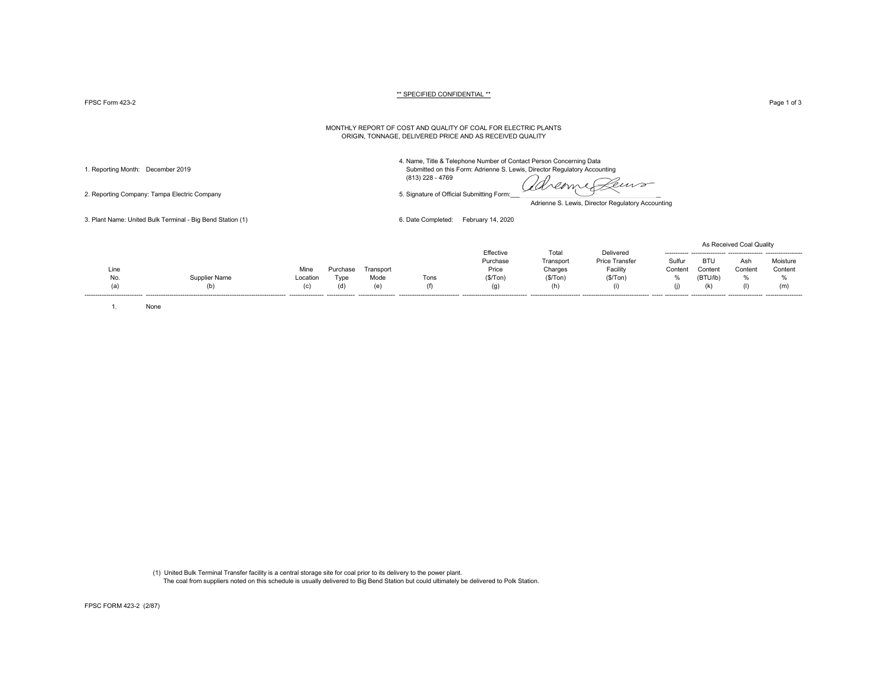** SPECIFIED CONFIDENTIAL **

FPSC Form 423-2

MONTHLY REPORT OF COST AND QUALITY OF COAL FOR ELECTRIC PLANTS
ORIGIN, TONNAGE, DELIVERED PRICE AND AS RECEIVED QUALITY

1. Reporting Month: December 2019

2. Reporting Company: Tampa Electric Company

3. Plant Name: United Bulk Terminal - Big Bend Station (1)

4. Name, Title & Telephone Number of Contact Person Concerning Data Submitted on this Form: Adrienne S. Lewis, Director Regulatory Accounting (813) 228 - 4769

5. Signature of Official Submitting Form: Adrienne S. Lewis, Director Regulatory Accounting

6. Date Completed: February 14, 2020

| Line No. (a) | Supplier Name (b) | Mine Location (c) | Purchase Type (d) | Transport Mode (e) | Tons (f) | Effective Purchase Price ($/Ton) (g) | Total Transport Charges ($/Ton) (h) | Delivered Price Transfer Facility ($/Ton) (i) | As Received Coal Quality: Sulfur Content % (j) | BTU Content (BTU/lb) (k) | Ash Content % (l) | Moisture Content % (m) |
|---|---|---|---|---|---|---|---|---|---|---|---|---|
| 1. | None | | | | | | | | | | | |

(1) United Bulk Terminal Transfer facility is a central storage site for coal prior to its delivery to the power plant.
The coal from suppliers noted on this schedule is usually delivered to Big Bend Station but could ultimately be delivered to Polk Station.

FPSC FORM 423-2 (2/87)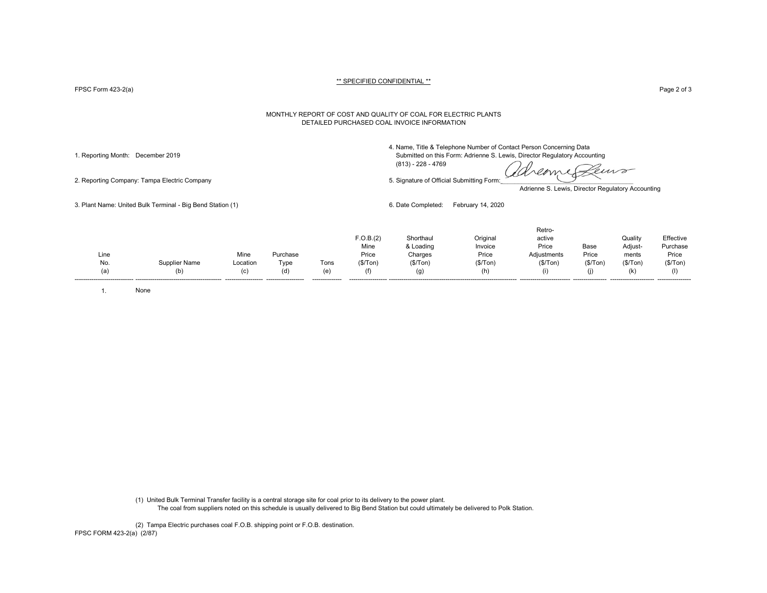** SPECIFIED CONFIDENTIAL **

FPSC Form 423-2(a)

# MONTHLY REPORT OF COST AND QUALITY OF COAL FOR ELECTRIC PLANTS
## DETAILED PURCHASED COAL INVOICE INFORMATION

1. Reporting Month: December 2019

2. Reporting Company: Tampa Electric Company

3. Plant Name: United Bulk Terminal - Big Bend Station (1)

4. Name, Title & Telephone Number of Contact Person Concerning Data Submitted on this Form: Adrienne S. Lewis, Director Regulatory Accounting (813) - 228 - 4769

5. Signature of Official Submitting Form: Adrienne S. Lewis, Director Regulatory Accounting

6. Date Completed: February 14, 2020

| Line No. (a) | Supplier Name (b) | Mine Location (c) | Purchase Type (d) | Tons (e) | F.O.B.(2) Mine Price ($/Ton) (f) | Shorthaul & Loading Charges ($/Ton) (g) | Original Invoice Price ($/Ton) (h) | Retro-active Price Adjustments ($/Ton) (i) | Base Price ($/Ton) (j) | Quality Adjust-ments ($/Ton) (k) | Effective Purchase Price ($/Ton) (l) |
|---|---|---|---|---|---|---|---|---|---|---|---|
| 1. | None | | | | | | | | | | |

(1) United Bulk Terminal Transfer facility is a central storage site for coal prior to its delivery to the power plant.
The coal from suppliers noted on this schedule is usually delivered to Big Bend Station but could ultimately be delivered to Polk Station.

(2) Tampa Electric purchases coal F.O.B. shipping point or F.O.B. destination.

FPSC FORM 423-2(a) (2/87)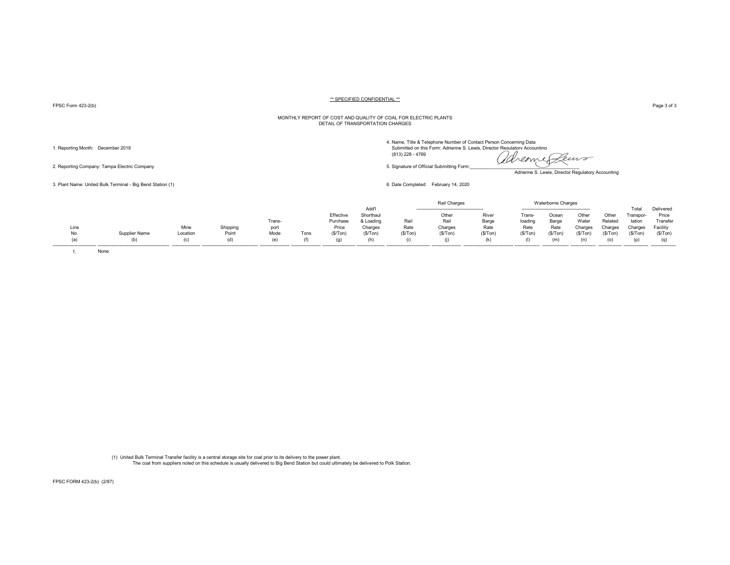** SPECIFIED CONFIDENTIAL **

FPSC Form 423-2(b)

MONTHLY REPORT OF COST AND QUALITY OF COAL FOR ELECTRIC PLANTS
DETAIL OF TRANSPORTATION CHARGES

1. Reporting Month: December 2019

2. Reporting Company: Tampa Electric Company

3. Plant Name: United Bulk Terminal - Big Bend Station (1)

4. Name, Title & Telephone Number of Contact Person Concerning Data Submitted on this Form: Adrienne S. Lewis, Director Regulatory Accounting (813) 228 - 4769

5. Signature of Official Submitting Form: Adrienne S. Lewis, Director Regulatory Accounting

6. Date Completed: February 14, 2020

| | | | | | | | | Rail Charges | | | Waterborne Charges | | | | | |
|---|---|---|---|---|---|---|---|---|---|---|---|---|---|---|---|---|
| Line No. (a) | Supplier Name (b) | Mine Location (c) | Shipping Point (d) | Trans-port Mode (e) | Tons (f) | Effective Purchase Price ($/Ton) (g) | Add'l Shorthaul & Loading Charges ($/Ton) (h) | Rail Rate ($/Ton) (i) | Other Rail Charges ($/Ton) (j) | River Barge Rate ($/Ton) (k) | Trans-loading Rate ($/Ton) (l) | Ocean Barge Rate ($/Ton) (m) | Other Water Charges ($/Ton) (n) | Other Related Charges ($/Ton) (o) | Total Transpor-tation Charges ($/Ton) (p) | Delivered Price Transfer Facility ($/Ton) (q) |
| 1. | None | | | | | | | | | | | | | | | |

(1) United Bulk Terminal Transfer facility is a central storage site for coal prior to its delivery to the power plant.
The coal from suppliers noted on this schedule is usually delivered to Big Bend Station but could ultimately be delivered to Polk Station.

FPSC FORM 423-2(b) (2/87)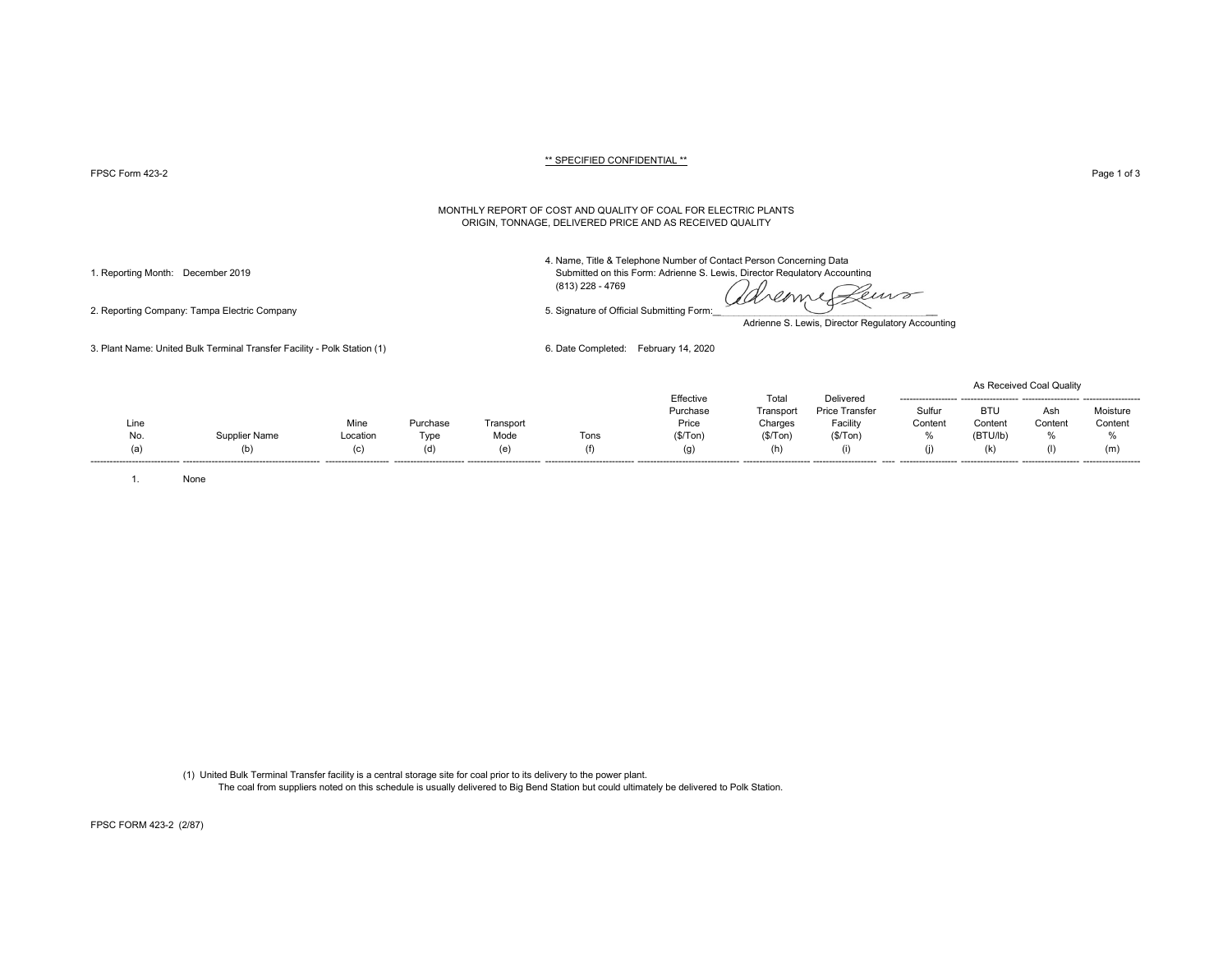** SPECIFIED CONFIDENTIAL **

FPSC Form 423-2

MONTHLY REPORT OF COST AND QUALITY OF COAL FOR ELECTRIC PLANTS
ORIGIN, TONNAGE, DELIVERED PRICE AND AS RECEIVED QUALITY

1. Reporting Month: December 2019

2. Reporting Company: Tampa Electric Company

3. Plant Name: United Bulk Terminal Transfer Facility - Polk Station (1)

4. Name, Title & Telephone Number of Contact Person Concerning Data Submitted on this Form: Adrienne S. Lewis, Director Regulatory Accounting (813) 228 - 4769

5. Signature of Official Submitting Form: Adrienne S. Lewis, Director Regulatory Accounting

6. Date Completed: February 14, 2020

| Line No. (a) | Supplier Name (b) | Mine Location (c) | Purchase Type (d) | Transport Mode (e) | Tons (f) | Effective Purchase Price ($/Ton) (g) | Total Transport Charges ($/Ton) (h) | Delivered Price Transfer Facility ($/Ton) (i) | As Received Coal Quality: Sulfur Content % (j) | BTU Content (BTU/lb) (k) | Ash Content % (l) | Moisture Content % (m) |
|---|---|---|---|---|---|---|---|---|---|---|---|---|
| 1. | None | | | | | | | | | | | |

(1) United Bulk Terminal Transfer facility is a central storage site for coal prior to its delivery to the power plant.
The coal from suppliers noted on this schedule is usually delivered to Big Bend Station but could ultimately be delivered to Polk Station.

FPSC FORM 423-2 (2/87)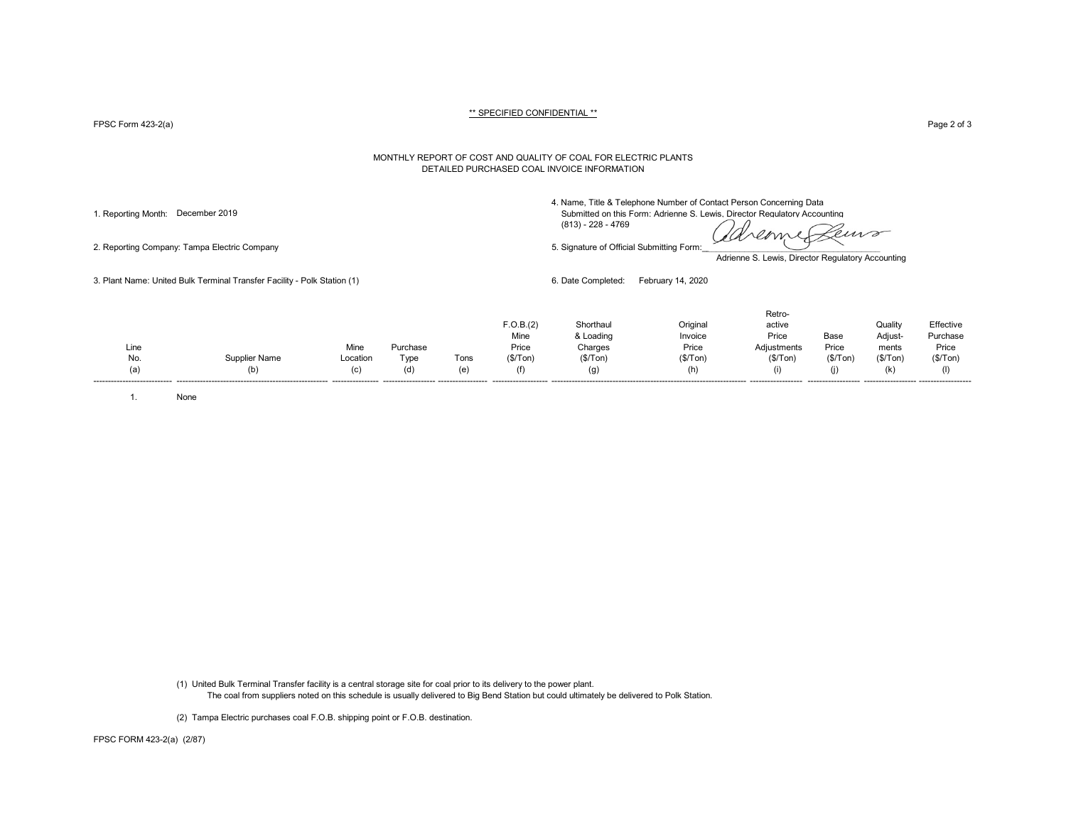** SPECIFIED CONFIDENTIAL **

FPSC Form 423-2(a)

# MONTHLY REPORT OF COST AND QUALITY OF COAL FOR ELECTRIC PLANTS
## DETAILED PURCHASED COAL INVOICE INFORMATION

1. Reporting Month: December 2019

2. Reporting Company: Tampa Electric Company

3. Plant Name: United Bulk Terminal Transfer Facility - Polk Station (1)

4. Name, Title & Telephone Number of Contact Person Concerning Data Submitted on this Form: Adrienne S. Lewis, Director Regulatory Accounting (813) - 228 - 4769

5. Signature of Official Submitting Form: Adrienne S. Lewis, Director Regulatory Accounting

6. Date Completed: February 14, 2020

| Line No. (a) | Supplier Name (b) | Mine Location (c) | Purchase Type (d) | Tons (e) | F.O.B.(2) Mine Price ($/Ton) (f) | Shorthaul & Loading Charges ($/Ton) (g) | Original Invoice Price ($/Ton) (h) | Retro-active Price Adjustments ($/Ton) (i) | Base Price ($/Ton) (j) | Quality Adjust-ments ($/Ton) (k) | Effective Purchase Price ($/Ton) (l) |
|---|---|---|---|---|---|---|---|---|---|---|---|
| 1. | None | | | | | | | | | | |

(1) United Bulk Terminal Transfer facility is a central storage site for coal prior to its delivery to the power plant.
The coal from suppliers noted on this schedule is usually delivered to Big Bend Station but could ultimately be delivered to Polk Station.

(2) Tampa Electric purchases coal F.O.B. shipping point or F.O.B. destination.

FPSC FORM 423-2(a) (2/87)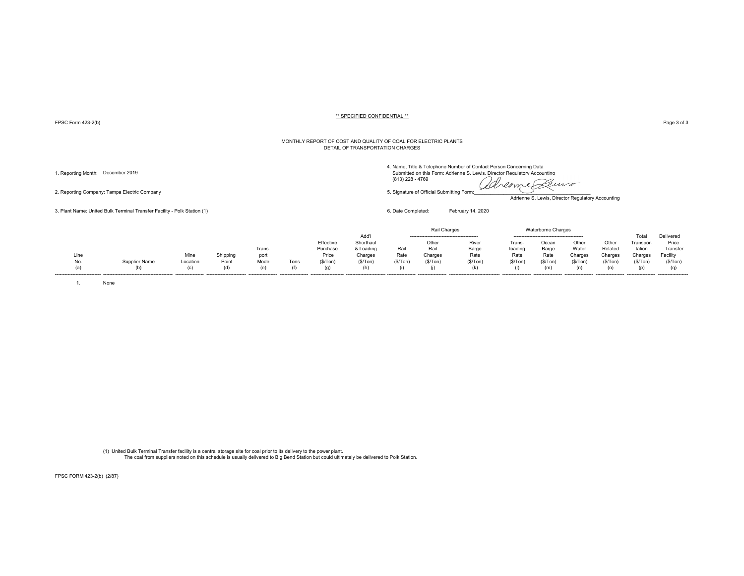\*\* SPECIFIED CONFIDENTIAL \*\*

FPSC Form 423-2(b)

# MONTHLY REPORT OF COST AND QUALITY OF COAL FOR ELECTRIC PLANTS
## DETAIL OF TRANSPORTATION CHARGES

1. Reporting Month: December 2019

2. Reporting Company: Tampa Electric Company

3. Plant Name: United Bulk Terminal Transfer Facility - Polk Station (1)

4. Name, Title & Telephone Number of Contact Person Concerning Data Submitted on this Form: Adrienne S. Lewis, Director Regulatory Accounting (813) 228 - 4769

5. Signature of Official Submitting Form: Adrienne S. Lewis, Director Regulatory Accounting

6. Date Completed: February 14, 2020

| | | | | | | | | Rail Charges | | Waterborne Charges | | | | | | |
|---|---|---|---|---|---|---|---|---|---|---|---|---|---|---|---|---|
| Line No. (a) | Supplier Name (b) | Mine Location (c) | Shipping Point (d) | Trans-port Mode (e) | Tons (f) | Effective Purchase Price ($/Ton) (g) | Add'l Shorthaul & Loading Charges ($/Ton) (h) | Rail Rate ($/Ton) (i) | Other Rail Charges ($/Ton) (j) | River Barge Rate ($/Ton) (k) | Trans-loading Rate ($/Ton) (l) | Ocean Barge Rate ($/Ton) (m) | Other Water Charges ($/Ton) (n) | Other Related Charges ($/Ton) (o) | Total Transpor-tation Charges ($/Ton) (p) | Delivered Price Transfer Facility ($/Ton) (q) |
| 1. | None | | | | | | | | | | | | | | | |

(1) United Bulk Terminal Transfer facility is a central storage site for coal prior to its delivery to the power plant.
The coal from suppliers noted on this schedule is usually delivered to Big Bend Station but could ultimately be delivered to Polk Station.

FPSC FORM 423-2(b) (2/87)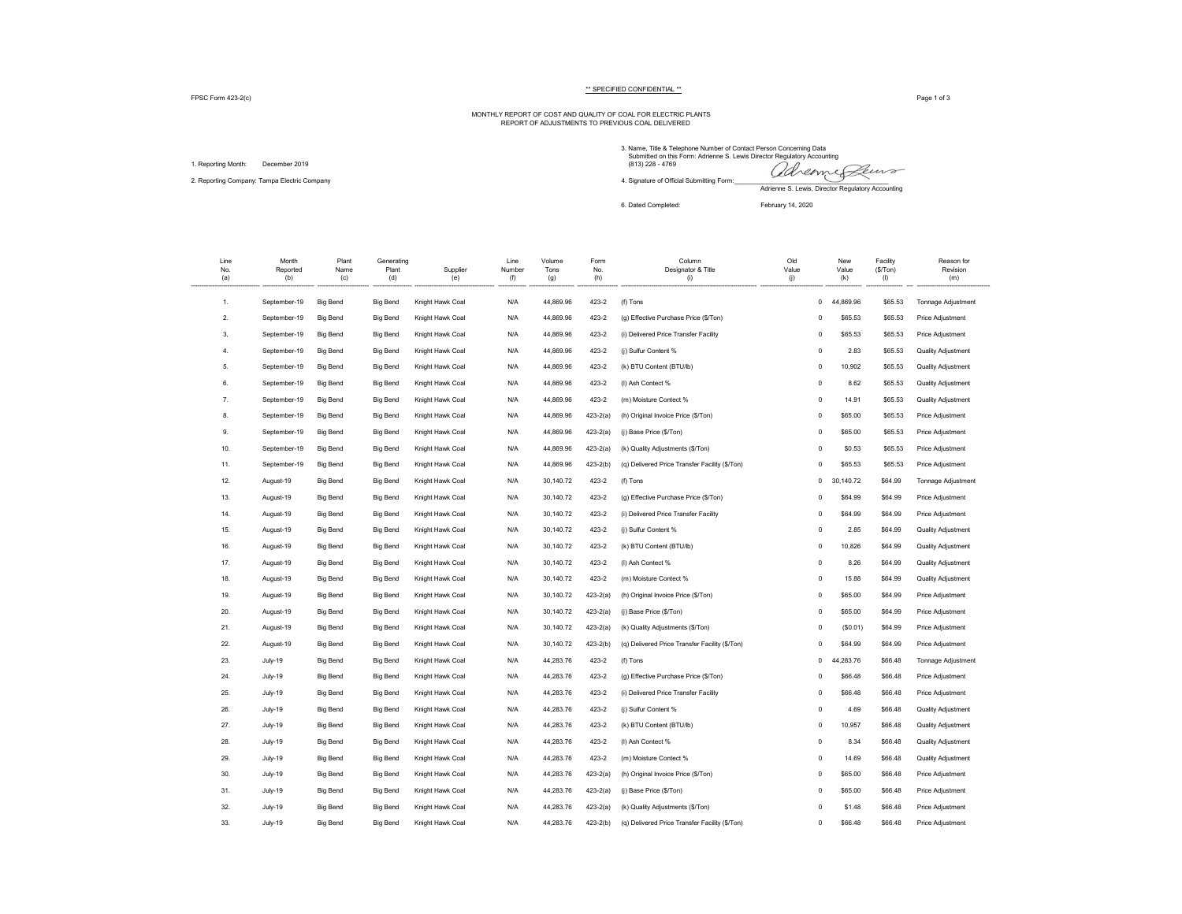** SPECIFIED CONFIDENTIAL **

FPSC Form 423-2(c)

MONTHLY REPORT OF COST AND QUALITY OF COAL FOR ELECTRIC PLANTS
REPORT OF ADJUSTMENTS TO PREVIOUS COAL DELIVERED

1. Reporting Month: December 2019

2. Reporting Company: Tampa Electric Company

3. Name, Title & Telephone Number of Contact Person Concerning Data Submitted on this Form: Adrienne S. Lewis Director Regulatory Accounting (813) 228 - 4769

4. Signature of Official Submitting Form: Adrienne S. Lewis, Director Regulatory Accounting

6. Dated Completed: February 14, 2020

| Line No. (a) | Month Reported (b) | Plant Name (c) | Generating Plant (d) | Supplier (e) | Line Number (f) | Volume Tons (g) | Form No. (h) | Column Designator & Title (i) | Old Value (j) | New Value (k) | Facility ($/Ton) (l) | Reason for Revision (m) |
|---|---|---|---|---|---|---|---|---|---|---|---|---|
| 1. | September-19 | Big Bend | Big Bend | Knight Hawk Coal | N/A | 44,869.96 | 423-2 | (f) Tons | 0 | 44,869.96 | $65.53 | Tonnage Adjustment |
| 2. | September-19 | Big Bend | Big Bend | Knight Hawk Coal | N/A | 44,869.96 | 423-2 | (g) Effective Purchase Price ($/Ton) | 0 | $65.53 | $65.53 | Price Adjustment |
| 3, | September-19 | Big Bend | Big Bend | Knight Hawk Coal | N/A | 44,869.96 | 423-2 | (i) Delivered Price Transfer Facility | 0 | $65.53 | $65.53 | Price Adjustment |
| 4. | September-19 | Big Bend | Big Bend | Knight Hawk Coal | N/A | 44,869.96 | 423-2 | (j) Sulfur Content % | 0 | 2.83 | $65.53 | Quality Adjustment |
| 5. | September-19 | Big Bend | Big Bend | Knight Hawk Coal | N/A | 44,869.96 | 423-2 | (k) BTU Content (BTU/lb) | 0 | 10,902 | $65.53 | Quality Adjustment |
| 6. | September-19 | Big Bend | Big Bend | Knight Hawk Coal | N/A | 44,869.96 | 423-2 | (l) Ash Contect % | 0 | 8.62 | $65.53 | Quality Adjustment |
| 7. | September-19 | Big Bend | Big Bend | Knight Hawk Coal | N/A | 44,869.96 | 423-2 | (m) Moisture Contect % | 0 | 14.91 | $65.53 | Quality Adjustment |
| 8. | September-19 | Big Bend | Big Bend | Knight Hawk Coal | N/A | 44,869.96 | 423-2(a) | (h) Original Invoice Price ($/Ton) | 0 | $65.00 | $65.53 | Price Adjustment |
| 9. | September-19 | Big Bend | Big Bend | Knight Hawk Coal | N/A | 44,869.96 | 423-2(a) | (j) Base Price ($/Ton) | 0 | $65.00 | $65.53 | Price Adjustment |
| 10. | September-19 | Big Bend | Big Bend | Knight Hawk Coal | N/A | 44,869.96 | 423-2(a) | (k) Quality Adjustments ($/Ton) | 0 | $0.53 | $65.53 | Price Adjustment |
| 11. | September-19 | Big Bend | Big Bend | Knight Hawk Coal | N/A | 44,869.96 | 423-2(b) | (q) Delivered Price Transfer Facility ($/Ton) | 0 | $65.53 | $65.53 | Price Adjustment |
| 12. | August-19 | Big Bend | Big Bend | Knight Hawk Coal | N/A | 30,140.72 | 423-2 | (f) Tons | 0 | 30,140.72 | $64.99 | Tonnage Adjustment |
| 13. | August-19 | Big Bend | Big Bend | Knight Hawk Coal | N/A | 30,140.72 | 423-2 | (g) Effective Purchase Price ($/Ton) | 0 | $64.99 | $64.99 | Price Adjustment |
| 14. | August-19 | Big Bend | Big Bend | Knight Hawk Coal | N/A | 30,140.72 | 423-2 | (i) Delivered Price Transfer Facility | 0 | $64.99 | $64.99 | Price Adjustment |
| 15. | August-19 | Big Bend | Big Bend | Knight Hawk Coal | N/A | 30,140.72 | 423-2 | (j) Sulfur Content % | 0 | 2.85 | $64.99 | Quality Adjustment |
| 16. | August-19 | Big Bend | Big Bend | Knight Hawk Coal | N/A | 30,140.72 | 423-2 | (k) BTU Content (BTU/lb) | 0 | 10,826 | $64.99 | Quality Adjustment |
| 17. | August-19 | Big Bend | Big Bend | Knight Hawk Coal | N/A | 30,140.72 | 423-2 | (l) Ash Contect % | 0 | 8.26 | $64.99 | Quality Adjustment |
| 18. | August-19 | Big Bend | Big Bend | Knight Hawk Coal | N/A | 30,140.72 | 423-2 | (m) Moisture Contect % | 0 | 15.88 | $64.99 | Quality Adjustment |
| 19. | August-19 | Big Bend | Big Bend | Knight Hawk Coal | N/A | 30,140.72 | 423-2(a) | (h) Original Invoice Price ($/Ton) | 0 | $65.00 | $64.99 | Price Adjustment |
| 20. | August-19 | Big Bend | Big Bend | Knight Hawk Coal | N/A | 30,140.72 | 423-2(a) | (j) Base Price ($/Ton) | 0 | $65.00 | $64.99 | Price Adjustment |
| 21. | August-19 | Big Bend | Big Bend | Knight Hawk Coal | N/A | 30,140.72 | 423-2(a) | (k) Quality Adjustments ($/Ton) | 0 | ($0.01) | $64.99 | Price Adjustment |
| 22. | August-19 | Big Bend | Big Bend | Knight Hawk Coal | N/A | 30,140.72 | 423-2(b) | (q) Delivered Price Transfer Facility ($/Ton) | 0 | $64.99 | $64.99 | Price Adjustment |
| 23. | July-19 | Big Bend | Big Bend | Knight Hawk Coal | N/A | 44,283.76 | 423-2 | (f) Tons | 0 | 44,283.76 | $66.48 | Tonnage Adjustment |
| 24. | July-19 | Big Bend | Big Bend | Knight Hawk Coal | N/A | 44,283.76 | 423-2 | (g) Effective Purchase Price ($/Ton) | 0 | $66.48 | $66.48 | Price Adjustment |
| 25. | July-19 | Big Bend | Big Bend | Knight Hawk Coal | N/A | 44,283.76 | 423-2 | (i) Delivered Price Transfer Facility | 0 | $66.48 | $66.48 | Price Adjustment |
| 26. | July-19 | Big Bend | Big Bend | Knight Hawk Coal | N/A | 44,283.76 | 423-2 | (j) Sulfur Content % | 0 | 4.69 | $66.48 | Quality Adjustment |
| 27. | July-19 | Big Bend | Big Bend | Knight Hawk Coal | N/A | 44,283.76 | 423-2 | (k) BTU Content (BTU/lb) | 0 | 10,957 | $66.48 | Quality Adjustment |
| 28. | July-19 | Big Bend | Big Bend | Knight Hawk Coal | N/A | 44,283.76 | 423-2 | (l) Ash Contect % | 0 | 8.34 | $66.48 | Quality Adjustment |
| 29. | July-19 | Big Bend | Big Bend | Knight Hawk Coal | N/A | 44,283.76 | 423-2 | (m) Moisture Contect % | 0 | 14.69 | $66.48 | Quality Adjustment |
| 30. | July-19 | Big Bend | Big Bend | Knight Hawk Coal | N/A | 44,283.76 | 423-2(a) | (h) Original Invoice Price ($/Ton) | 0 | $65.00 | $66.48 | Price Adjustment |
| 31. | July-19 | Big Bend | Big Bend | Knight Hawk Coal | N/A | 44,283.76 | 423-2(a) | (j) Base Price ($/Ton) | 0 | $65.00 | $66.48 | Price Adjustment |
| 32. | July-19 | Big Bend | Big Bend | Knight Hawk Coal | N/A | 44,283.76 | 423-2(a) | (k) Quality Adjustments ($/Ton) | 0 | $1.48 | $66.48 | Price Adjustment |
| 33. | July-19 | Big Bend | Big Bend | Knight Hawk Coal | N/A | 44,283.76 | 423-2(b) | (q) Delivered Price Transfer Facility ($/Ton) | 0 | $66.48 | $66.48 | Price Adjustment |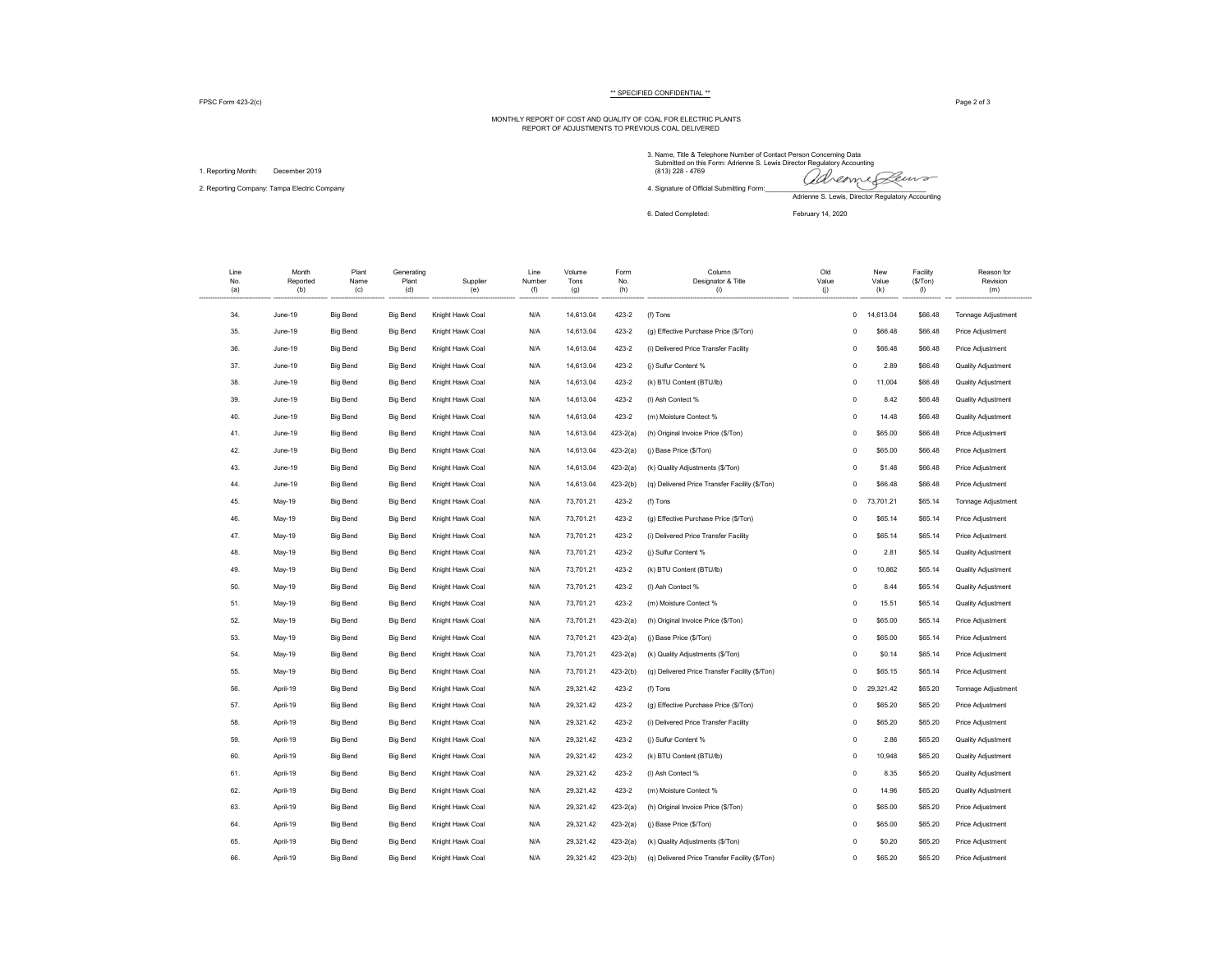** SPECIFIED CONFIDENTIAL **

FPSC Form 423-2(c)

MONTHLY REPORT OF COST AND QUALITY OF COAL FOR ELECTRIC PLANTS
REPORT OF ADJUSTMENTS TO PREVIOUS COAL DELIVERED

1. Reporting Month: December 2019

2. Reporting Company: Tampa Electric Company

3. Name, Title & Telephone Number of Contact Person Concerning Data Submitted on this Form: Adrienne S. Lewis Director Regulatory Accounting (813) 228 - 4769

4. Signature of Official Submitting Form: ______________________
Adrienne S. Lewis, Director Regulatory Accounting

6. Dated Completed: February 14, 2020

| Line No. (a) | Month Reported (b) | Plant Name (c) | Generating Plant (d) | Supplier (e) | Line Number (f) | Volume Tons (g) | Form No. (h) | Column Designator & Title (i) | Old Value (j) | New Value (k) | Facility ($/Ton) (l) | Reason for Revision (m) |
|---|---|---|---|---|---|---|---|---|---|---|---|---|
| 34. | June-19 | Big Bend | Big Bend | Knight Hawk Coal | N/A | 14,613.04 | 423-2 | (f) Tons | 0 | 14,613.04 | $66.48 | Tonnage Adjustment |
| 35. | June-19 | Big Bend | Big Bend | Knight Hawk Coal | N/A | 14,613.04 | 423-2 | (g) Effective Purchase Price ($/Ton) | 0 | $66.48 | $66.48 | Price Adjustment |
| 36. | June-19 | Big Bend | Big Bend | Knight Hawk Coal | N/A | 14,613.04 | 423-2 | (i) Delivered Price Transfer Facility | 0 | $66.48 | $66.48 | Price Adjustment |
| 37. | June-19 | Big Bend | Big Bend | Knight Hawk Coal | N/A | 14,613.04 | 423-2 | (j) Sulfur Content % | 0 | 2.89 | $66.48 | Quality Adjustment |
| 38. | June-19 | Big Bend | Big Bend | Knight Hawk Coal | N/A | 14,613.04 | 423-2 | (k) BTU Content (BTU/lb) | 0 | 11,004 | $66.48 | Quality Adjustment |
| 39. | June-19 | Big Bend | Big Bend | Knight Hawk Coal | N/A | 14,613.04 | 423-2 | (l) Ash Contect % | 0 | 8.42 | $66.48 | Quality Adjustment |
| 40. | June-19 | Big Bend | Big Bend | Knight Hawk Coal | N/A | 14,613.04 | 423-2 | (m) Moisture Contect % | 0 | 14.48 | $66.48 | Quality Adjustment |
| 41. | June-19 | Big Bend | Big Bend | Knight Hawk Coal | N/A | 14,613.04 | 423-2(a) | (h) Original Invoice Price ($/Ton) | 0 | $65.00 | $66.48 | Price Adjustment |
| 42. | June-19 | Big Bend | Big Bend | Knight Hawk Coal | N/A | 14,613.04 | 423-2(a) | (j) Base Price ($/Ton) | 0 | $65.00 | $66.48 | Price Adjustment |
| 43. | June-19 | Big Bend | Big Bend | Knight Hawk Coal | N/A | 14,613.04 | 423-2(a) | (k) Quality Adjustments ($/Ton) | 0 | $1.48 | $66.48 | Price Adjustment |
| 44. | June-19 | Big Bend | Big Bend | Knight Hawk Coal | N/A | 14,613.04 | 423-2(b) | (q) Delivered Price Transfer Facility ($/Ton) | 0 | $66.48 | $66.48 | Price Adjustment |
| 45. | May-19 | Big Bend | Big Bend | Knight Hawk Coal | N/A | 73,701.21 | 423-2 | (f) Tons | 0 | 73,701.21 | $65.14 | Tonnage Adjustment |
| 46. | May-19 | Big Bend | Big Bend | Knight Hawk Coal | N/A | 73,701.21 | 423-2 | (g) Effective Purchase Price ($/Ton) | 0 | $65.14 | $65.14 | Price Adjustment |
| 47. | May-19 | Big Bend | Big Bend | Knight Hawk Coal | N/A | 73,701.21 | 423-2 | (i) Delivered Price Transfer Facility | 0 | $65.14 | $65.14 | Price Adjustment |
| 48. | May-19 | Big Bend | Big Bend | Knight Hawk Coal | N/A | 73,701.21 | 423-2 | (j) Sulfur Content % | 0 | 2.81 | $65.14 | Quality Adjustment |
| 49. | May-19 | Big Bend | Big Bend | Knight Hawk Coal | N/A | 73,701.21 | 423-2 | (k) BTU Content (BTU/lb) | 0 | 10,862 | $65.14 | Quality Adjustment |
| 50. | May-19 | Big Bend | Big Bend | Knight Hawk Coal | N/A | 73,701.21 | 423-2 | (l) Ash Contect % | 0 | 8.44 | $65.14 | Quality Adjustment |
| 51. | May-19 | Big Bend | Big Bend | Knight Hawk Coal | N/A | 73,701.21 | 423-2 | (m) Moisture Contect % | 0 | 15.51 | $65.14 | Quality Adjustment |
| 52. | May-19 | Big Bend | Big Bend | Knight Hawk Coal | N/A | 73,701.21 | 423-2(a) | (h) Original Invoice Price ($/Ton) | 0 | $65.00 | $65.14 | Price Adjustment |
| 53. | May-19 | Big Bend | Big Bend | Knight Hawk Coal | N/A | 73,701.21 | 423-2(a) | (j) Base Price ($/Ton) | 0 | $65.00 | $65.14 | Price Adjustment |
| 54. | May-19 | Big Bend | Big Bend | Knight Hawk Coal | N/A | 73,701.21 | 423-2(a) | (k) Quality Adjustments ($/Ton) | 0 | $0.14 | $65.14 | Price Adjustment |
| 55. | May-19 | Big Bend | Big Bend | Knight Hawk Coal | N/A | 73,701.21 | 423-2(b) | (q) Delivered Price Transfer Facility ($/Ton) | 0 | $65.15 | $65.14 | Price Adjustment |
| 56. | April-19 | Big Bend | Big Bend | Knight Hawk Coal | N/A | 29,321.42 | 423-2 | (f) Tons | 0 | 29,321.42 | $65.20 | Tonnage Adjustment |
| 57. | April-19 | Big Bend | Big Bend | Knight Hawk Coal | N/A | 29,321.42 | 423-2 | (g) Effective Purchase Price ($/Ton) | 0 | $65.20 | $65.20 | Price Adjustment |
| 58. | April-19 | Big Bend | Big Bend | Knight Hawk Coal | N/A | 29,321.42 | 423-2 | (i) Delivered Price Transfer Facility | 0 | $65.20 | $65.20 | Price Adjustment |
| 59. | April-19 | Big Bend | Big Bend | Knight Hawk Coal | N/A | 29,321.42 | 423-2 | (j) Sulfur Content % | 0 | 2.86 | $65.20 | Quality Adjustment |
| 60. | April-19 | Big Bend | Big Bend | Knight Hawk Coal | N/A | 29,321.42 | 423-2 | (k) BTU Content (BTU/lb) | 0 | 10,948 | $65.20 | Quality Adjustment |
| 61. | April-19 | Big Bend | Big Bend | Knight Hawk Coal | N/A | 29,321.42 | 423-2 | (l) Ash Contect % | 0 | 8.35 | $65.20 | Quality Adjustment |
| 62. | April-19 | Big Bend | Big Bend | Knight Hawk Coal | N/A | 29,321.42 | 423-2 | (m) Moisture Contect % | 0 | 14.96 | $65.20 | Quality Adjustment |
| 63. | April-19 | Big Bend | Big Bend | Knight Hawk Coal | N/A | 29,321.42 | 423-2(a) | (h) Original Invoice Price ($/Ton) | 0 | $65.00 | $65.20 | Price Adjustment |
| 64. | April-19 | Big Bend | Big Bend | Knight Hawk Coal | N/A | 29,321.42 | 423-2(a) | (j) Base Price ($/Ton) | 0 | $65.00 | $65.20 | Price Adjustment |
| 65. | April-19 | Big Bend | Big Bend | Knight Hawk Coal | N/A | 29,321.42 | 423-2(a) | (k) Quality Adjustments ($/Ton) | 0 | $0.20 | $65.20 | Price Adjustment |
| 66. | April-19 | Big Bend | Big Bend | Knight Hawk Coal | N/A | 29,321.42 | 423-2(b) | (q) Delivered Price Transfer Facility ($/Ton) | 0 | $65.20 | $65.20 | Price Adjustment |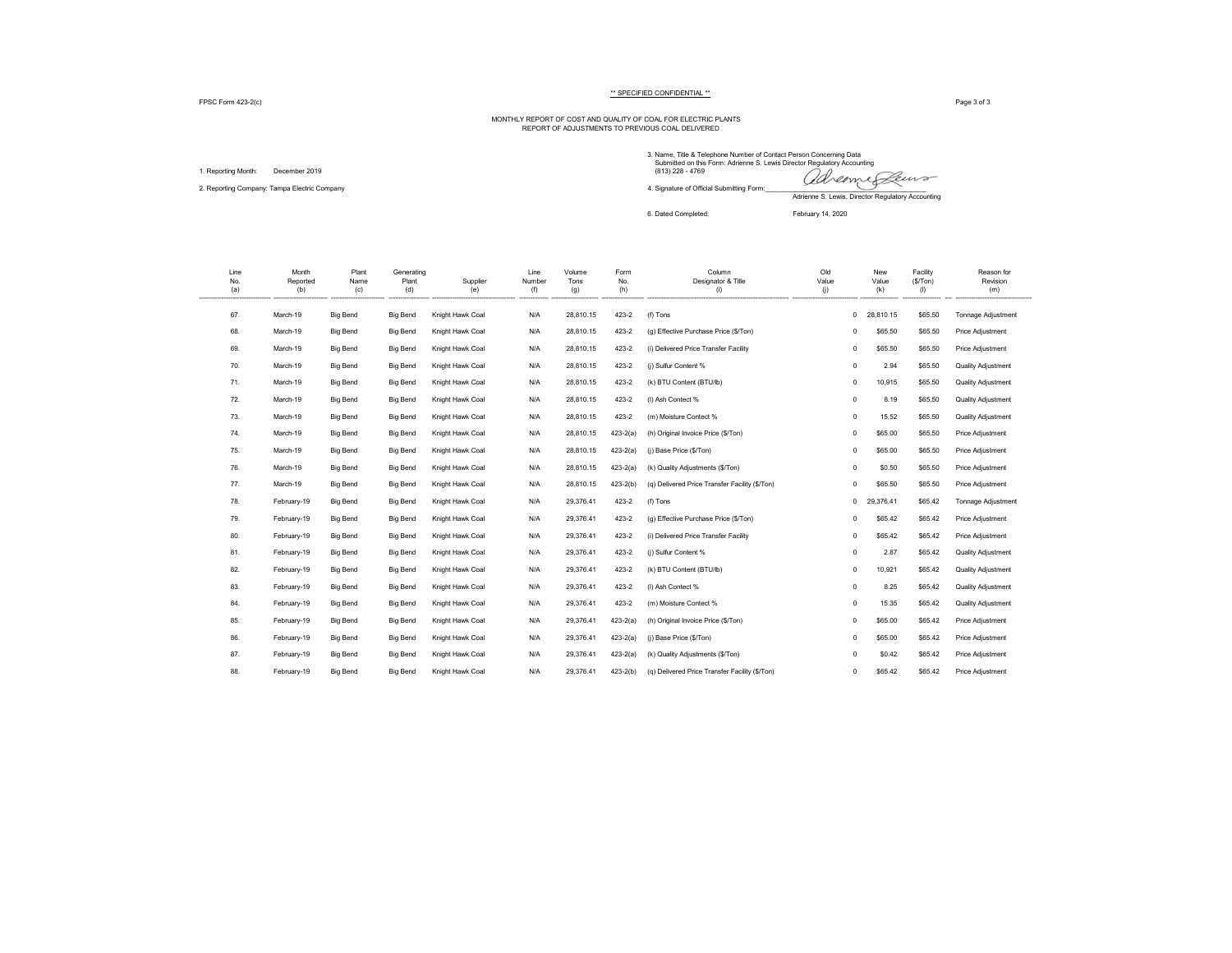** SPECIFIED CONFIDENTIAL **

FPSC Form 423-2(c)

MONTHLY REPORT OF COST AND QUALITY OF COAL FOR ELECTRIC PLANTS
REPORT OF ADJUSTMENTS TO PREVIOUS COAL DELIVERED

1. Reporting Month: December 2019

2. Reporting Company: Tampa Electric Company

3. Name, Title & Telephone Number of Contact Person Concerning Data Submitted on this Form: Adrienne S. Lewis Director Regulatory Accounting (813) 228 - 4769

4. Signature of Official Submitting Form: Adrienne S. Lewis, Director Regulatory Accounting

6. Dated Completed: February 14, 2020

| Line No. (a) | Month Reported (b) | Plant Name (c) | Generating Plant (d) | Supplier (e) | Line Number (f) | Volume Tons (g) | Form No. (h) | Column Designator & Title (i) | Old Value (j) | New Value (k) | Facility ($/Ton) (l) | Reason for Revision (m) |
|---|---|---|---|---|---|---|---|---|---|---|---|---|
| 67. | March-19 | Big Bend | Big Bend | Knight Hawk Coal | N/A | 28,810.15 | 423-2 | (f) Tons | 0 | 28,810.15 | $65.50 | Tonnage Adjustment |
| 68. | March-19 | Big Bend | Big Bend | Knight Hawk Coal | N/A | 28,810.15 | 423-2 | (g) Effective Purchase Price ($/Ton) | 0 | $65.50 | $65.50 | Price Adjustment |
| 69. | March-19 | Big Bend | Big Bend | Knight Hawk Coal | N/A | 28,810.15 | 423-2 | (i) Delivered Price Transfer Facility | 0 | $65.50 | $65.50 | Price Adjustment |
| 70. | March-19 | Big Bend | Big Bend | Knight Hawk Coal | N/A | 28,810.15 | 423-2 | (j) Sulfur Content % | 0 | 2.94 | $65.50 | Quality Adjustment |
| 71. | March-19 | Big Bend | Big Bend | Knight Hawk Coal | N/A | 28,810.15 | 423-2 | (k) BTU Content (BTU/lb) | 0 | 10,915 | $65.50 | Quality Adjustment |
| 72. | March-19 | Big Bend | Big Bend | Knight Hawk Coal | N/A | 28,810.15 | 423-2 | (l) Ash Contect % | 0 | 8.19 | $65.50 | Quality Adjustment |
| 73. | March-19 | Big Bend | Big Bend | Knight Hawk Coal | N/A | 28,810.15 | 423-2 | (m) Moisture Contect % | 0 | 15.52 | $65.50 | Quality Adjustment |
| 74. | March-19 | Big Bend | Big Bend | Knight Hawk Coal | N/A | 28,810.15 | 423-2(a) | (h) Original Invoice Price ($/Ton) | 0 | $65.00 | $65.50 | Price Adjustment |
| 75. | March-19 | Big Bend | Big Bend | Knight Hawk Coal | N/A | 28,810.15 | 423-2(a) | (j) Base Price ($/Ton) | 0 | $65.00 | $65.50 | Price Adjustment |
| 76. | March-19 | Big Bend | Big Bend | Knight Hawk Coal | N/A | 28,810.15 | 423-2(a) | (k) Quality Adjustments ($/Ton) | 0 | $0.50 | $65.50 | Price Adjustment |
| 77. | March-19 | Big Bend | Big Bend | Knight Hawk Coal | N/A | 28,810.15 | 423-2(b) | (q) Delivered Price Transfer Facility ($/Ton) | 0 | $65.50 | $65.50 | Price Adjustment |
| 78. | February-19 | Big Bend | Big Bend | Knight Hawk Coal | N/A | 29,376.41 | 423-2 | (f) Tons | 0 | 29,376.41 | $65.42 | Tonnage Adjustment |
| 79. | February-19 | Big Bend | Big Bend | Knight Hawk Coal | N/A | 29,376.41 | 423-2 | (g) Effective Purchase Price ($/Ton) | 0 | $65.42 | $65.42 | Price Adjustment |
| 80. | February-19 | Big Bend | Big Bend | Knight Hawk Coal | N/A | 29,376.41 | 423-2 | (i) Delivered Price Transfer Facility | 0 | $65.42 | $65.42 | Price Adjustment |
| 81. | February-19 | Big Bend | Big Bend | Knight Hawk Coal | N/A | 29,376.41 | 423-2 | (j) Sulfur Content % | 0 | 2.87 | $65.42 | Quality Adjustment |
| 82. | February-19 | Big Bend | Big Bend | Knight Hawk Coal | N/A | 29,376.41 | 423-2 | (k) BTU Content (BTU/lb) | 0 | 10,921 | $65.42 | Quality Adjustment |
| 83. | February-19 | Big Bend | Big Bend | Knight Hawk Coal | N/A | 29,376.41 | 423-2 | (l) Ash Contect % | 0 | 8.25 | $65.42 | Quality Adjustment |
| 84. | February-19 | Big Bend | Big Bend | Knight Hawk Coal | N/A | 29,376.41 | 423-2 | (m) Moisture Contect % | 0 | 15.35 | $65.42 | Quality Adjustment |
| 85. | February-19 | Big Bend | Big Bend | Knight Hawk Coal | N/A | 29,376.41 | 423-2(a) | (h) Original Invoice Price ($/Ton) | 0 | $65.00 | $65.42 | Price Adjustment |
| 86. | February-19 | Big Bend | Big Bend | Knight Hawk Coal | N/A | 29,376.41 | 423-2(a) | (j) Base Price ($/Ton) | 0 | $65.00 | $65.42 | Price Adjustment |
| 87. | February-19 | Big Bend | Big Bend | Knight Hawk Coal | N/A | 29,376.41 | 423-2(a) | (k) Quality Adjustments ($/Ton) | 0 | $0.42 | $65.42 | Price Adjustment |
| 88. | February-19 | Big Bend | Big Bend | Knight Hawk Coal | N/A | 29,376.41 | 423-2(b) | (q) Delivered Price Transfer Facility ($/Ton) | 0 | $65.42 | $65.42 | Price Adjustment |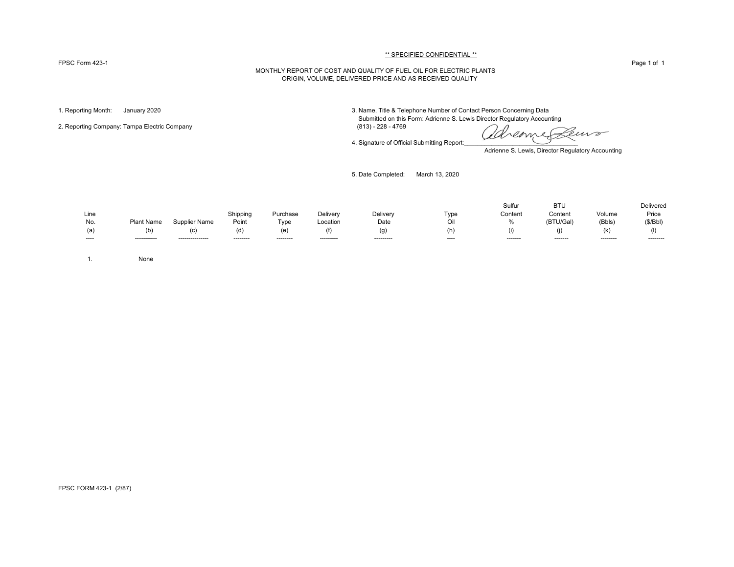** SPECIFIED CONFIDENTIAL **

FPSC Form 423-1

MONTHLY REPORT OF COST AND QUALITY OF FUEL OIL FOR ELECTRIC PLANTS
ORIGIN, VOLUME, DELIVERED PRICE AND AS RECEIVED QUALITY

1. Reporting Month: January 2020

2. Reporting Company: Tampa Electric Company

3. Name, Title & Telephone Number of Contact Person Concerning Data Submitted on this Form: Adrienne S. Lewis Director Regulatory Accounting (813) - 228 - 4769

4. Signature of Official Submitting Report: Adrienne S. Lewis, Director Regulatory Accounting

5. Date Completed: March 13, 2020

| Line No. (a) | Plant Name (b) | Supplier Name (c) | Shipping Point (d) | Purchase Type (e) | Delivery Location (f) | Delivery Date (g) | Type Oil (h) | Sulfur Content % (i) | BTU Content (BTU/Gal) (j) | Volume (Bbls) (k) | Delivered Price ($/Bbl) (l) |
|---|---|---|---|---|---|---|---|---|---|---|---|
| 1. | None | | | | | | | | | | |

FPSC FORM 423-1 (2/87)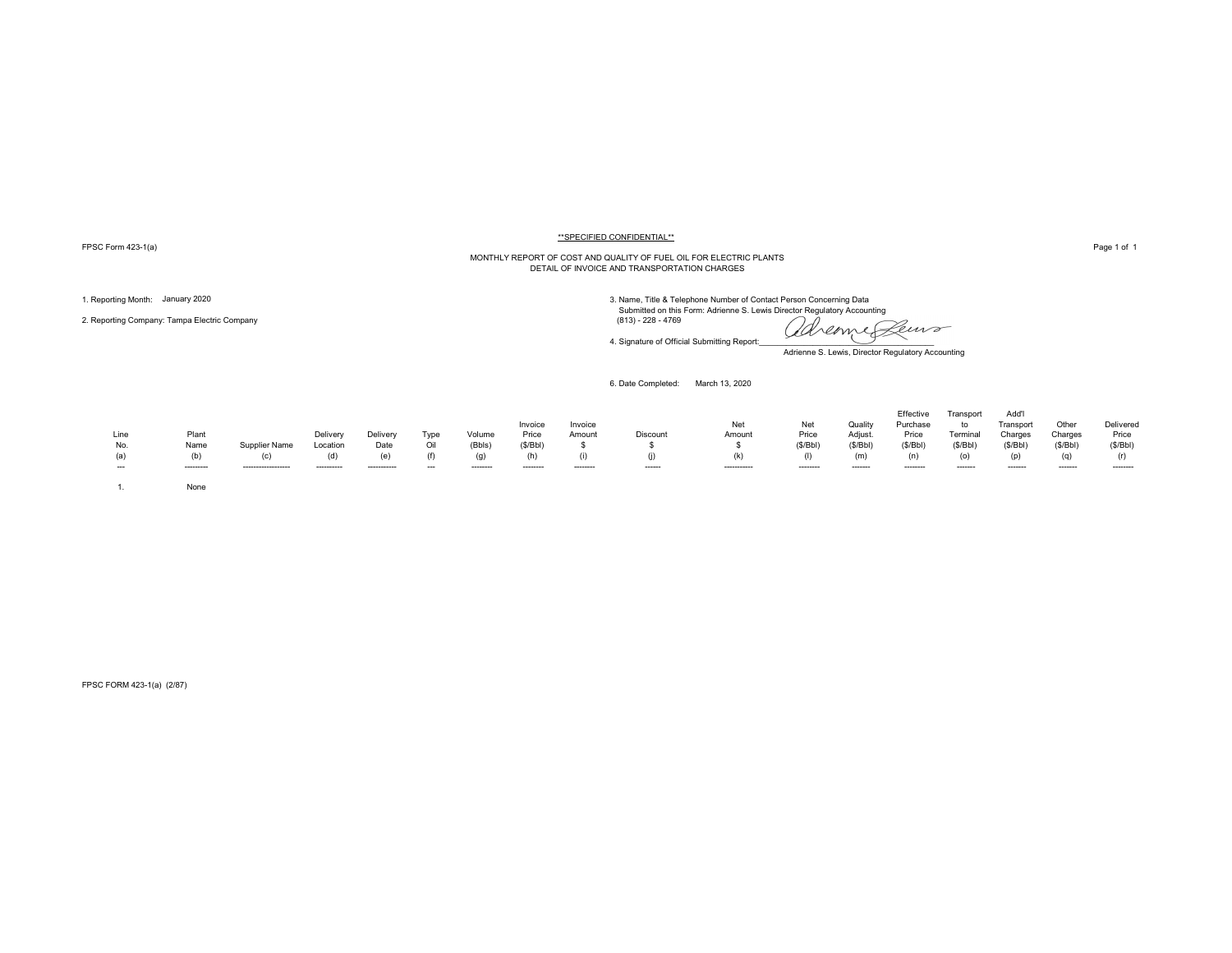**SPECIFIED CONFIDENTIAL**

FPSC Form 423-1(a)

MONTHLY REPORT OF COST AND QUALITY OF FUEL OIL FOR ELECTRIC PLANTS
DETAIL OF INVOICE AND TRANSPORTATION CHARGES

1. Reporting Month: January 2020

2. Reporting Company: Tampa Electric Company

3. Name, Title & Telephone Number of Contact Person Concerning Data Submitted on this Form: Adrienne S. Lewis Director Regulatory Accounting
(813) - 228 - 4769

4. Signature of Official Submitting Report: ______________________
Adrienne S. Lewis, Director Regulatory Accounting

6. Date Completed: March 13, 2020

| Line No. (a) | Plant Name (b) | Supplier Name (c) | Delivery Location (d) | Delivery Date (e) | Type Oil (f) | Volume (Bbls) (g) | Invoice Price ($/Bbl) (h) | Invoice Amount $ (i) | Discount $ (j) | Net Amount $ (k) | Net Price ($/Bbl) (l) | Quality Adjust. ($/Bbl) (m) | Effective Purchase Price ($/Bbl) (n) | Transport to Terminal ($/Bbl) (o) | Add'l Transport Charges ($/Bbl) (p) | Other Charges ($/Bbl) (q) | Delivered Price ($/Bbl) (r) |
|---|---|---|---|---|---|---|---|---|---|---|---|---|---|---|---|---|---|
| 1. | None | | | | | | | | | | | | | | | | |

FPSC FORM 423-1(a) (2/87)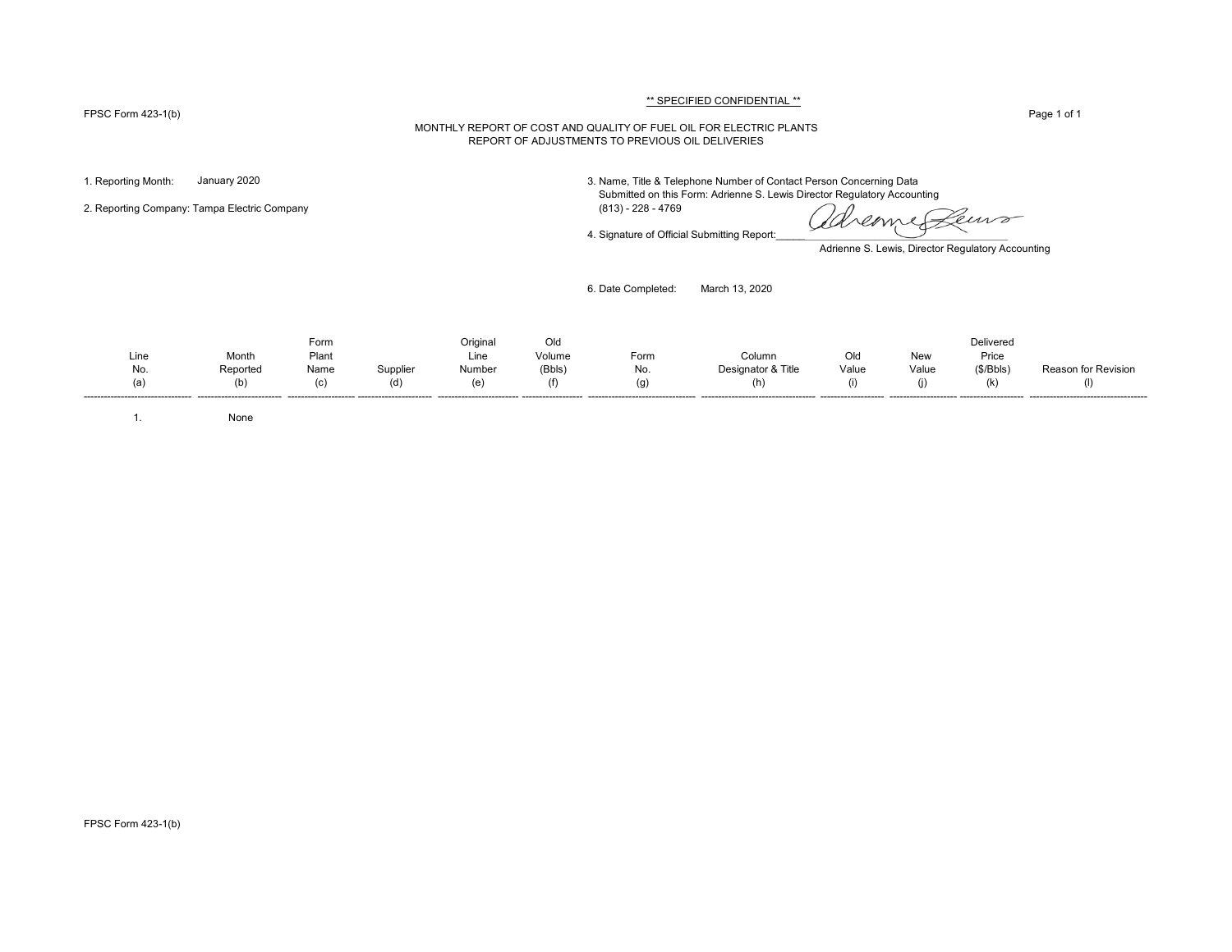** SPECIFIED CONFIDENTIAL **

FPSC Form 423-1(b)

MONTHLY REPORT OF COST AND QUALITY OF FUEL OIL FOR ELECTRIC PLANTS
REPORT OF ADJUSTMENTS TO PREVIOUS OIL DELIVERIES

1. Reporting Month: January 2020

2. Reporting Company: Tampa Electric Company

3. Name, Title & Telephone Number of Contact Person Concerning Data Submitted on this Form: Adrienne S. Lewis Director Regulatory Accounting (813) - 228 - 4769

4. Signature of Official Submitting Report: Adrienne S. Lewis, Director Regulatory Accounting

6. Date Completed: March 13, 2020

| Line No. (a) | Month Reported (b) | Form Plant Name (c) | Supplier (d) | Original Line Number (e) | Old Volume (Bbls) (f) | Form No. (g) | Column Designator & Title (h) | Old Value (i) | New Value (j) | Delivered Price ($/Bbls) (k) | Reason for Revision (l) |
|---|---|---|---|---|---|---|---|---|---|---|---|
| 1. | None | | | | | | | | | | |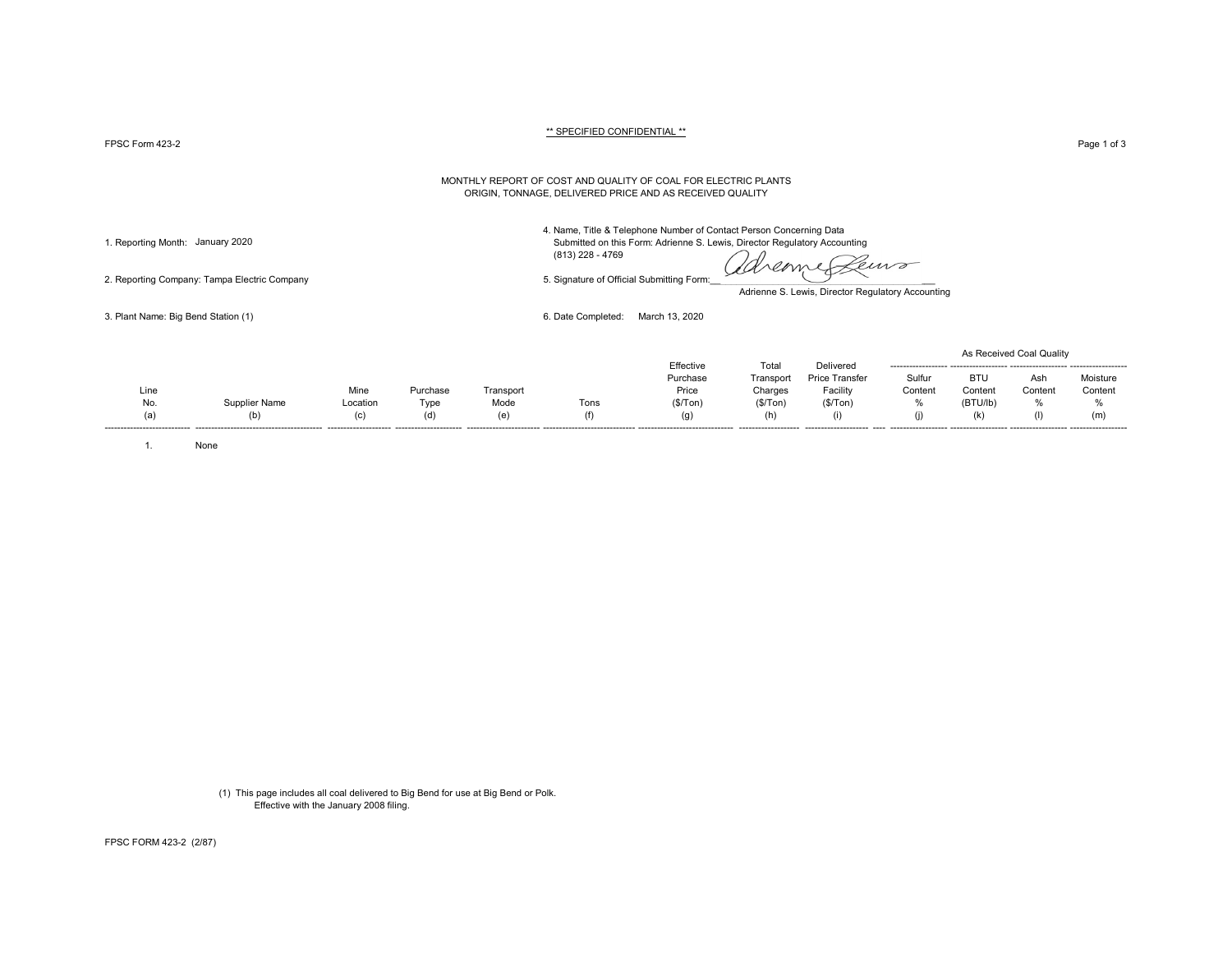** SPECIFIED CONFIDENTIAL **

FPSC Form 423-2

# MONTHLY REPORT OF COST AND QUALITY OF COAL FOR ELECTRIC PLANTS
## ORIGIN, TONNAGE, DELIVERED PRICE AND AS RECEIVED QUALITY

1. Reporting Month: January 2020

2. Reporting Company: Tampa Electric Company

3. Plant Name: Big Bend Station (1)

4. Name, Title & Telephone Number of Contact Person Concerning Data Submitted on this Form: Adrienne S. Lewis, Director Regulatory Accounting (813) 228 - 4769

5. Signature of Official Submitting Form: Adrienne S. Lewis, Director Regulatory Accounting

6. Date Completed: March 13, 2020

| Line No. (a) | Supplier Name (b) | Mine Location (c) | Purchase Type (d) | Transport Mode (e) | Tons (f) | Effective Purchase Price ($/Ton) (g) | Total Transport Charges ($/Ton) (h) | Delivered Price Transfer Facility ($/Ton) (i) | As Received Coal Quality: Sulfur Content % (j) | BTU Content (BTU/lb) (k) | Ash Content % (l) | Moisture Content % (m) |
|---|---|---|---|---|---|---|---|---|---|---|---|---|
| 1. | None | | | | | | | | | | | |

(1) This page includes all coal delivered to Big Bend for use at Big Bend or Polk. Effective with the January 2008 filing.

FPSC FORM 423-2 (2/87)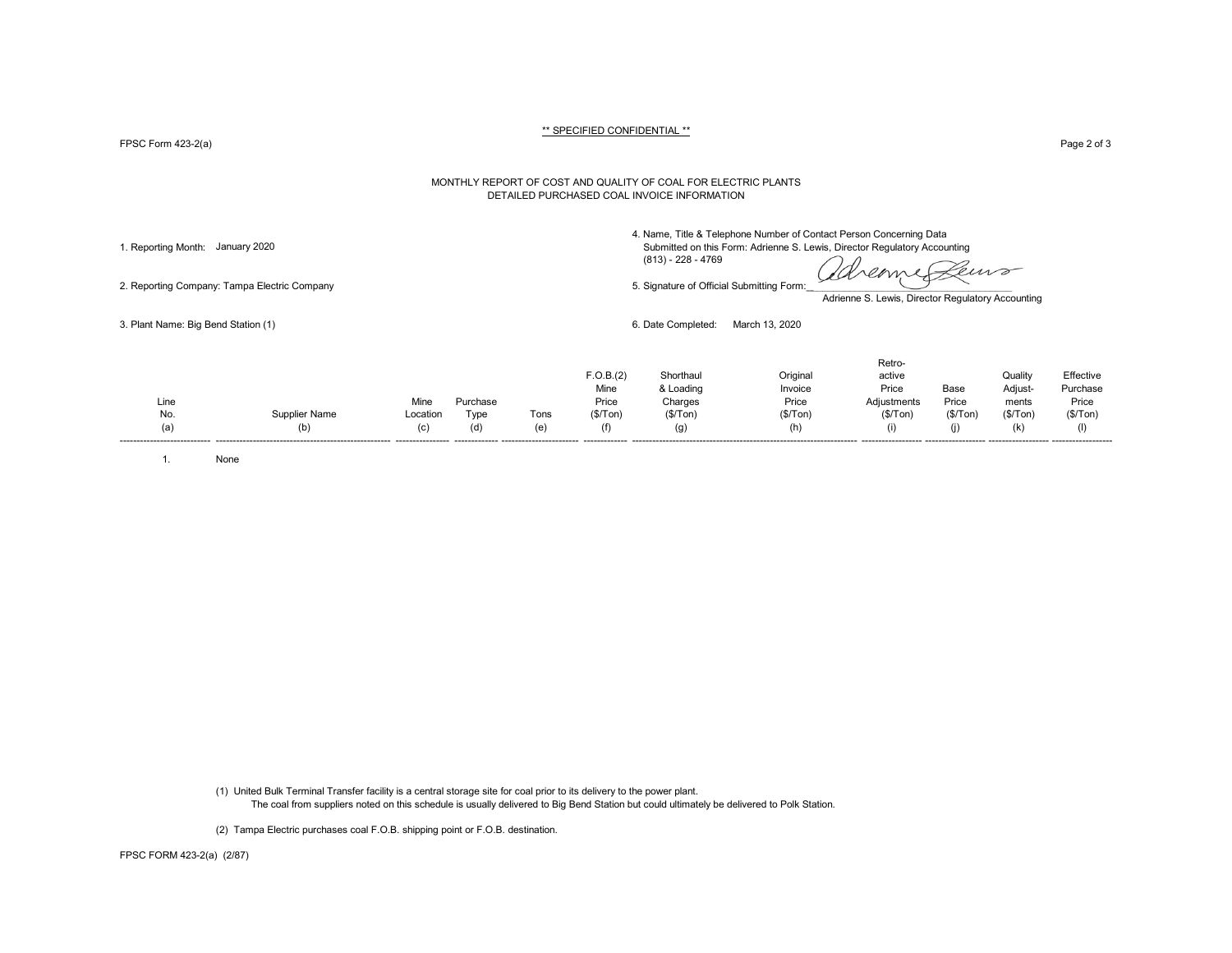** SPECIFIED CONFIDENTIAL **

FPSC Form 423-2(a)

MONTHLY REPORT OF COST AND QUALITY OF COAL FOR ELECTRIC PLANTS
DETAILED PURCHASED COAL INVOICE INFORMATION

1. Reporting Month: January 2020

2. Reporting Company: Tampa Electric Company

3. Plant Name: Big Bend Station (1)

4. Name, Title & Telephone Number of Contact Person Concerning Data Submitted on this Form: Adrienne S. Lewis, Director Regulatory Accounting (813) - 228 - 4769

5. Signature of Official Submitting Form: Adrienne S. Lewis, Director Regulatory Accounting

6. Date Completed: March 13, 2020

| Line No. (a) | Supplier Name (b) | Mine Location (c) | Purchase Type (d) | Tons (e) | F.O.B.(2) Mine Price ($/Ton) (f) | Shorthaul & Loading Charges ($/Ton) (g) | Original Invoice Price ($/Ton) (h) | Retro-active Price Adjustments ($/Ton) (i) | Base Price ($/Ton) (j) | Quality Adjust-ments ($/Ton) (k) | Effective Purchase Price ($/Ton) (l) |
|---|---|---|---|---|---|---|---|---|---|---|---|
| 1. | None | | | | | | | | | | |

(1) United Bulk Terminal Transfer facility is a central storage site for coal prior to its delivery to the power plant.
The coal from suppliers noted on this schedule is usually delivered to Big Bend Station but could ultimately be delivered to Polk Station.

(2) Tampa Electric purchases coal F.O.B. shipping point or F.O.B. destination.

FPSC FORM 423-2(a) (2/87)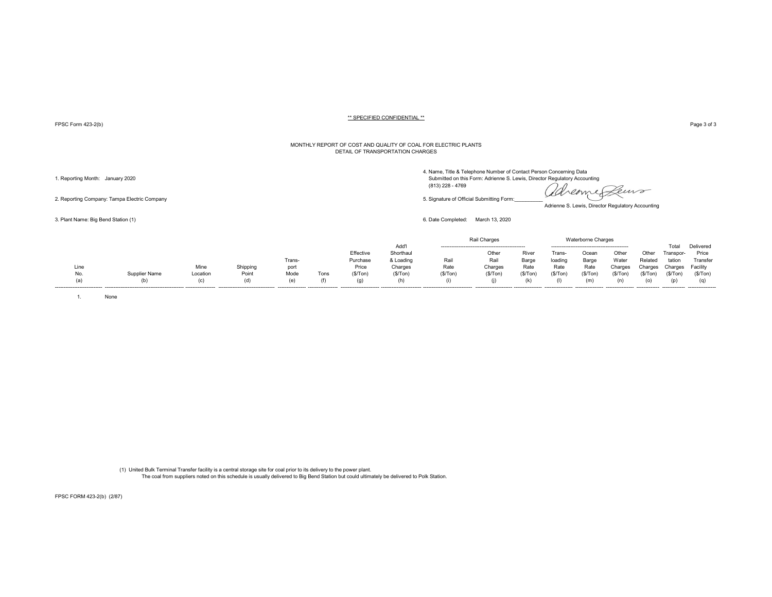** SPECIFIED CONFIDENTIAL **

FPSC Form 423-2(b)

MONTHLY REPORT OF COST AND QUALITY OF COAL FOR ELECTRIC PLANTS
DETAIL OF TRANSPORTATION CHARGES

1. Reporting Month: January 2020

2. Reporting Company: Tampa Electric Company

3. Plant Name: Big Bend Station (1)

4. Name, Title & Telephone Number of Contact Person Concerning Data Submitted on this Form: Adrienne S. Lewis, Director Regulatory Accounting (813) 228 - 4769

5. Signature of Official Submitting Form: Adrienne S. Lewis, Director Regulatory Accounting

6. Date Completed: March 13, 2020

| | | | | | | | | Rail Charges | | Waterborne Charges | | | | | | |
|---|---|---|---|---|---|---|---|---|---|---|---|---|---|---|---|---|
| Line No. (a) | Supplier Name (b) | Mine Location (c) | Shipping Point (d) | Trans-port Mode (e) | Tons (f) | Effective Purchase Price ($/Ton) (g) | Add'l Shorthaul & Loading Charges ($/Ton) (h) | Rail Rate ($/Ton) (i) | Other Rail Charges ($/Ton) (j) | River Barge Rate ($/Ton) (k) | Trans-loading Rate ($/Ton) (l) | Ocean Barge Rate ($/Ton) (m) | Other Water Charges ($/Ton) (n) | Other Related Charges ($/Ton) (o) | Total Transpor-tation Charges ($/Ton) (p) | Delivered Price Transfer Facility ($/Ton) (q) |
| 1. | None | | | | | | | | | | | | | | | |

(1) United Bulk Terminal Transfer facility is a central storage site for coal prior to its delivery to the power plant.
The coal from suppliers noted on this schedule is usually delivered to Big Bend Station but could ultimately be delivered to Polk Station.

FPSC FORM 423-2(b) (2/87)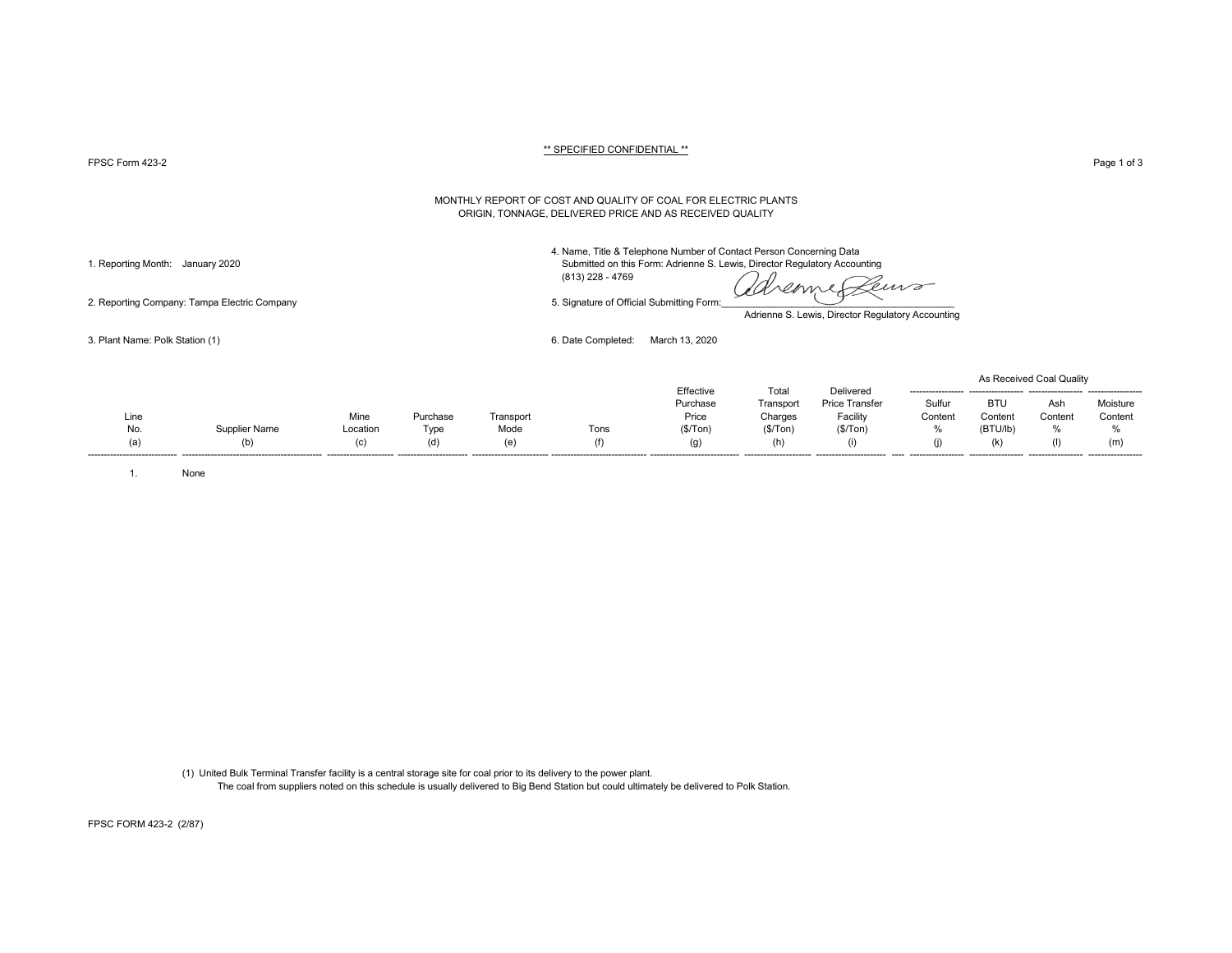\*\* SPECIFIED CONFIDENTIAL \*\*

FPSC Form 423-2

MONTHLY REPORT OF COST AND QUALITY OF COAL FOR ELECTRIC PLANTS
ORIGIN, TONNAGE, DELIVERED PRICE AND AS RECEIVED QUALITY

1. Reporting Month: January 2020

2. Reporting Company: Tampa Electric Company

3. Plant Name: Polk Station (1)

4. Name, Title & Telephone Number of Contact Person Concerning Data Submitted on this Form: Adrienne S. Lewis, Director Regulatory Accounting (813) 228 - 4769

5. Signature of Official Submitting Form: Adrienne S. Lewis, Director Regulatory Accounting

6. Date Completed: March 13, 2020

| Line No. (a) | Supplier Name (b) | Mine Location (c) | Purchase Type (d) | Transport Mode (e) | Tons (f) | Effective Purchase Price ($/Ton) (g) | Total Transport Charges ($/Ton) (h) | Delivered Price Transfer Facility ($/Ton) (i) | As Received Coal Quality: Sulfur Content % (j) | BTU Content (BTU/lb) (k) | Ash Content % (l) | Moisture Content % (m) |
|---|---|---|---|---|---|---|---|---|---|---|---|---|
| 1. | None | | | | | | | | | | | |

(1) United Bulk Terminal Transfer facility is a central storage site for coal prior to its delivery to the power plant.
The coal from suppliers noted on this schedule is usually delivered to Big Bend Station but could ultimately be delivered to Polk Station.

FPSC FORM 423-2 (2/87)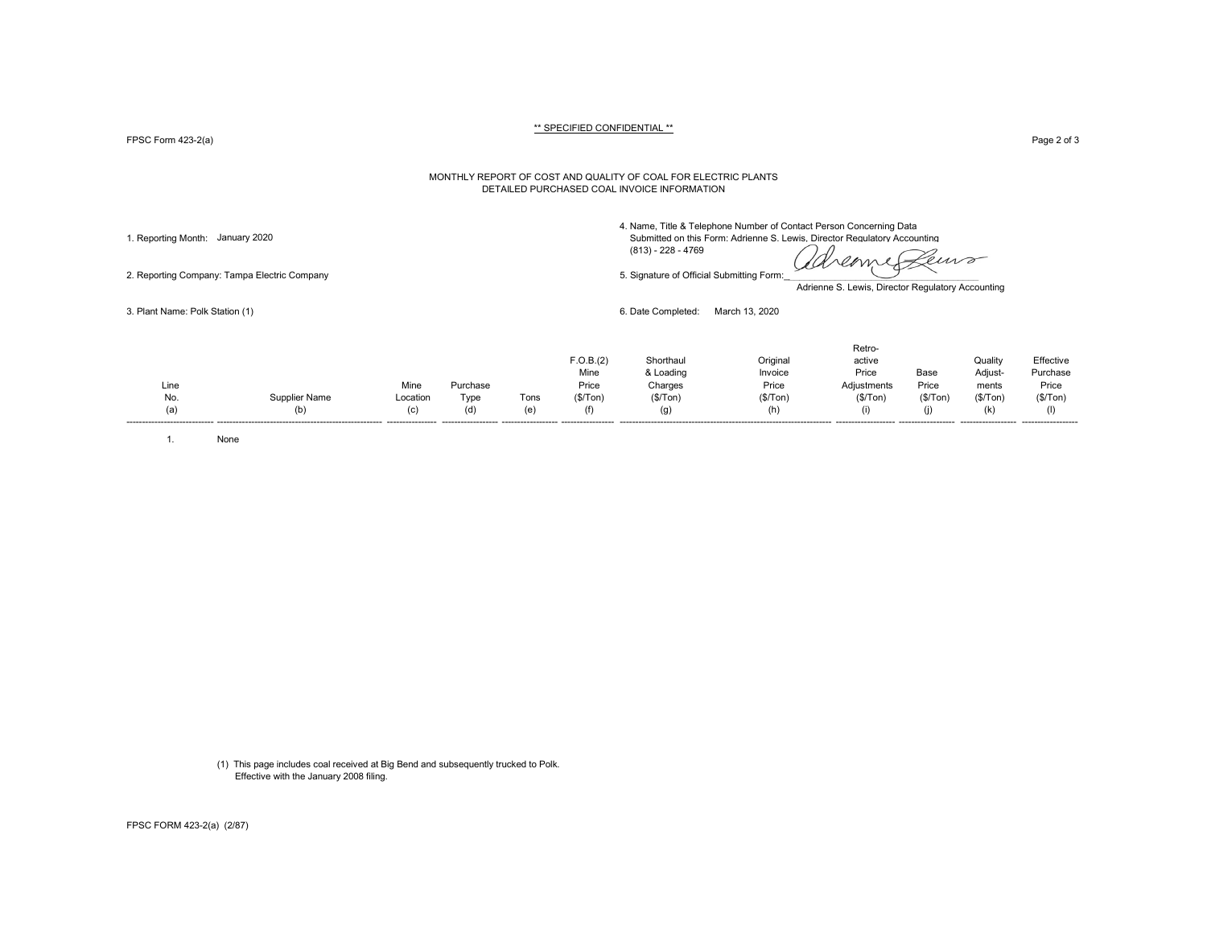** SPECIFIED CONFIDENTIAL **

FPSC Form 423-2(a)

MONTHLY REPORT OF COST AND QUALITY OF COAL FOR ELECTRIC PLANTS
DETAILED PURCHASED COAL INVOICE INFORMATION

1. Reporting Month: January 2020

2. Reporting Company: Tampa Electric Company

3. Plant Name: Polk Station (1)

4. Name, Title & Telephone Number of Contact Person Concerning Data Submitted on this Form: Adrienne S. Lewis, Director Regulatory Accounting (813) - 228 - 4769

5. Signature of Official Submitting Form: Adrienne S. Lewis, Director Regulatory Accounting

6. Date Completed: March 13, 2020

| Line No. (a) | Supplier Name (b) | Mine Location (c) | Purchase Type (d) | Tons (e) | F.O.B.(2) Mine Price ($/Ton) (f) | Shorthaul & Loading Charges ($/Ton) (g) | Original Invoice Price ($/Ton) (h) | Retro-active Price Adjustments ($/Ton) (i) | Base Price ($/Ton) (j) | Quality Adjust-ments ($/Ton) (k) | Effective Purchase Price ($/Ton) (l) |
|---|---|---|---|---|---|---|---|---|---|---|---|
| 1. | None | | | | | | | | | | |

(1) This page includes coal received at Big Bend and subsequently trucked to Polk. Effective with the January 2008 filing.

FPSC FORM 423-2(a) (2/87)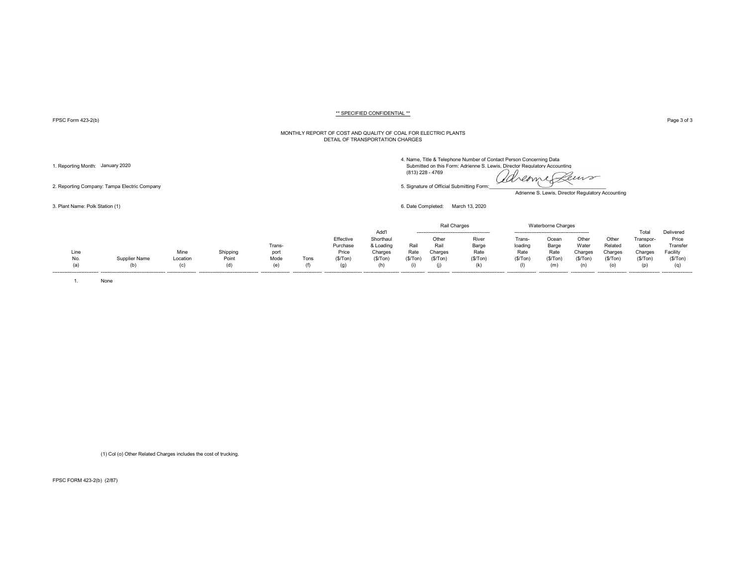** SPECIFIED CONFIDENTIAL **

FPSC Form 423-2(b)

MONTHLY REPORT OF COST AND QUALITY OF COAL FOR ELECTRIC PLANTS
DETAIL OF TRANSPORTATION CHARGES

1. Reporting Month: January 2020

2. Reporting Company: Tampa Electric Company

3. Plant Name: Polk Station (1)

4. Name, Title & Telephone Number of Contact Person Concerning Data Submitted on this Form: Adrienne S. Lewis, Director Regulatory Accounting (813) 228 - 4769

5. Signature of Official Submitting Form: Adrienne S. Lewis, Director Regulatory Accounting

6. Date Completed: March 13, 2020

| | | | | | | | | Rail Charges | | | Waterborne Charges | | | | | |
|---|---|---|---|---|---|---|---|---|---|---|---|---|---|---|---|---|
| Line No. (a) | Supplier Name (b) | Mine Location (c) | Shipping Point (d) | Trans-port Mode (e) | Tons (f) | Effective Purchase Price ($/Ton) (g) | Add'l Shorthaul & Loading Charges ($/Ton) (h) | Rail Rate ($/Ton) (i) | Other Rail Charges ($/Ton) (j) | River Barge Rate ($/Ton) (k) | Trans-loading Rate ($/Ton) (l) | Ocean Barge Rate ($/Ton) (m) | Other Water Charges ($/Ton) (n) | Other Related Charges ($/Ton) (o) | Total Transpor-tation Charges ($/Ton) (p) | Delivered Price Transfer Facility ($/Ton) (q) |
| 1. | None | | | | | | | | | | | | | | | |

(1) Col (o) Other Related Charges includes the cost of trucking.

FPSC FORM 423-2(b) (2/87)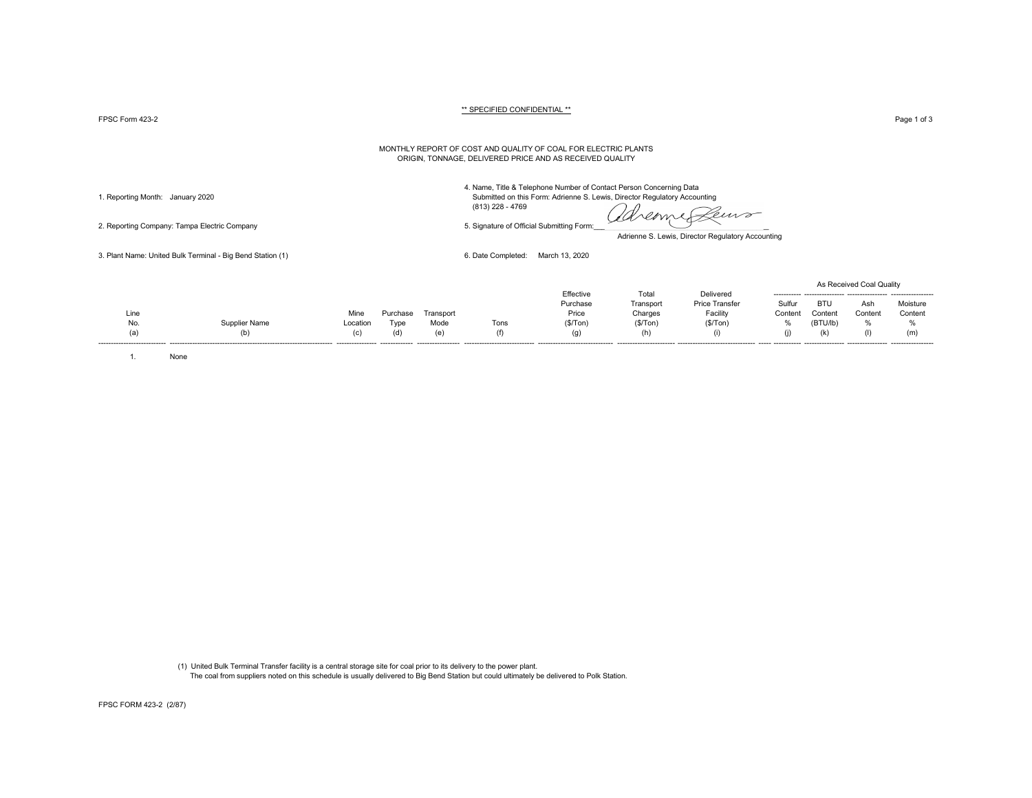** SPECIFIED CONFIDENTIAL **

FPSC Form 423-2

# MONTHLY REPORT OF COST AND QUALITY OF COAL FOR ELECTRIC PLANTS
## ORIGIN, TONNAGE, DELIVERED PRICE AND AS RECEIVED QUALITY

1. Reporting Month: January 2020

2. Reporting Company: Tampa Electric Company

3. Plant Name: United Bulk Terminal - Big Bend Station (1)

4. Name, Title & Telephone Number of Contact Person Concerning Data Submitted on this Form: Adrienne S. Lewis, Director Regulatory Accounting (813) 228 - 4769

5. Signature of Official Submitting Form: Adrienne S. Lewis, Director Regulatory Accounting

6. Date Completed: March 13, 2020

| Line No. (a) | Supplier Name (b) | Mine Location (c) | Purchase Type (d) | Transport Mode (e) | Tons (f) | Effective Purchase Price ($/Ton) (g) | Total Transport Charges ($/Ton) (h) | Delivered Price Transfer Facility ($/Ton) (i) | As Received Coal Quality: Sulfur Content % (j) | BTU Content (BTU/lb) (k) | Ash Content % (l) | Moisture Content % (m) |
|---|---|---|---|---|---|---|---|---|---|---|---|---|
| 1. | None | | | | | | | | | | | |

(1) United Bulk Terminal Transfer facility is a central storage site for coal prior to its delivery to the power plant.
The coal from suppliers noted on this schedule is usually delivered to Big Bend Station but could ultimately be delivered to Polk Station.

FPSC FORM 423-2 (2/87)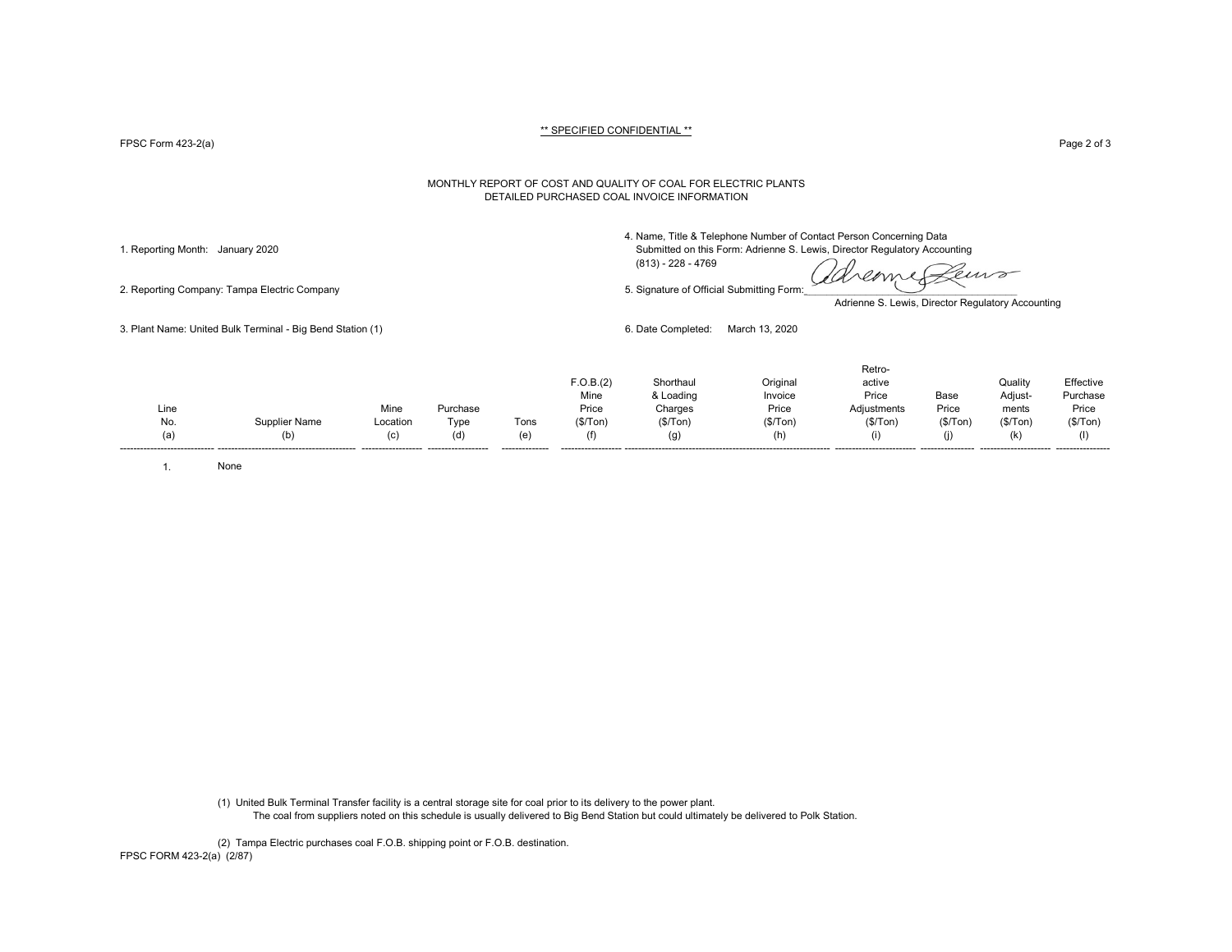** SPECIFIED CONFIDENTIAL **

FPSC Form 423-2(a)

## MONTHLY REPORT OF COST AND QUALITY OF COAL FOR ELECTRIC PLANTS
## DETAILED PURCHASED COAL INVOICE INFORMATION

1. Reporting Month: January 2020

2. Reporting Company: Tampa Electric Company

3. Plant Name: United Bulk Terminal - Big Bend Station (1)

4. Name, Title & Telephone Number of Contact Person Concerning Data Submitted on this Form: Adrienne S. Lewis, Director Regulatory Accounting (813) - 228 - 4769

5. Signature of Official Submitting Form: Adrienne S. Lewis, Director Regulatory Accounting

6. Date Completed: March 13, 2020

| Line No. (a) | Supplier Name (b) | Mine Location (c) | Purchase Type (d) | Tons (e) | F.O.B.(2) Mine Price ($/Ton) (f) | Shorthaul & Loading Charges ($/Ton) (g) | Original Invoice Price ($/Ton) (h) | Retro-active Price Adjustments ($/Ton) (i) | Base Price ($/Ton) (j) | Quality Adjust-ments ($/Ton) (k) | Effective Purchase Price ($/Ton) (l) |
|---|---|---|---|---|---|---|---|---|---|---|---|
| 1. | None | | | | | | | | | | |

(1) United Bulk Terminal Transfer facility is a central storage site for coal prior to its delivery to the power plant.
The coal from suppliers noted on this schedule is usually delivered to Big Bend Station but could ultimately be delivered to Polk Station.

(2) Tampa Electric purchases coal F.O.B. shipping point or F.O.B. destination.

FPSC FORM 423-2(a) (2/87)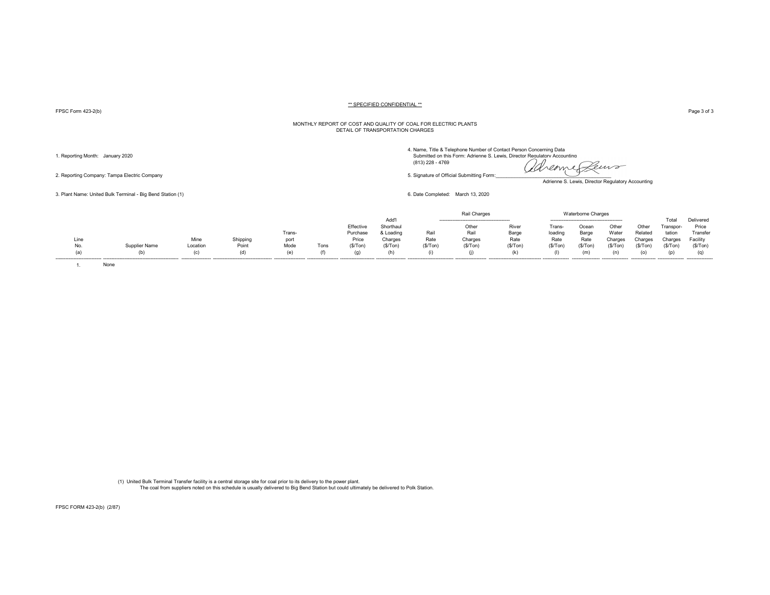** SPECIFIED CONFIDENTIAL **

FPSC Form 423-2(b)

MONTHLY REPORT OF COST AND QUALITY OF COAL FOR ELECTRIC PLANTS
DETAIL OF TRANSPORTATION CHARGES

1. Reporting Month: January 2020

2. Reporting Company: Tampa Electric Company

3. Plant Name: United Bulk Terminal - Big Bend Station (1)

4. Name, Title & Telephone Number of Contact Person Concerning Data Submitted on this Form: Adrienne S. Lewis, Director Regulatory Accounting (813) 228 - 4769

5. Signature of Official Submitting Form: Adrienne S. Lewis, Director Regulatory Accounting

6. Date Completed: March 13, 2020

| | | | | | | | | Rail Charges | | | Waterborne Charges | | | | | |
|---|---|---|---|---|---|---|---|---|---|---|---|---|---|---|---|---|
| Line No. (a) | Supplier Name (b) | Mine Location (c) | Shipping Point (d) | Trans-port Mode (e) | Tons (f) | Effective Purchase Price ($/Ton) (g) | Add'l Shorthaul & Loading Charges ($/Ton) (h) | Rail Rate ($/Ton) (i) | Other Rail Charges ($/Ton) (j) | River Barge Rate ($/Ton) (k) | Trans-loading Rate ($/Ton) (l) | Ocean Barge Rate ($/Ton) (m) | Other Water Charges ($/Ton) (n) | Other Related Charges ($/Ton) (o) | Total Transpor-tation Charges ($/Ton) (p) | Delivered Price Transfer Facility ($/Ton) (q) |
| 1. | None | | | | | | | | | | | | | | | |

(1) United Bulk Terminal Transfer facility is a central storage site for coal prior to its delivery to the power plant.
The coal from suppliers noted on this schedule is usually delivered to Big Bend Station but could ultimately be delivered to Polk Station.

FPSC FORM 423-2(b) (2/87)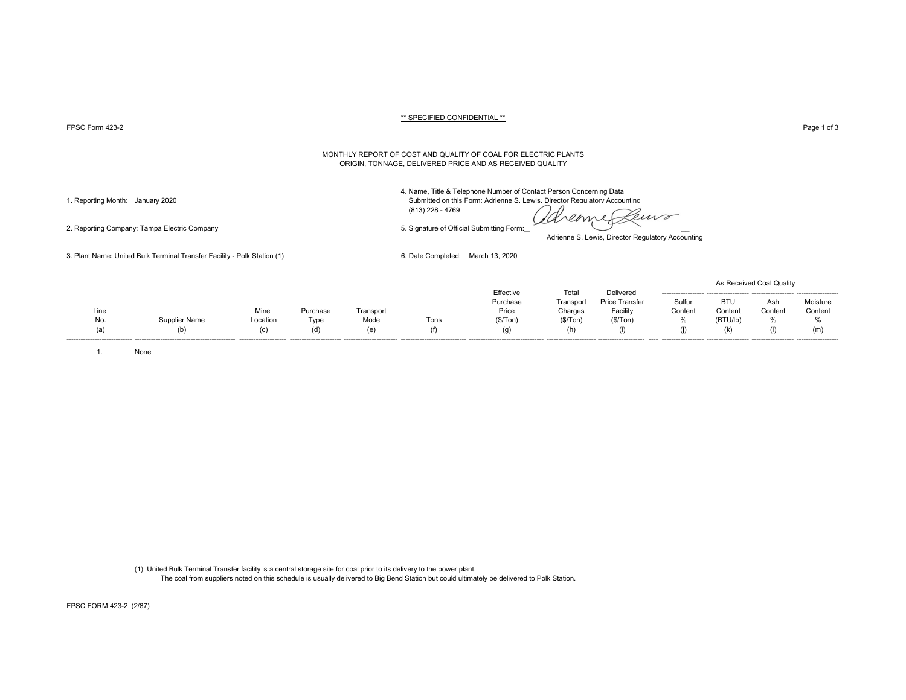** SPECIFIED CONFIDENTIAL **

FPSC Form 423-2

MONTHLY REPORT OF COST AND QUALITY OF COAL FOR ELECTRIC PLANTS
ORIGIN, TONNAGE, DELIVERED PRICE AND AS RECEIVED QUALITY

1. Reporting Month: January 2020

2. Reporting Company: Tampa Electric Company

3. Plant Name: United Bulk Terminal Transfer Facility - Polk Station (1)

4. Name, Title & Telephone Number of Contact Person Concerning Data Submitted on this Form: Adrienne S. Lewis, Director Regulatory Accounting (813) 228 - 4769

5. Signature of Official Submitting Form: Adrienne S. Lewis, Director Regulatory Accounting

6. Date Completed: March 13, 2020

| Line No. (a) | Supplier Name (b) | Mine Location (c) | Purchase Type (d) | Transport Mode (e) | Tons (f) | Effective Purchase Price ($/Ton) (g) | Total Transport Charges ($/Ton) (h) | Delivered Price Transfer Facility ($/Ton) (i) | As Received Coal Quality: Sulfur Content % (j) | BTU Content (BTU/lb) (k) | Ash Content % (l) | Moisture Content % (m) |
|---|---|---|---|---|---|---|---|---|---|---|---|---|
| 1. | None | | | | | | | | | | | |

(1) United Bulk Terminal Transfer facility is a central storage site for coal prior to its delivery to the power plant.
The coal from suppliers noted on this schedule is usually delivered to Big Bend Station but could ultimately be delivered to Polk Station.

FPSC FORM 423-2 (2/87)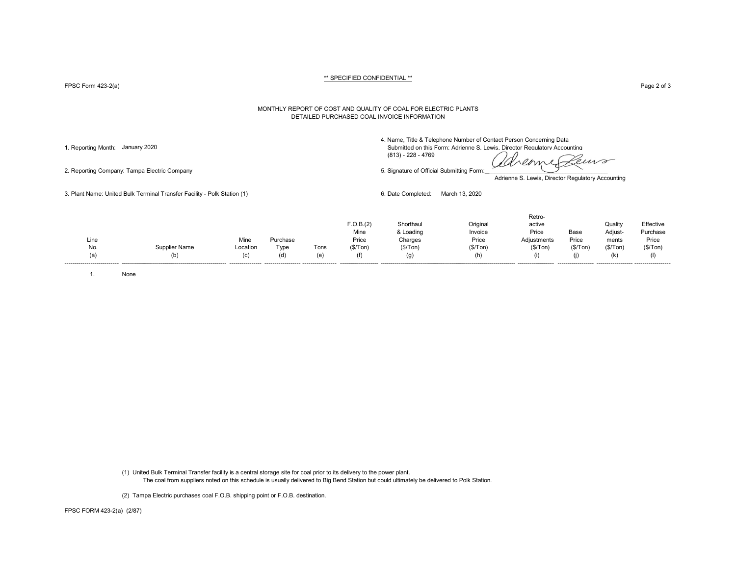** SPECIFIED CONFIDENTIAL **

FPSC Form 423-2(a)

MONTHLY REPORT OF COST AND QUALITY OF COAL FOR ELECTRIC PLANTS
DETAILED PURCHASED COAL INVOICE INFORMATION

1. Reporting Month: January 2020

2. Reporting Company: Tampa Electric Company

3. Plant Name: United Bulk Terminal Transfer Facility - Polk Station (1)

4. Name, Title & Telephone Number of Contact Person Concerning Data Submitted on this Form: Adrienne S. Lewis, Director Regulatory Accounting (813) - 228 - 4769

5. Signature of Official Submitting Form: Adrienne S. Lewis, Director Regulatory Accounting

6. Date Completed: March 13, 2020

| Line No. (a) | Supplier Name (b) | Mine Location (c) | Purchase Type (d) | Tons (e) | F.O.B.(2) Mine Price ($/Ton) (f) | Shorthaul & Loading Charges ($/Ton) (g) | Original Invoice Price ($/Ton) (h) | Retro-active Price Adjustments ($/Ton) (i) | Base Price ($/Ton) (j) | Quality Adjust-ments ($/Ton) (k) | Effective Purchase Price ($/Ton) (l) |
|---|---|---|---|---|---|---|---|---|---|---|---|
| 1. | None | | | | | | | | | | |

(1) United Bulk Terminal Transfer facility is a central storage site for coal prior to its delivery to the power plant.
The coal from suppliers noted on this schedule is usually delivered to Big Bend Station but could ultimately be delivered to Polk Station.

(2) Tampa Electric purchases coal F.O.B. shipping point or F.O.B. destination.

FPSC FORM 423-2(a) (2/87)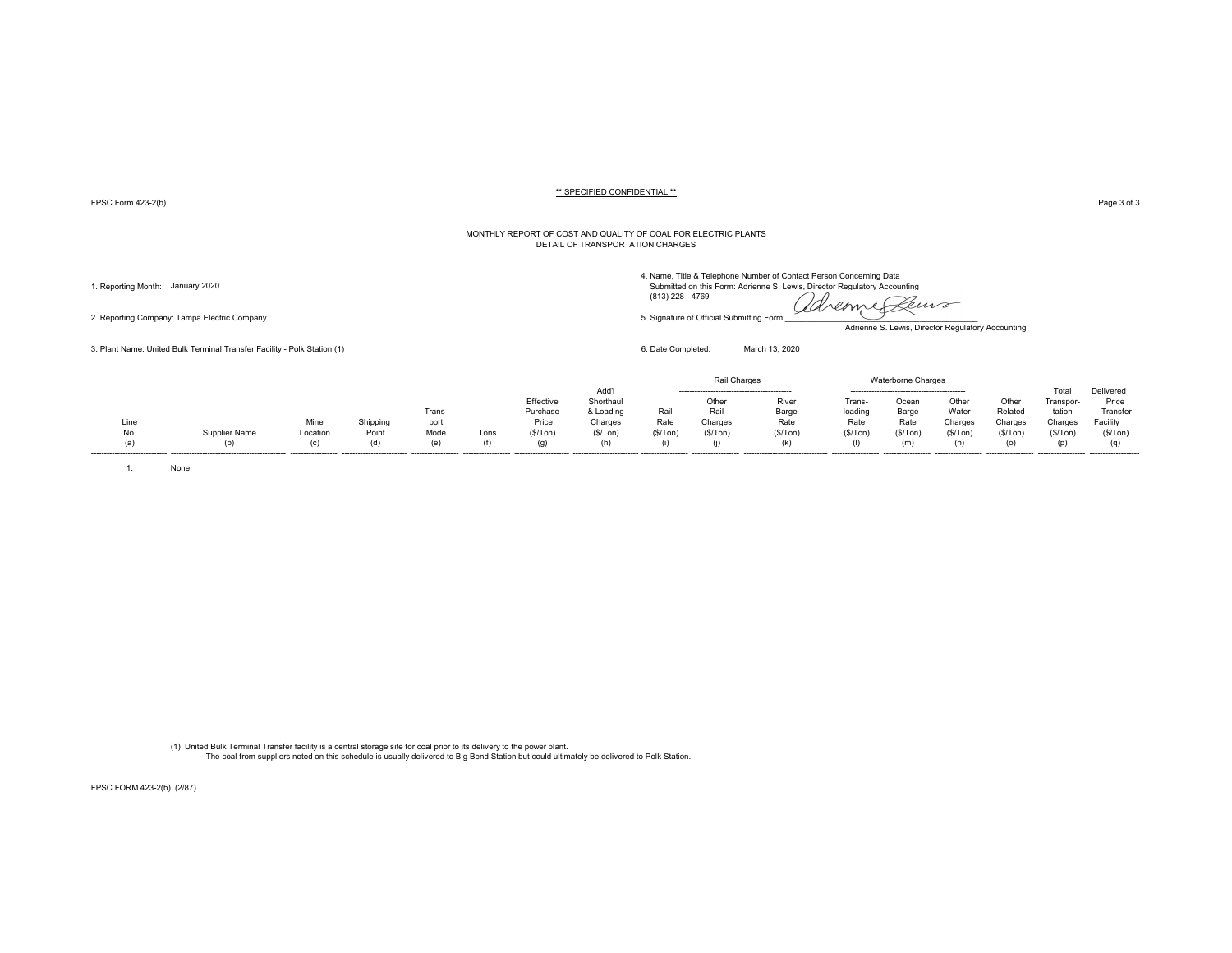** SPECIFIED CONFIDENTIAL **

FPSC Form 423-2(b)

MONTHLY REPORT OF COST AND QUALITY OF COAL FOR ELECTRIC PLANTS
DETAIL OF TRANSPORTATION CHARGES

1. Reporting Month: January 2020

2. Reporting Company: Tampa Electric Company

3. Plant Name: United Bulk Terminal Transfer Facility - Polk Station (1)

4. Name, Title & Telephone Number of Contact Person Concerning Data Submitted on this Form: Adrienne S. Lewis, Director Regulatory Accounting (813) 228 - 4769

5. Signature of Official Submitting Form: Adrienne S. Lewis, Director Regulatory Accounting

6. Date Completed: March 13, 2020

| | | | | | | | | Rail Charges | | Waterborne Charges | | | | | | |
|---|---|---|---|---|---|---|---|---|---|---|---|---|---|---|---|---|
| Line No. (a) | Supplier Name (b) | Mine Location (c) | Shipping Point (d) | Trans-port Mode (e) | Tons (f) | Effective Purchase Price ($/Ton) (g) | Add'l Shorthaul & Loading Charges ($/Ton) (h) | Rail Rate ($/Ton) (i) | Other Rail Charges ($/Ton) (j) | River Barge Rate ($/Ton) (k) | Trans-loading Rate ($/Ton) (l) | Ocean Barge Rate ($/Ton) (m) | Other Water Charges ($/Ton) (n) | Other Related Charges ($/Ton) (o) | Total Transpor-tation Charges ($/Ton) (p) | Delivered Price Transfer Facility ($/Ton) (q) |
| 1. | None | | | | | | | | | | | | | | | |

(1) United Bulk Terminal Transfer facility is a central storage site for coal prior to its delivery to the power plant.
The coal from suppliers noted on this schedule is usually delivered to Big Bend Station but could ultimately be delivered to Polk Station.

FPSC FORM 423-2(b) (2/87)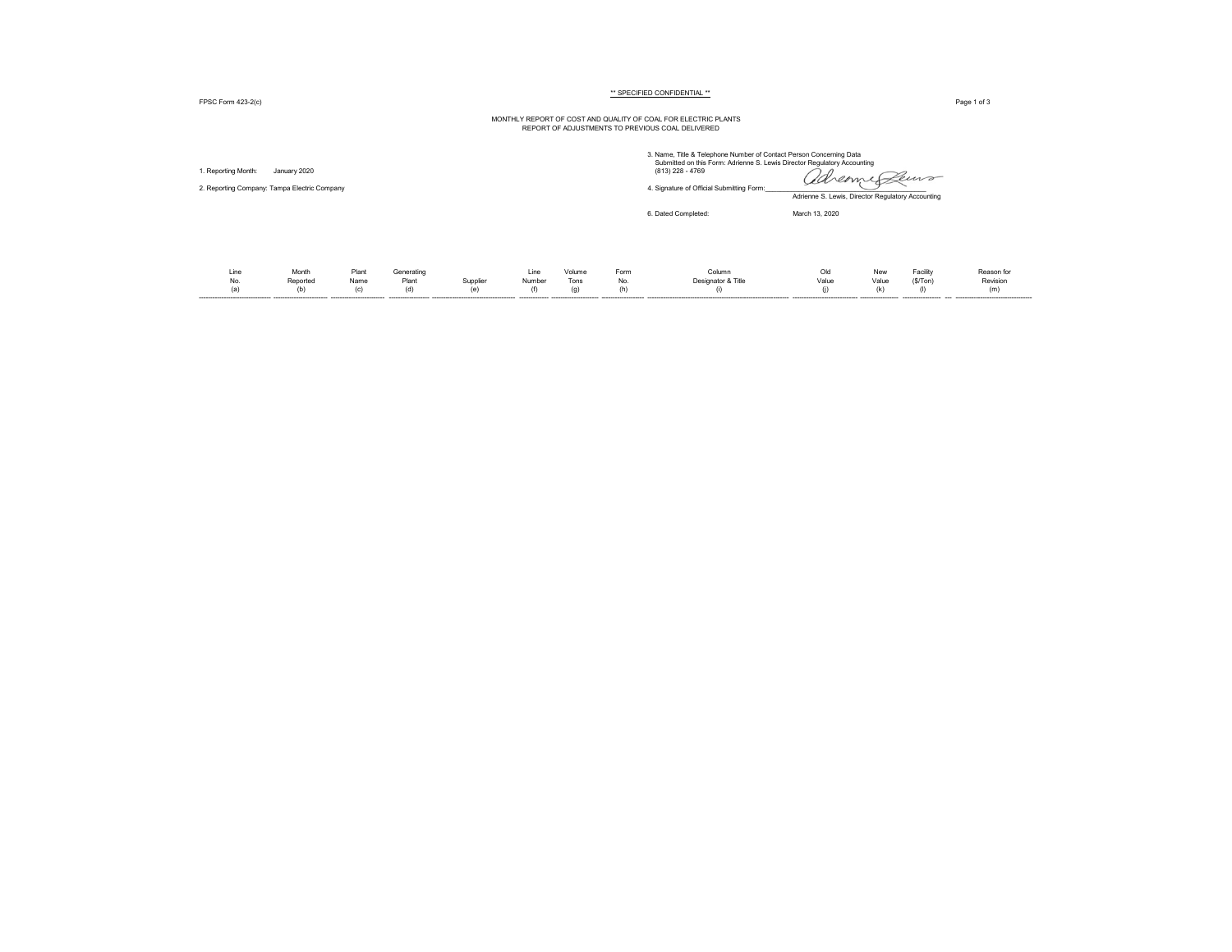** SPECIFIED CONFIDENTIAL **

FPSC Form 423-2(c)

MONTHLY REPORT OF COST AND QUALITY OF COAL FOR ELECTRIC PLANTS
REPORT OF ADJUSTMENTS TO PREVIOUS COAL DELIVERED

1. Reporting Month: January 2020

2. Reporting Company: Tampa Electric Company

3. Name, Title & Telephone Number of Contact Person Concerning Data Submitted on this Form: Adrienne S. Lewis Director Regulatory Accounting (813) 228 - 4769

4. Signature of Official Submitting Form: Adrienne S. Lewis, Director Regulatory Accounting

6. Dated Completed: March 13, 2020

| Line No. (a) | Month Reported (b) | Plant Name (c) | Generating Plant (d) | Supplier (e) | Line Number (f) | Volume Tons (g) | Form No. (h) | Column Designator & Title (i) | Old Value (j) | New Value (k) | Facility ($/Ton) (l) | Reason for Revision (m) |
|---|---|---|---|---|---|---|---|---|---|---|---|---|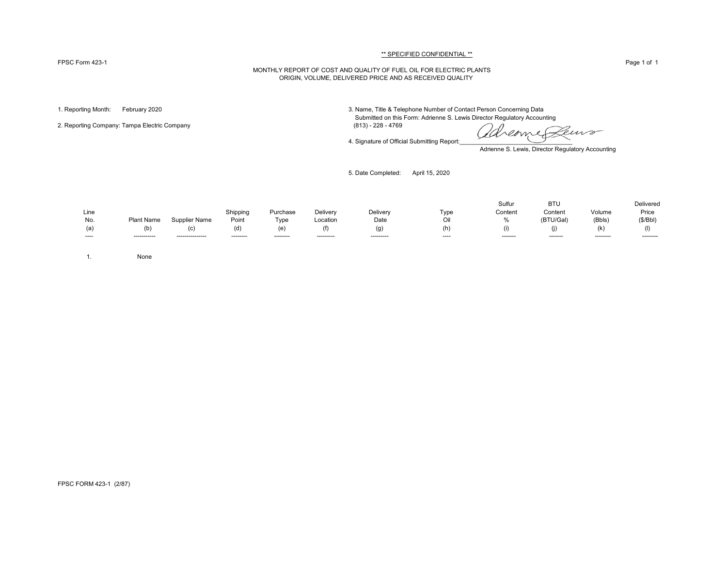** SPECIFIED CONFIDENTIAL **

FPSC Form 423-1

MONTHLY REPORT OF COST AND QUALITY OF FUEL OIL FOR ELECTRIC PLANTS
ORIGIN, VOLUME, DELIVERED PRICE AND AS RECEIVED QUALITY

1. Reporting Month: February 2020

2. Reporting Company: Tampa Electric Company

3. Name, Title & Telephone Number of Contact Person Concerning Data Submitted on this Form: Adrienne S. Lewis Director Regulatory Accounting (813) - 228 - 4769

4. Signature of Official Submitting Report: Adrienne S. Lewis, Director Regulatory Accounting

5. Date Completed: April 15, 2020

| Line No. (a) | Plant Name (b) | Supplier Name (c) | Shipping Point (d) | Purchase Type (e) | Delivery Location (f) | Delivery Date (g) | Type Oil (h) | Sulfur Content % (i) | BTU Content (BTU/Gal) (j) | Volume (Bbls) (k) | Delivered Price ($/Bbl) (l) |
|---|---|---|---|---|---|---|---|---|---|---|---|
| 1. | None | | | | | | | | | | |

FPSC FORM 423-1 (2/87)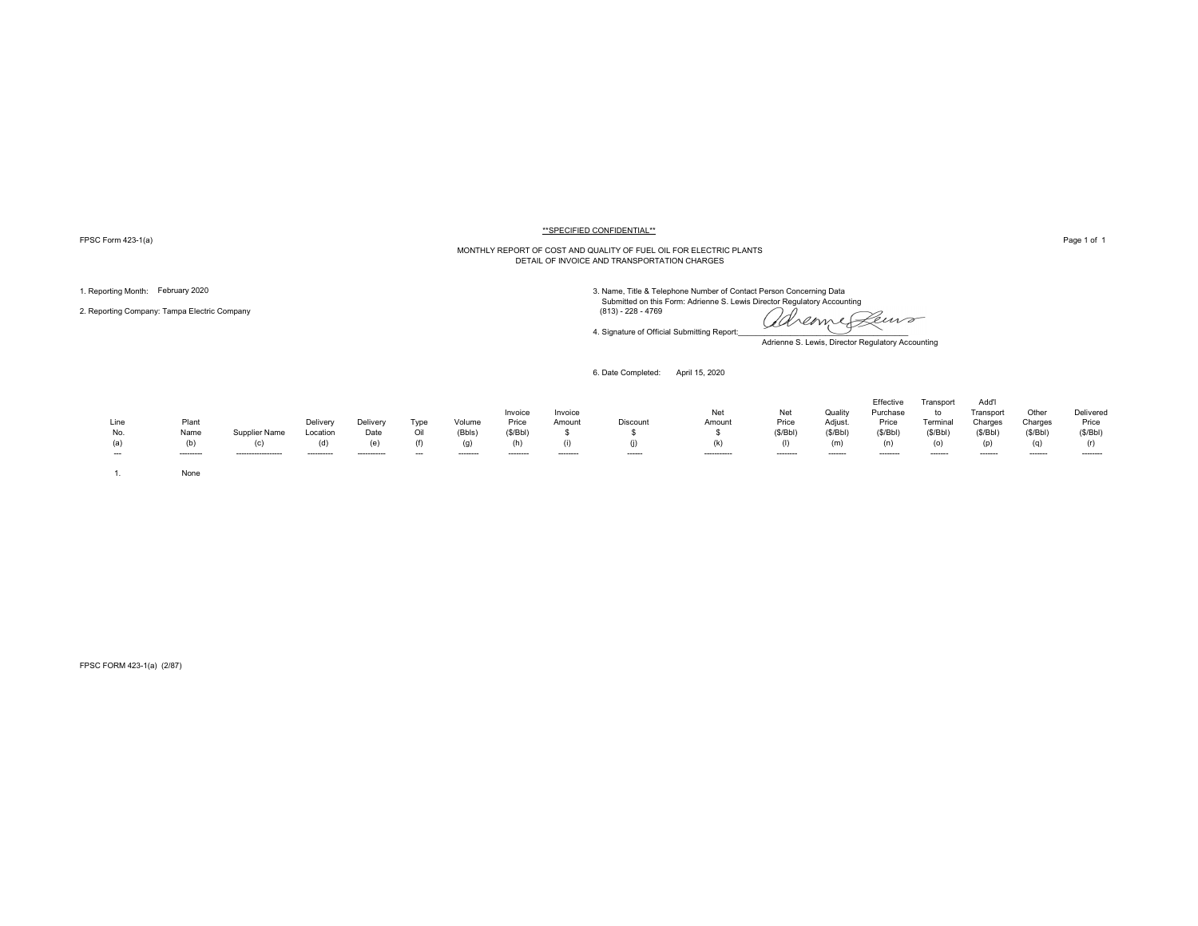**SPECIFIED CONFIDENTIAL**

FPSC Form 423-1(a)

MONTHLY REPORT OF COST AND QUALITY OF FUEL OIL FOR ELECTRIC PLANTS
DETAIL OF INVOICE AND TRANSPORTATION CHARGES

1. Reporting Month: February 2020

2. Reporting Company: Tampa Electric Company

3. Name, Title & Telephone Number of Contact Person Concerning Data Submitted on this Form: Adrienne S. Lewis Director Regulatory Accounting
(813) - 228 - 4769

4. Signature of Official Submitting Report: Adrienne S. Lewis, Director Regulatory Accounting

6. Date Completed: April 15, 2020

| Line No. (a) | Plant Name (b) | Supplier Name (c) | Delivery Location (d) | Delivery Date (e) | Type Oil (f) | Volume (Bbls) (g) | Invoice Price ($/Bbl) (h) | Invoice Amount $ (i) | Discount $ (j) | Net Amount $ (k) | Net Price ($/Bbl) (l) | Quality Adjust. ($/Bbl) (m) | Effective Purchase Price ($/Bbl) (n) | Transport to Terminal ($/Bbl) (o) | Add'l Transport Charges ($/Bbl) (p) | Other Charges ($/Bbl) (q) | Delivered Price ($/Bbl) (r) |
|---|---|---|---|---|---|---|---|---|---|---|---|---|---|---|---|---|---|
| 1. | None | | | | | | | | | | | | | | | | |

FPSC FORM 423-1(a) (2/87)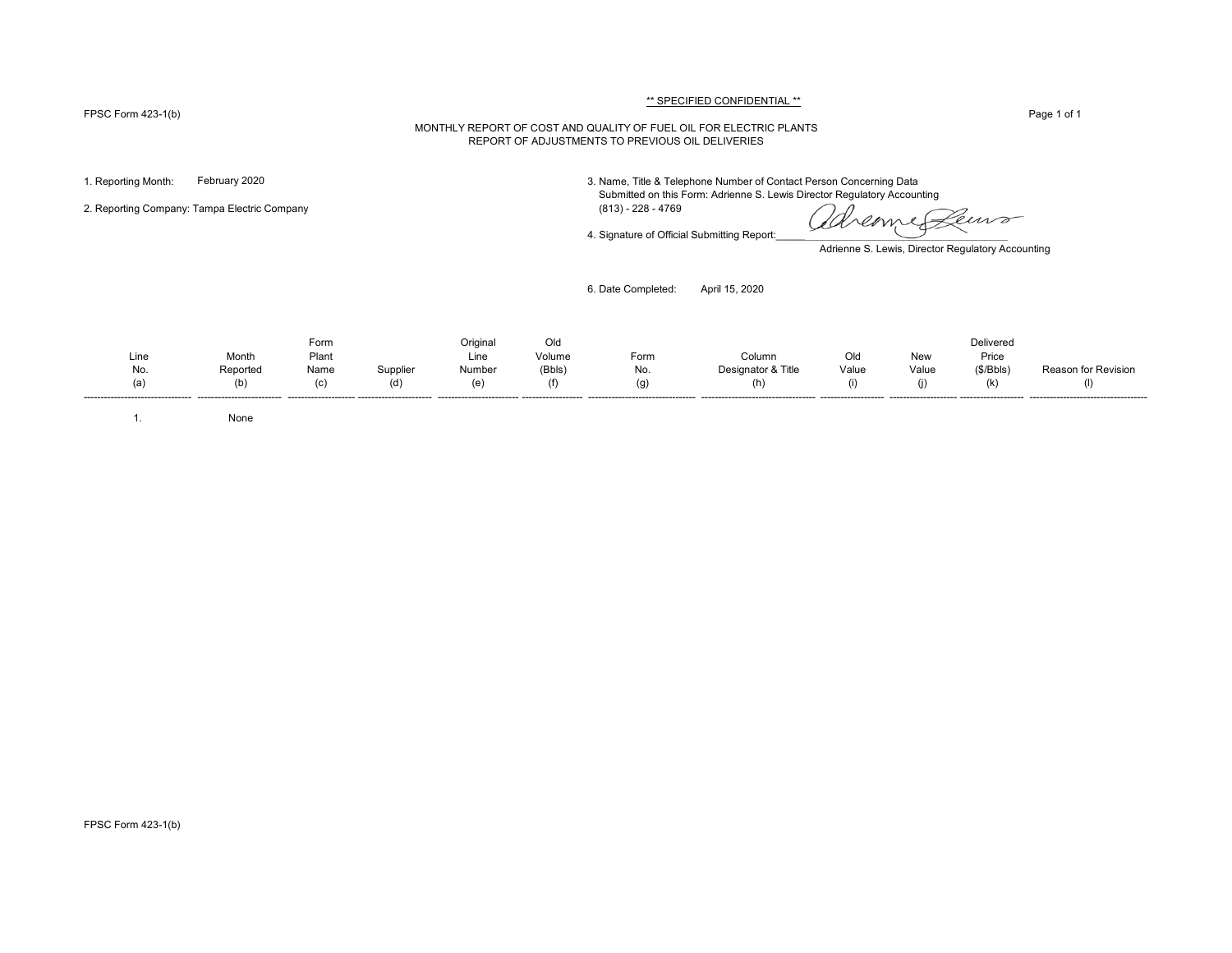FPSC Form 423-1(b)

** SPECIFIED CONFIDENTIAL **

MONTHLY REPORT OF COST AND QUALITY OF FUEL OIL FOR ELECTRIC PLANTS
REPORT OF ADJUSTMENTS TO PREVIOUS OIL DELIVERIES

1. Reporting Month: February 2020

2. Reporting Company: Tampa Electric Company

3. Name, Title & Telephone Number of Contact Person Concerning Data Submitted on this Form: Adrienne S. Lewis Director Regulatory Accounting (813) - 228 - 4769

4. Signature of Official Submitting Report: Adrienne S. Lewis, Director Regulatory Accounting

6. Date Completed: April 15, 2020

| Line No. (a) | Month Reported (b) | Form Plant Name (c) | Supplier (d) | Original Line Number (e) | Old Volume (Bbls) (f) | Form No. (g) | Column Designator & Title (h) | Old Value (i) | New Value (j) | Delivered Price ($/Bbls) (k) | Reason for Revision (l) |
|---|---|---|---|---|---|---|---|---|---|---|---|
| 1. | None | | | | | | | | | | |

FPSC Form 423-1(b)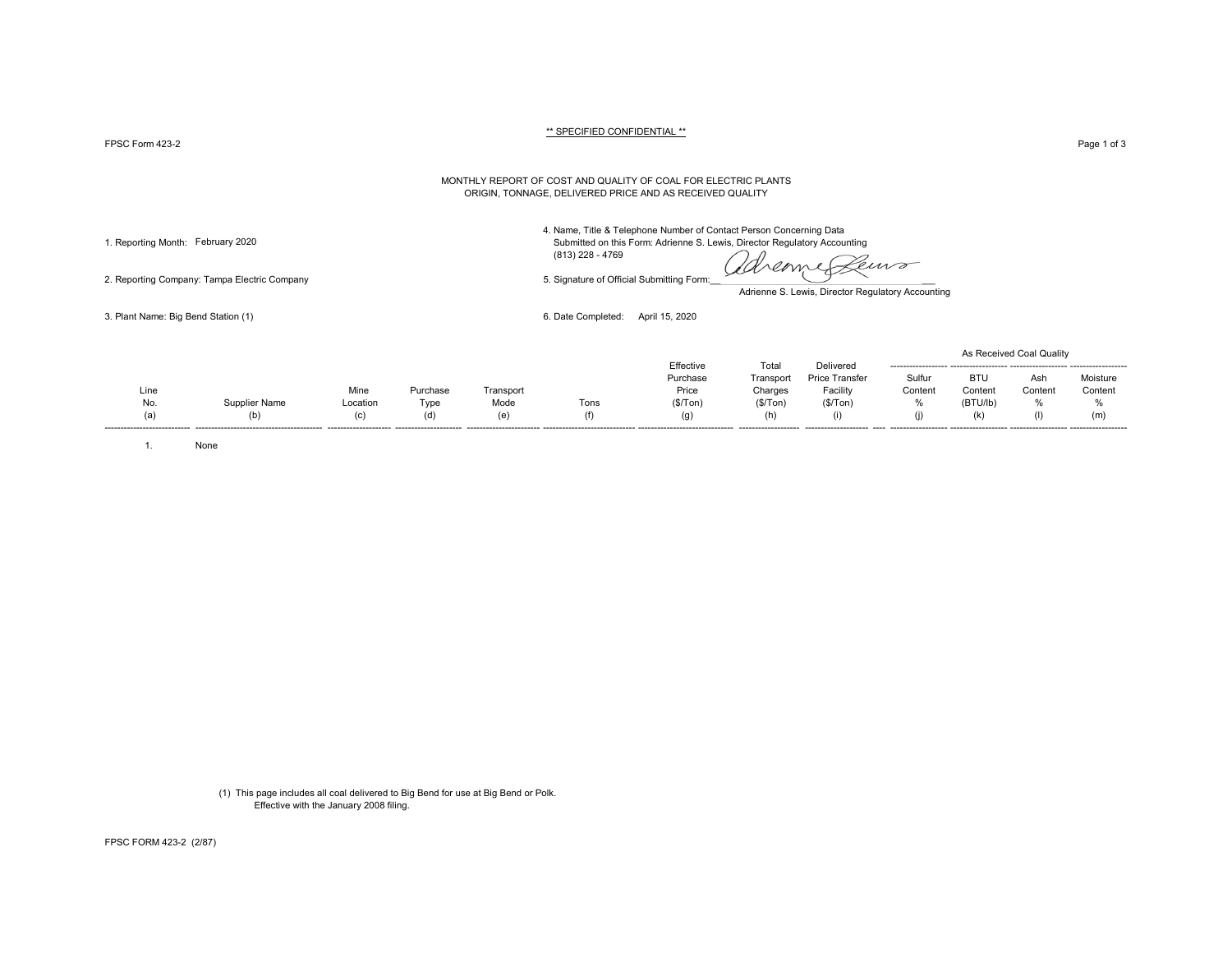** SPECIFIED CONFIDENTIAL **

FPSC Form 423-2

# MONTHLY REPORT OF COST AND QUALITY OF COAL FOR ELECTRIC PLANTS
## ORIGIN, TONNAGE, DELIVERED PRICE AND AS RECEIVED QUALITY

1. Reporting Month: February 2020

2. Reporting Company: Tampa Electric Company

3. Plant Name: Big Bend Station (1)

4. Name, Title & Telephone Number of Contact Person Concerning Data Submitted on this Form: Adrienne S. Lewis, Director Regulatory Accounting (813) 228 - 4769

5. Signature of Official Submitting Form: Adrienne S. Lewis, Director Regulatory Accounting

6. Date Completed: April 15, 2020

| | | | | | | | | | As Received Coal Quality | | | |
|---|---|---|---|---|---|---|---|---|---|---|---|---|
| Line No. (a) | Supplier Name (b) | Mine Location (c) | Purchase Type (d) | Transport Mode (e) | Tons (f) | Effective Purchase Price ($/Ton) (g) | Total Transport Charges ($/Ton) (h) | Delivered Price Transfer Facility ($/Ton) (i) | Sulfur Content % (j) | BTU Content (BTU/lb) (k) | Ash Content % (l) | Moisture Content % (m) |
| 1. | None | | | | | | | | | | | |

(1) This page includes all coal delivered to Big Bend for use at Big Bend or Polk. Effective with the January 2008 filing.

FPSC FORM 423-2 (2/87)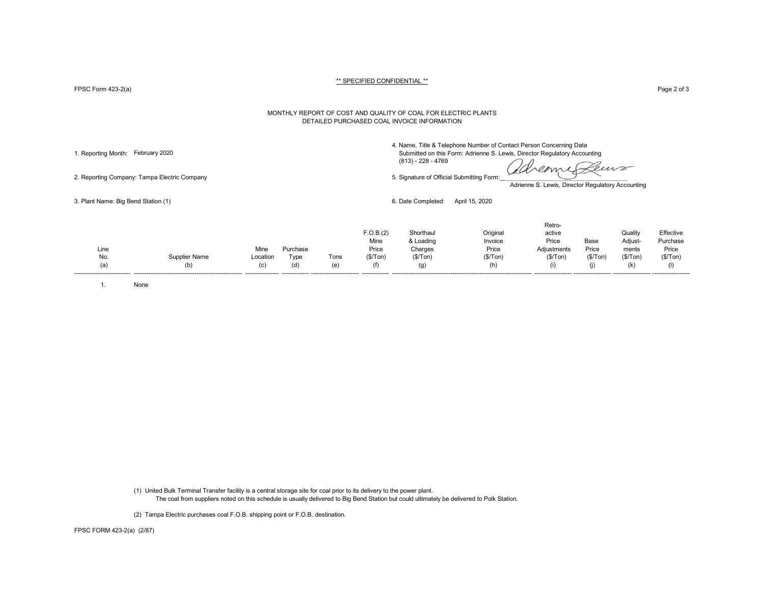** SPECIFIED CONFIDENTIAL **

FPSC Form 423-2(a)

MONTHLY REPORT OF COST AND QUALITY OF COAL FOR ELECTRIC PLANTS
DETAILED PURCHASED COAL INVOICE INFORMATION

1. Reporting Month: February 2020

2. Reporting Company: Tampa Electric Company

3. Plant Name: Big Bend Station (1)

4. Name, Title & Telephone Number of Contact Person Concerning Data Submitted on this Form: Adrienne S. Lewis, Director Regulatory Accounting (813) - 228 - 4769

5. Signature of Official Submitting Form: Adrienne S. Lewis, Director Regulatory Accounting

6. Date Completed: April 15, 2020

| Line No. (a) | Supplier Name (b) | Mine Location (c) | Purchase Type (d) | Tons (e) | F.O.B.(2) Mine Price ($/Ton) (f) | Shorthaul & Loading Charges ($/Ton) (g) | Original Invoice Price ($/Ton) (h) | Retro-active Price Adjustments ($/Ton) (i) | Base Price ($/Ton) (j) | Quality Adjust-ments ($/Ton) (k) | Effective Purchase Price ($/Ton) (l) |
|---|---|---|---|---|---|---|---|---|---|---|---|
| 1. | None | | | | | | | | | | |

(1) United Bulk Terminal Transfer facility is a central storage site for coal prior to its delivery to the power plant.
The coal from suppliers noted on this schedule is usually delivered to Big Bend Station but could ultimately be delivered to Polk Station.

(2) Tampa Electric purchases coal F.O.B. shipping point or F.O.B. destination.

FPSC FORM 423-2(a) (2/87)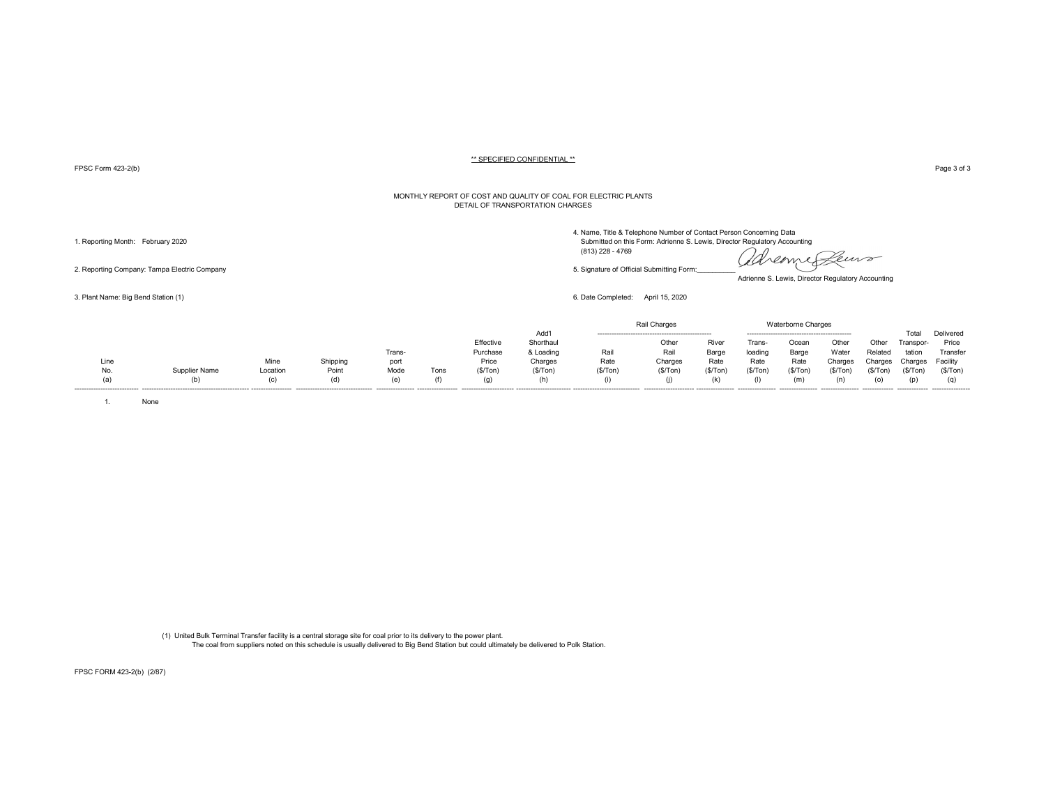** SPECIFIED CONFIDENTIAL **

FPSC Form 423-2(b)

MONTHLY REPORT OF COST AND QUALITY OF COAL FOR ELECTRIC PLANTS
DETAIL OF TRANSPORTATION CHARGES

1. Reporting Month: February 2020

2. Reporting Company: Tampa Electric Company

3. Plant Name: Big Bend Station (1)

4. Name, Title & Telephone Number of Contact Person Concerning Data Submitted on this Form: Adrienne S. Lewis, Director Regulatory Accounting
(813) 228 - 4769

5. Signature of Official Submitting Form:__________
Adrienne S. Lewis, Director Regulatory Accounting

6. Date Completed: April 15, 2020

| | | | | | | | | Rail Charges | | Waterborne Charges | | | | | | |
|---|---|---|---|---|---|---|---|---|---|---|---|---|---|---|---|---|
| Line No. (a) | Supplier Name (b) | Mine Location (c) | Shipping Point (d) | Trans-port Mode (e) | Tons (f) | Effective Purchase Price ($/Ton) (g) | Add'l Shorthaul & Loading Charges ($/Ton) (h) | Rail Rate ($/Ton) (i) | Other Rail Charges ($/Ton) (j) | River Barge Rate ($/Ton) (k) | Trans-loading Rate ($/Ton) (l) | Ocean Barge Rate ($/Ton) (m) | Other Water Charges ($/Ton) (n) | Other Related Charges ($/Ton) (o) | Total Transpor-tation Charges ($/Ton) (p) | Delivered Price Transfer Facility ($/Ton) (q) |
| 1. | None | | | | | | | | | | | | | | | |

(1) United Bulk Terminal Transfer facility is a central storage site for coal prior to its delivery to the power plant.
The coal from suppliers noted on this schedule is usually delivered to Big Bend Station but could ultimately be delivered to Polk Station.

FPSC FORM 423-2(b) (2/87)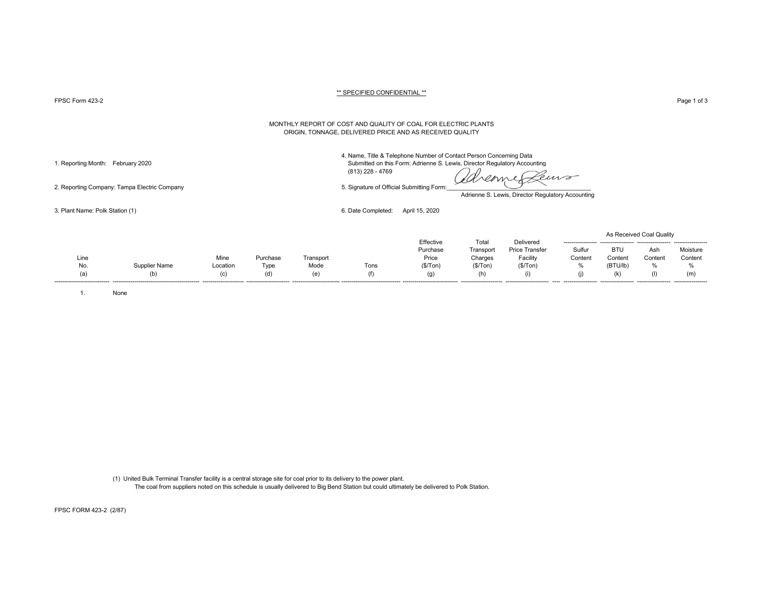** SPECIFIED CONFIDENTIAL **

FPSC Form 423-2

## MONTHLY REPORT OF COST AND QUALITY OF COAL FOR ELECTRIC PLANTS
## ORIGIN, TONNAGE, DELIVERED PRICE AND AS RECEIVED QUALITY

1. Reporting Month: February 2020

2. Reporting Company: Tampa Electric Company

3. Plant Name: Polk Station (1)

4. Name, Title & Telephone Number of Contact Person Concerning Data Submitted on this Form: Adrienne S. Lewis, Director Regulatory Accounting (813) 228 - 4769

5. Signature of Official Submitting Form: Adrienne S. Lewis, Director Regulatory Accounting

6. Date Completed: April 15, 2020

| | | | | | | | | | As Received Coal Quality | | | |
|---|---|---|---|---|---|---|---|---|---|---|---|---|
| Line No. (a) | Supplier Name (b) | Mine Location (c) | Purchase Type (d) | Transport Mode (e) | Tons (f) | Effective Purchase Price ($/Ton) (g) | Total Transport Charges ($/Ton) (h) | Delivered Price Transfer Facility ($/Ton) (i) | Sulfur Content % (j) | BTU Content (BTU/lb) (k) | Ash Content % (l) | Moisture Content % (m) |
| 1. | None | | | | | | | | | | | |

(1) United Bulk Terminal Transfer facility is a central storage site for coal prior to its delivery to the power plant.
The coal from suppliers noted on this schedule is usually delivered to Big Bend Station but could ultimately be delivered to Polk Station.

FPSC FORM 423-2 (2/87)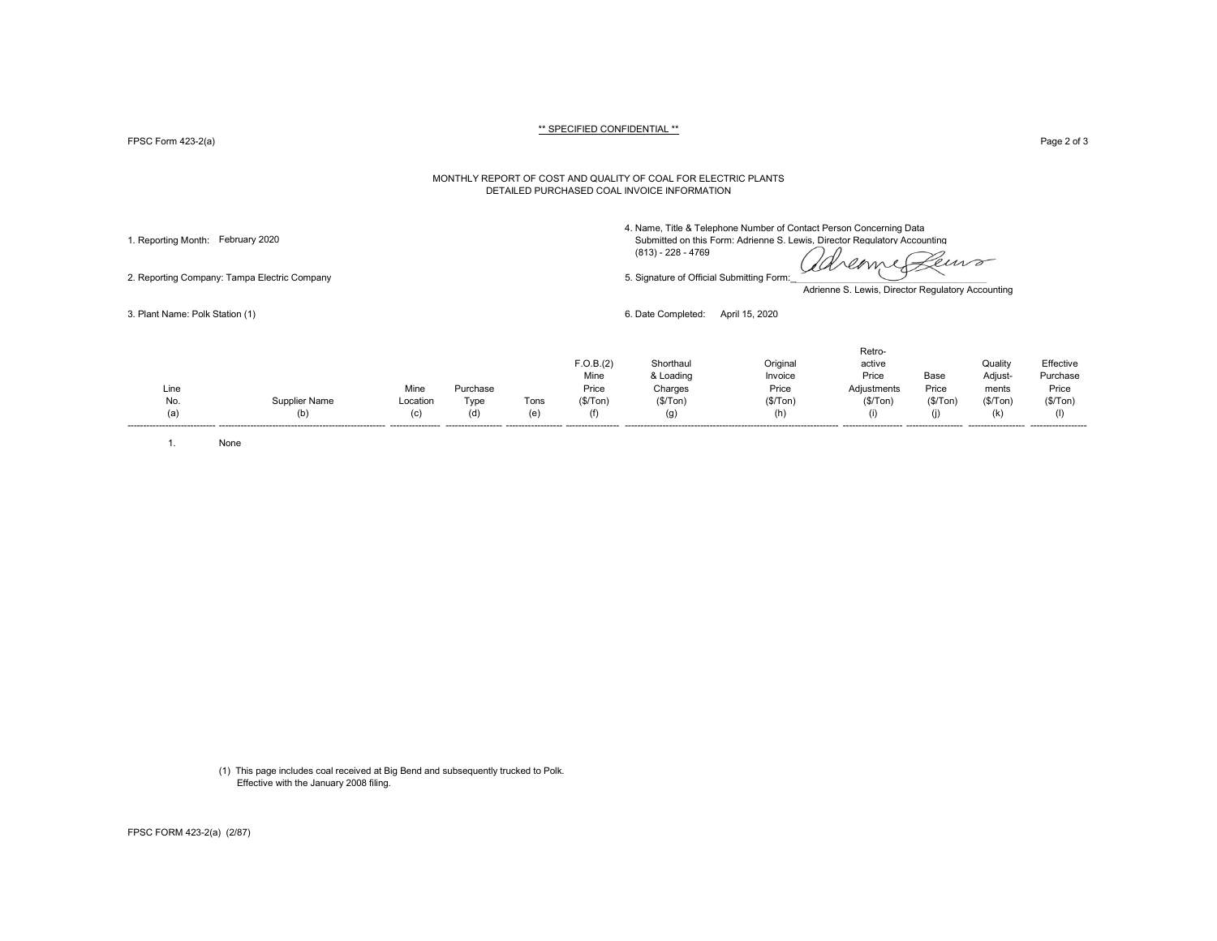** SPECIFIED CONFIDENTIAL **

FPSC Form 423-2(a)

MONTHLY REPORT OF COST AND QUALITY OF COAL FOR ELECTRIC PLANTS
DETAILED PURCHASED COAL INVOICE INFORMATION

1. Reporting Month: February 2020

2. Reporting Company: Tampa Electric Company

3. Plant Name: Polk Station (1)

4. Name, Title & Telephone Number of Contact Person Concerning Data Submitted on this Form: Adrienne S. Lewis, Director Regulatory Accounting
(813) - 228 - 4769

5. Signature of Official Submitting Form: Adrienne S. Lewis, Director Regulatory Accounting

6. Date Completed: April 15, 2020

| Line No. (a) | Supplier Name (b) | Mine Location (c) | Purchase Type (d) | Tons (e) | F.O.B.(2) Mine Price ($/Ton) (f) | Shorthaul & Loading Charges ($/Ton) (g) | Original Invoice Price ($/Ton) (h) | Retro-active Price Adjustments ($/Ton) (i) | Base Price ($/Ton) (j) | Quality Adjust-ments ($/Ton) (k) | Effective Purchase Price ($/Ton) (l) |
|---|---|---|---|---|---|---|---|---|---|---|---|
| 1. | None | | | | | | | | | | |

(1) This page includes coal received at Big Bend and subsequently trucked to Polk. Effective with the January 2008 filing.

FPSC FORM 423-2(a) (2/87)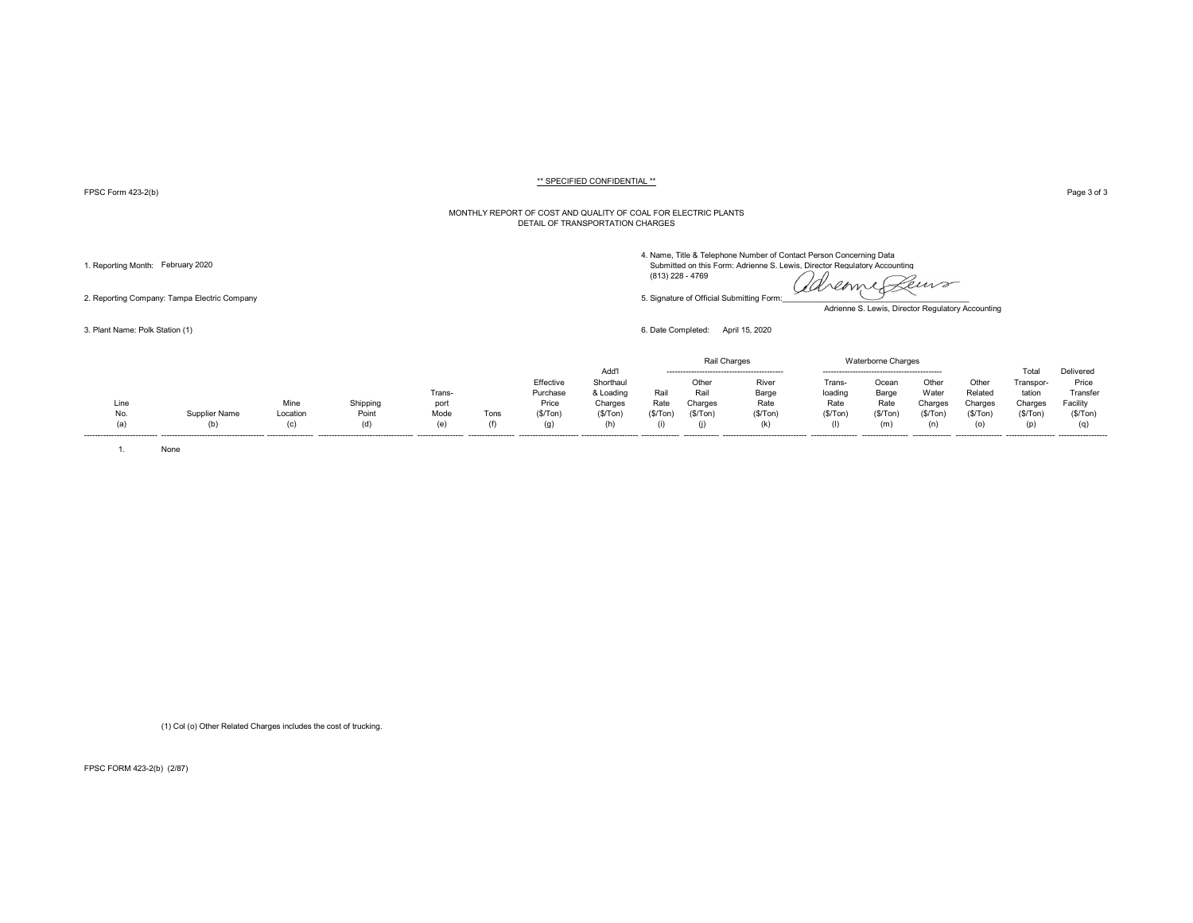** SPECIFIED CONFIDENTIAL **

FPSC Form 423-2(b)

Page 3 of 3

MONTHLY REPORT OF COST AND QUALITY OF COAL FOR ELECTRIC PLANTS
DETAIL OF TRANSPORTATION CHARGES

1. Reporting Month: February 2020

2. Reporting Company: Tampa Electric Company

3. Plant Name: Polk Station (1)

4. Name, Title & Telephone Number of Contact Person Concerning Data Submitted on this Form: Adrienne S. Lewis, Director Regulatory Accounting (813) 228 - 4769

5. Signature of Official Submitting Form: Adrienne S. Lewis, Director Regulatory Accounting

6. Date Completed: April 15, 2020

| | | | | | | | | Rail Charges | | | Waterborne Charges | | | | | |
|---|---|---|---|---|---|---|---|---|---|---|---|---|---|---|---|---|
| Line No. (a) | Supplier Name (b) | Mine Location (c) | Shipping Point (d) | Trans-port Mode (e) | Tons (f) | Effective Purchase Price ($/Ton) (g) | Add'l Shorthaul & Loading Charges ($/Ton) (h) | Rail Rate ($/Ton) (i) | Other Rail Charges ($/Ton) (j) | River Barge Rate ($/Ton) (k) | Trans-loading Rate ($/Ton) (l) | Ocean Barge Rate ($/Ton) (m) | Other Water Charges ($/Ton) (n) | Other Related Charges ($/Ton) (o) | Total Transpor-tation Charges ($/Ton) (p) | Delivered Price Transfer Facility ($/Ton) (q) |
| 1. | None | | | | | | | | | | | | | | | |

(1) Col (o) Other Related Charges includes the cost of trucking.

FPSC FORM 423-2(b) (2/87)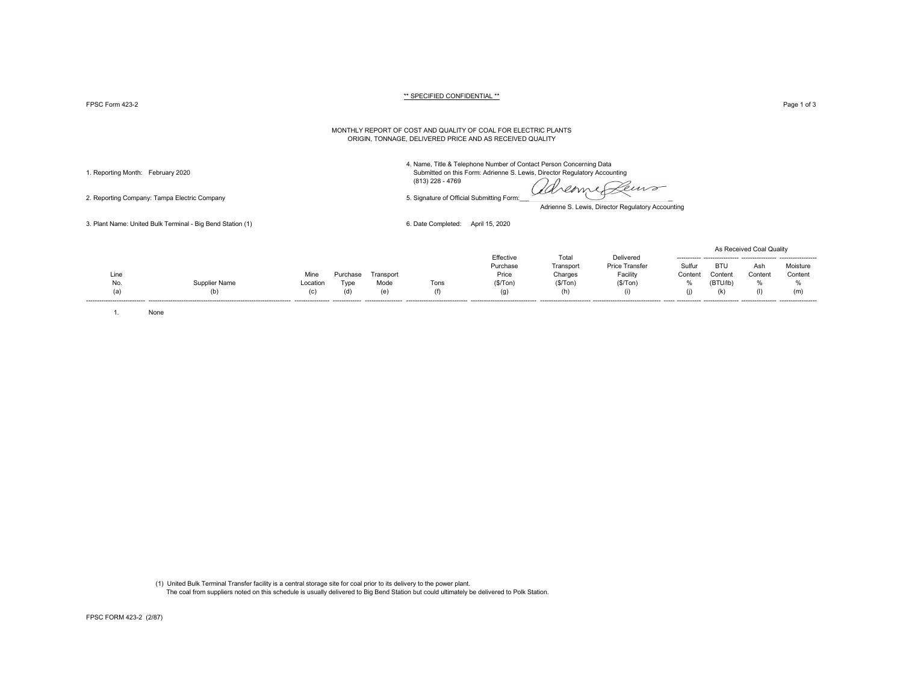** SPECIFIED CONFIDENTIAL **

FPSC Form 423-2

# MONTHLY REPORT OF COST AND QUALITY OF COAL FOR ELECTRIC PLANTS
## ORIGIN, TONNAGE, DELIVERED PRICE AND AS RECEIVED QUALITY

1. Reporting Month: February 2020

2. Reporting Company: Tampa Electric Company

3. Plant Name: United Bulk Terminal - Big Bend Station (1)

4. Name, Title & Telephone Number of Contact Person Concerning Data Submitted on this Form: Adrienne S. Lewis, Director Regulatory Accounting (813) 228 - 4769

5. Signature of Official Submitting Form: Adrienne S. Lewis, Director Regulatory Accounting

6. Date Completed: April 15, 2020

| Line No. (a) | Supplier Name (b) | Mine Location (c) | Purchase Type (d) | Transport Mode (e) | Tons (f) | Effective Purchase Price ($/Ton) (g) | Total Transport Charges ($/Ton) (h) | Delivered Price Transfer Facility ($/Ton) (i) | As Received Coal Quality: Sulfur Content % (j) | BTU Content (BTU/lb) (k) | Ash Content % (l) | Moisture Content % (m) |
|---|---|---|---|---|---|---|---|---|---|---|---|---|
| 1. | None | | | | | | | | | | | |

(1) United Bulk Terminal Transfer facility is a central storage site for coal prior to its delivery to the power plant.
The coal from suppliers noted on this schedule is usually delivered to Big Bend Station but could ultimately be delivered to Polk Station.

FPSC FORM 423-2 (2/87)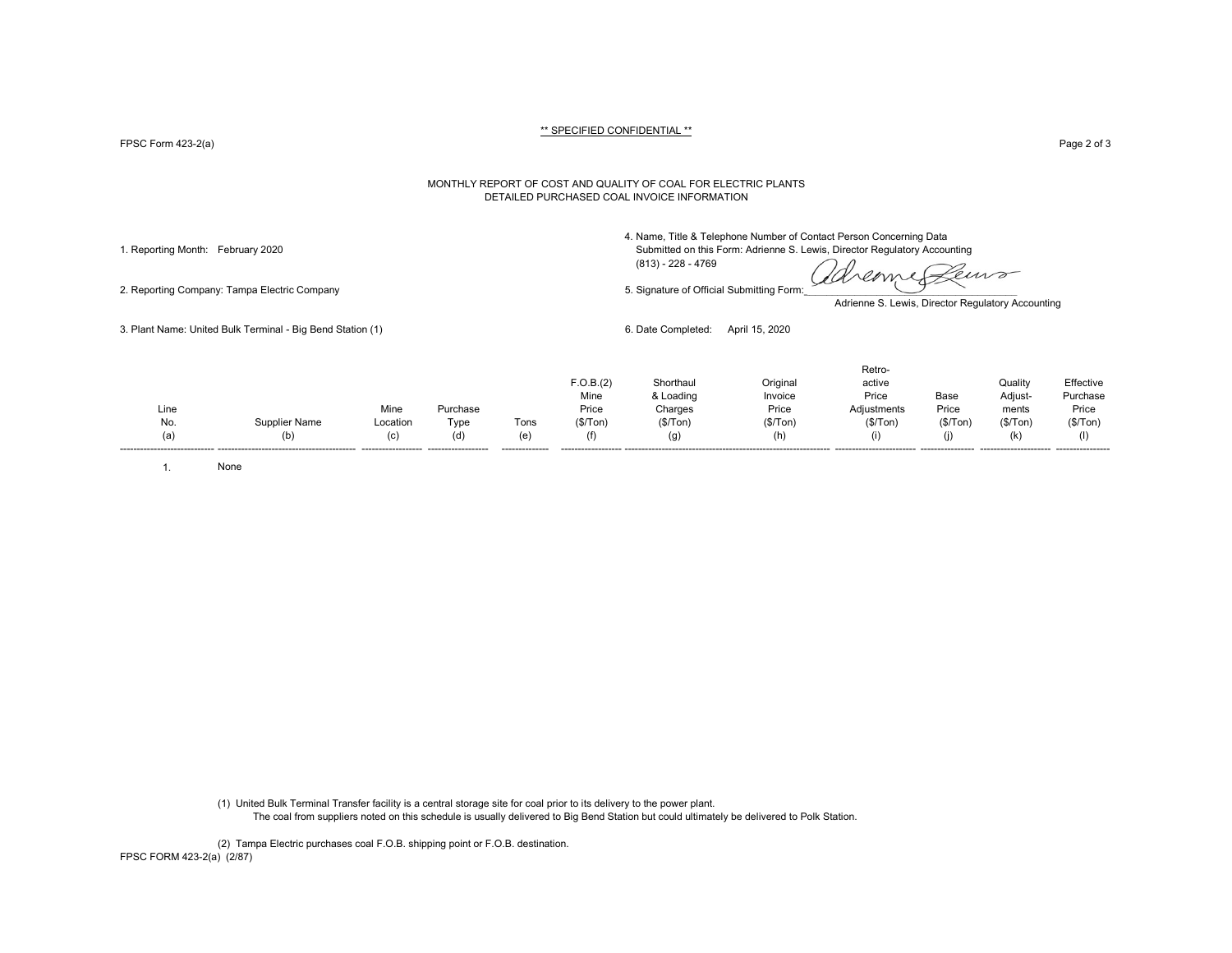** SPECIFIED CONFIDENTIAL **

FPSC Form 423-2(a)

MONTHLY REPORT OF COST AND QUALITY OF COAL FOR ELECTRIC PLANTS
DETAILED PURCHASED COAL INVOICE INFORMATION

1. Reporting Month: February 2020

2. Reporting Company: Tampa Electric Company

3. Plant Name: United Bulk Terminal - Big Bend Station (1)

4. Name, Title & Telephone Number of Contact Person Concerning Data Submitted on this Form: Adrienne S. Lewis, Director Regulatory Accounting (813) - 228 - 4769

5. Signature of Official Submitting Form: Adrienne S. Lewis, Director Regulatory Accounting

6. Date Completed: April 15, 2020

| Line No. (a) | Supplier Name (b) | Mine Location (c) | Purchase Type (d) | Tons (e) | F.O.B.(2) Mine Price ($/Ton) (f) | Shorthaul & Loading Charges ($/Ton) (g) | Original Invoice Price ($/Ton) (h) | Retro-active Price Adjustments ($/Ton) (i) | Base Price ($/Ton) (j) | Quality Adjust-ments ($/Ton) (k) | Effective Purchase Price ($/Ton) (l) |
|---|---|---|---|---|---|---|---|---|---|---|---|
| 1. | None | | | | | | | | | | |

(1) United Bulk Terminal Transfer facility is a central storage site for coal prior to its delivery to the power plant.
The coal from suppliers noted on this schedule is usually delivered to Big Bend Station but could ultimately be delivered to Polk Station.

(2) Tampa Electric purchases coal F.O.B. shipping point or F.O.B. destination.

FPSC FORM 423-2(a) (2/87)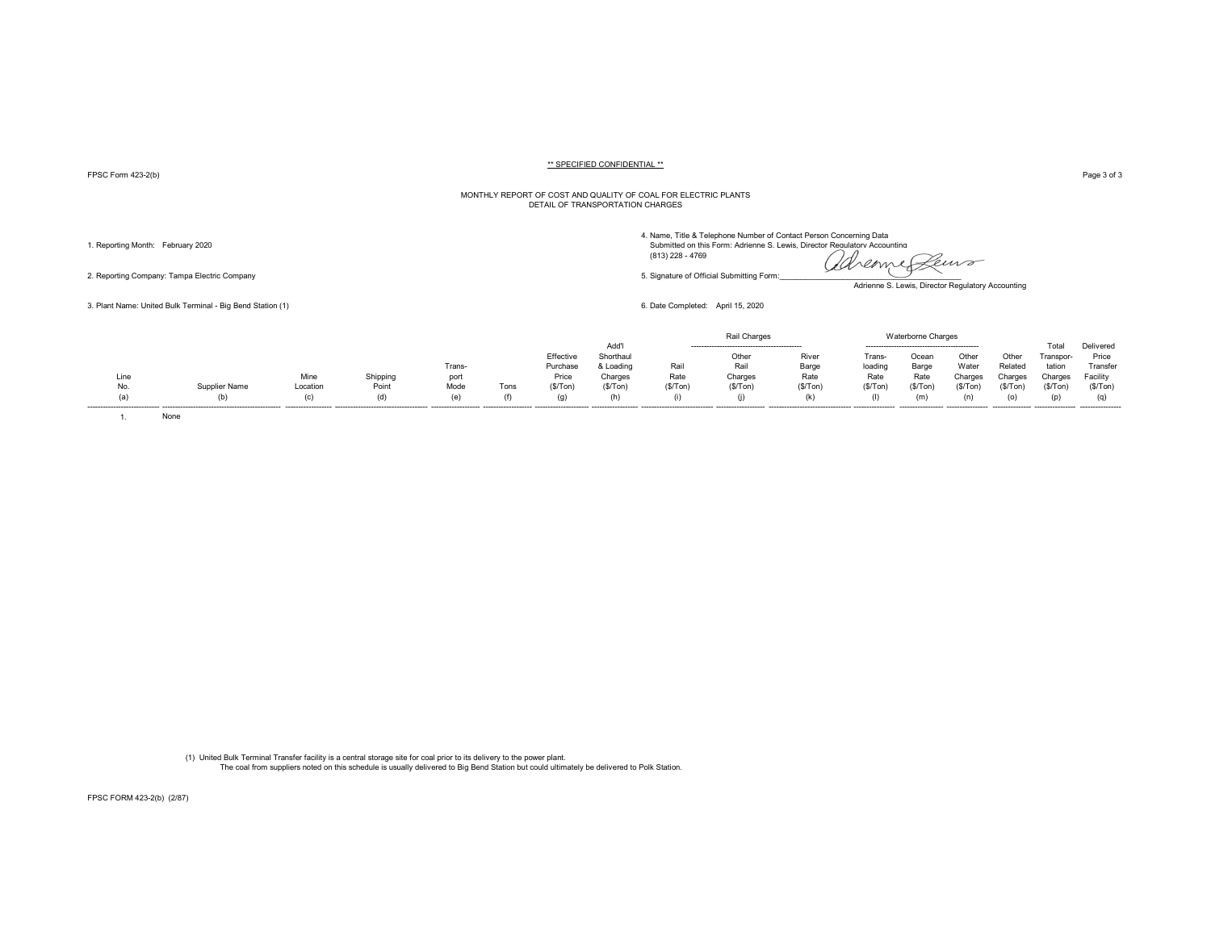** SPECIFIED CONFIDENTIAL **

FPSC Form 423-2(b)

MONTHLY REPORT OF COST AND QUALITY OF COAL FOR ELECTRIC PLANTS
DETAIL OF TRANSPORTATION CHARGES

1. Reporting Month: February 2020

2. Reporting Company: Tampa Electric Company

3. Plant Name: United Bulk Terminal - Big Bend Station (1)

4. Name, Title & Telephone Number of Contact Person Concerning Data Submitted on this Form: Adrienne S. Lewis, Director Regulatory Accounting (813) 228 - 4769

5. Signature of Official Submitting Form: ____________________
Adrienne S. Lewis, Director Regulatory Accounting

6. Date Completed: April 15, 2020

| | | | | | | | | Rail Charges | | | Waterborne Charges | | | | | |
|---|---|---|---|---|---|---|---|---|---|---|---|---|---|---|---|---|
| Line No. (a) | Supplier Name (b) | Mine Location (c) | Shipping Point (d) | Trans-port Mode (e) | Tons (f) | Effective Purchase Price ($/Ton) (g) | Add'l Shorthaul & Loading Charges ($/Ton) (h) | Rail Rate ($/Ton) (i) | Other Rail Charges ($/Ton) (j) | River Barge Rate ($/Ton) (k) | Trans-loading Rate ($/Ton) (l) | Ocean Barge Rate ($/Ton) (m) | Other Water Charges ($/Ton) (n) | Other Related Charges ($/Ton) (o) | Total Transpor-tation Charges ($/Ton) (p) | Delivered Price Transfer Facility ($/Ton) (q) |
| 1. | None | | | | | | | | | | | | | | | |

(1) United Bulk Terminal Transfer facility is a central storage site for coal prior to its delivery to the power plant.
The coal from suppliers noted on this schedule is usually delivered to Big Bend Station but could ultimately be delivered to Polk Station.

FPSC FORM 423-2(b) (2/87)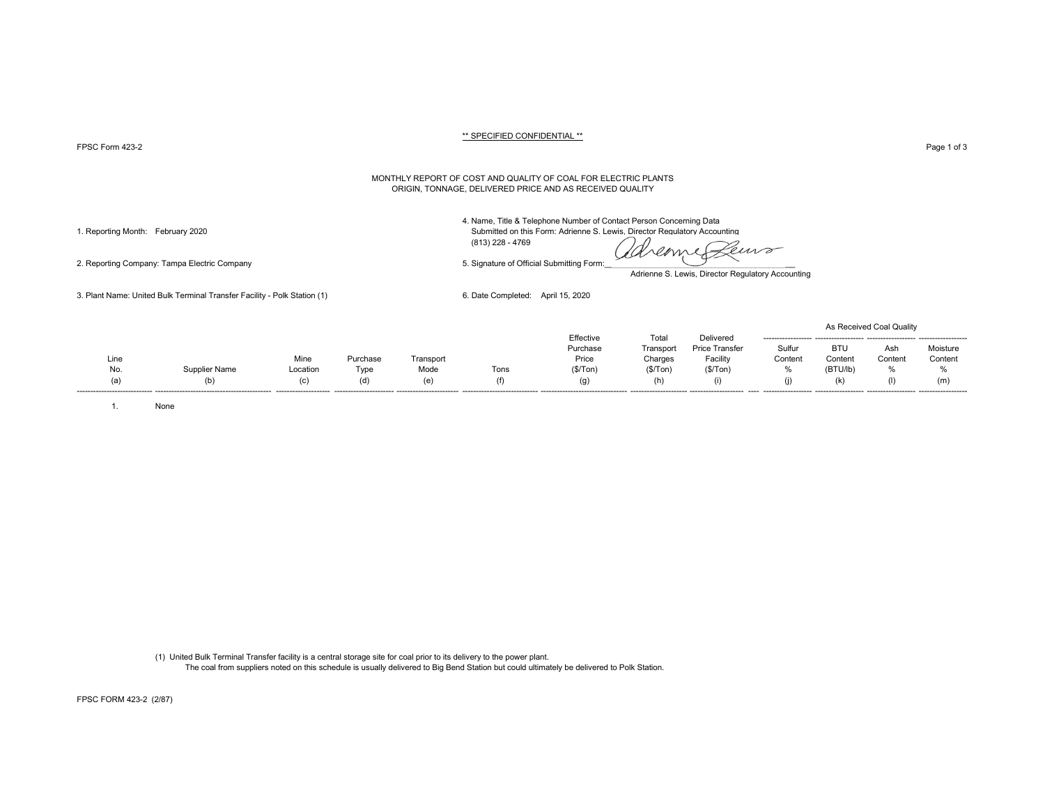** SPECIFIED CONFIDENTIAL **

FPSC Form 423-2

MONTHLY REPORT OF COST AND QUALITY OF COAL FOR ELECTRIC PLANTS
ORIGIN, TONNAGE, DELIVERED PRICE AND AS RECEIVED QUALITY

1. Reporting Month: February 2020

2. Reporting Company: Tampa Electric Company

3. Plant Name: United Bulk Terminal Transfer Facility - Polk Station (1)

4. Name, Title & Telephone Number of Contact Person Concerning Data Submitted on this Form: Adrienne S. Lewis, Director Regulatory Accounting (813) 228 - 4769

5. Signature of Official Submitting Form: Adrienne S. Lewis

Adrienne S. Lewis, Director Regulatory Accounting

6. Date Completed: April 15, 2020

| Line No. (a) | Supplier Name (b) | Mine Location (c) | Purchase Type (d) | Transport Mode (e) | Tons (f) | Effective Purchase Price ($/Ton) (g) | Total Transport Charges ($/Ton) (h) | Delivered Price Transfer Facility ($/Ton) (i) | As Received Coal Quality: Sulfur Content % (j) | BTU Content (BTU/lb) (k) | Ash Content % (l) | Moisture Content % (m) |
|---|---|---|---|---|---|---|---|---|---|---|---|---|
| 1. | None | | | | | | | | | | | |

(1) United Bulk Terminal Transfer facility is a central storage site for coal prior to its delivery to the power plant.
The coal from suppliers noted on this schedule is usually delivered to Big Bend Station but could ultimately be delivered to Polk Station.

FPSC FORM 423-2 (2/87)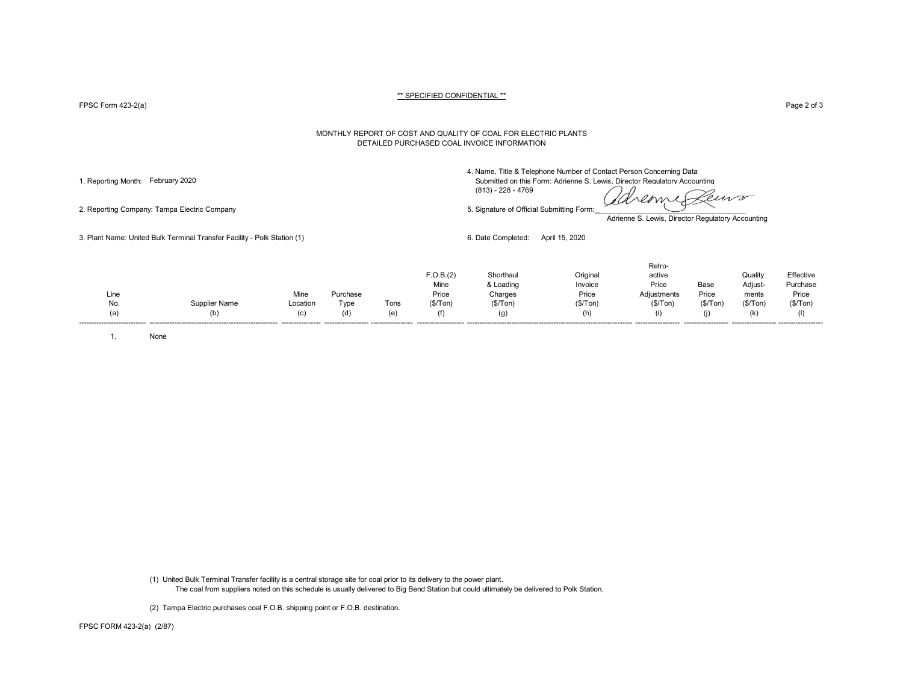** SPECIFIED CONFIDENTIAL **

FPSC Form 423-2(a)

# MONTHLY REPORT OF COST AND QUALITY OF COAL FOR ELECTRIC PLANTS
## DETAILED PURCHASED COAL INVOICE INFORMATION

1. Reporting Month: February 2020

2. Reporting Company: Tampa Electric Company

3. Plant Name: United Bulk Terminal Transfer Facility - Polk Station (1)

4. Name, Title & Telephone Number of Contact Person Concerning Data Submitted on this Form: Adrienne S. Lewis, Director Regulatory Accounting (813) - 228 - 4769

5. Signature of Official Submitting Form: Adrienne S. Lewis, Director Regulatory Accounting

6. Date Completed: April 15, 2020

| Line No. (a) | Supplier Name (b) | Mine Location (c) | Purchase Type (d) | Tons (e) | F.O.B.(2) Mine Price ($/Ton) (f) | Shorthaul & Loading Charges ($/Ton) (g) | Original Invoice Price ($/Ton) (h) | Retro-active Price Adjustments ($/Ton) (i) | Base Price ($/Ton) (j) | Quality Adjust-ments ($/Ton) (k) | Effective Purchase Price ($/Ton) (l) |
|---|---|---|---|---|---|---|---|---|---|---|---|
| 1. | None | | | | | | | | | | |

(1) United Bulk Terminal Transfer facility is a central storage site for coal prior to its delivery to the power plant.
The coal from suppliers noted on this schedule is usually delivered to Big Bend Station but could ultimately be delivered to Polk Station.

(2) Tampa Electric purchases coal F.O.B. shipping point or F.O.B. destination.

FPSC FORM 423-2(a) (2/87)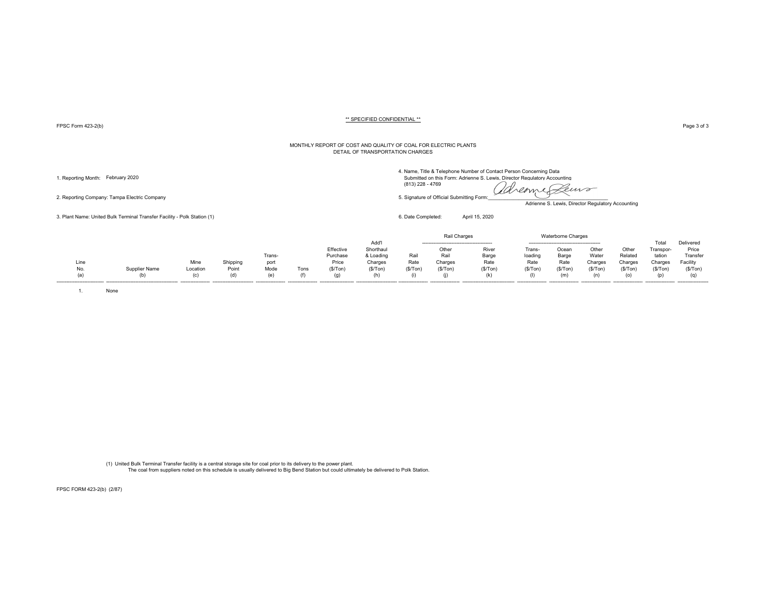** SPECIFIED CONFIDENTIAL **

FPSC Form 423-2(b)

MONTHLY REPORT OF COST AND QUALITY OF COAL FOR ELECTRIC PLANTS
DETAIL OF TRANSPORTATION CHARGES

1. Reporting Month: February 2020

2. Reporting Company: Tampa Electric Company

3. Plant Name: United Bulk Terminal Transfer Facility - Polk Station (1)

4. Name, Title & Telephone Number of Contact Person Concerning Data Submitted on this Form: Adrienne S. Lewis, Director Regulatory Accounting (813) 228 - 4769

5. Signature of Official Submitting Form: Adrienne S. Lewis, Director Regulatory Accounting

6. Date Completed: April 15, 2020

| | | | | | | | | Rail Charges | | | Waterborne Charges | | | | | |
|---|---|---|---|---|---|---|---|---|---|---|---|---|---|---|---|---|
| Line No. (a) | Supplier Name (b) | Mine Location (c) | Shipping Point (d) | Trans-port Mode (e) | Tons (f) | Effective Purchase Price ($/Ton) (g) | Add'l Shorthaul & Loading Charges ($/Ton) (h) | Rail Rate ($/Ton) (i) | Other Rail Charges ($/Ton) (j) | River Barge Rate ($/Ton) (k) | Trans-loading Rate ($/Ton) (l) | Ocean Barge Rate ($/Ton) (m) | Other Water Charges ($/Ton) (n) | Other Related Charges ($/Ton) (o) | Total Transpor-tation Charges ($/Ton) (p) | Delivered Price Transfer Facility ($/Ton) (q) |
| 1. | None | | | | | | | | | | | | | | | |

(1) United Bulk Terminal Transfer facility is a central storage site for coal prior to its delivery to the power plant.
The coal from suppliers noted on this schedule is usually delivered to Big Bend Station but could ultimately be delivered to Polk Station.

FPSC FORM 423-2(b) (2/87)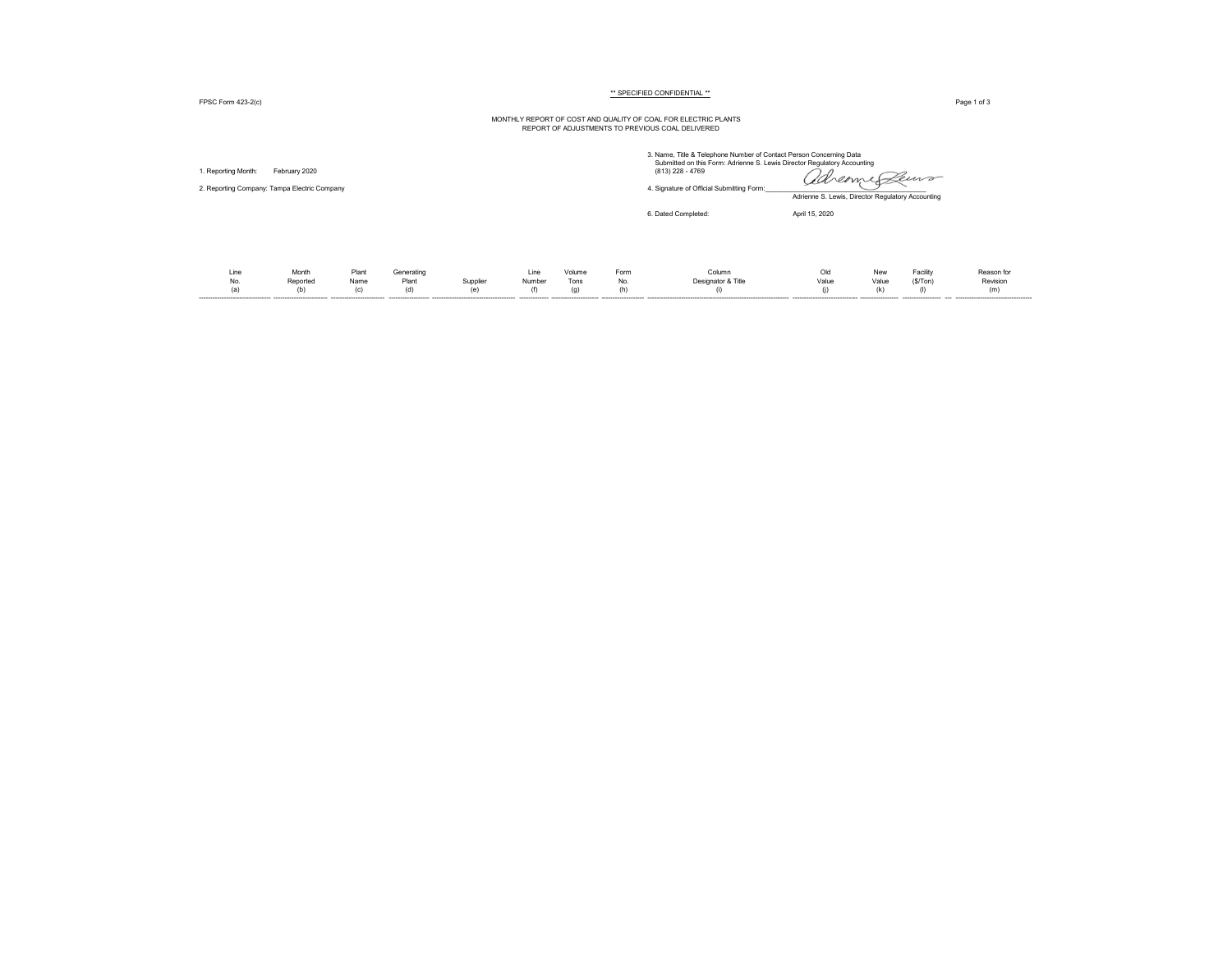** SPECIFIED CONFIDENTIAL **

FPSC Form 423-2(c)

MONTHLY REPORT OF COST AND QUALITY OF COAL FOR ELECTRIC PLANTS
REPORT OF ADJUSTMENTS TO PREVIOUS COAL DELIVERED

1. Reporting Month: February 2020

2. Reporting Company: Tampa Electric Company

3. Name, Title & Telephone Number of Contact Person Concerning Data Submitted on this Form: Adrienne S. Lewis Director Regulatory Accounting (813) 228 - 4769

4. Signature of Official Submitting Form: ______________________
Adrienne S. Lewis, Director Regulatory Accounting

6. Dated Completed: April 15, 2020

| Line No. (a) | Month Reported (b) | Plant Name (c) | Generating Plant (d) | Supplier (e) | Line Number (f) | Volume Tons (g) | Form No. (h) | Column Designator & Title (i) | Old Value (j) | New Value (k) | Facility ($/Ton) (l) | Reason for Revision (m) |
|---|---|---|---|---|---|---|---|---|---|---|---|---|